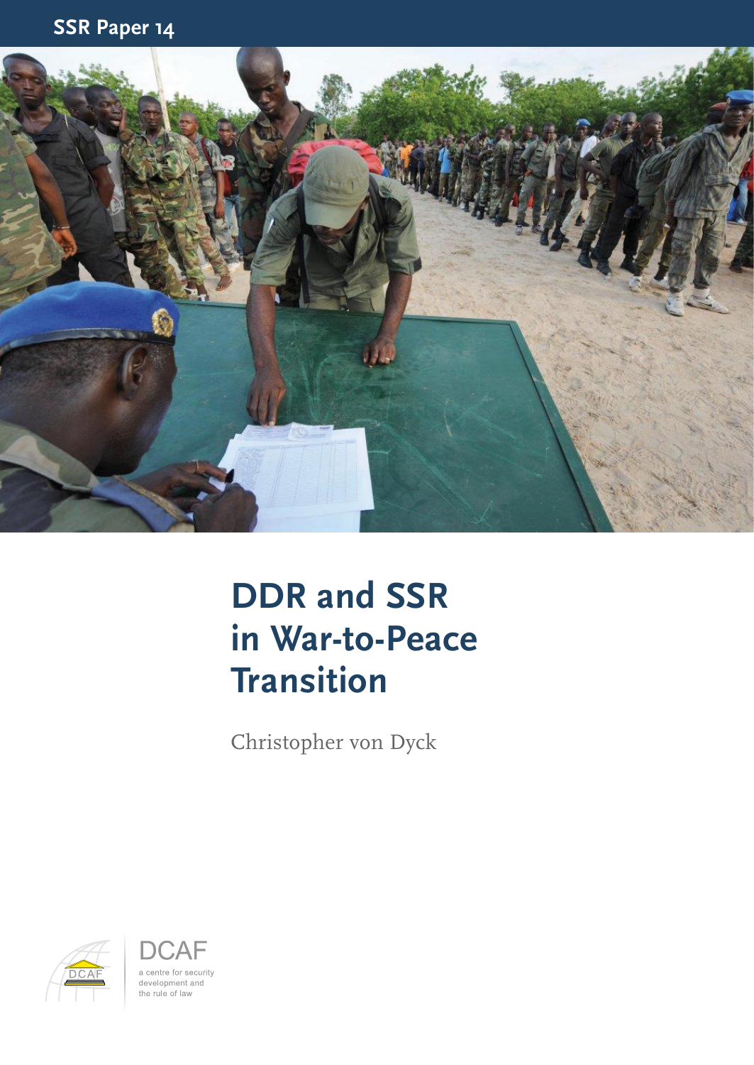SSR Paper 14

# DDR and SSR in War-to-Peace Transition

Christopher von Dyck

DCAF

a centre for security development and the rule of law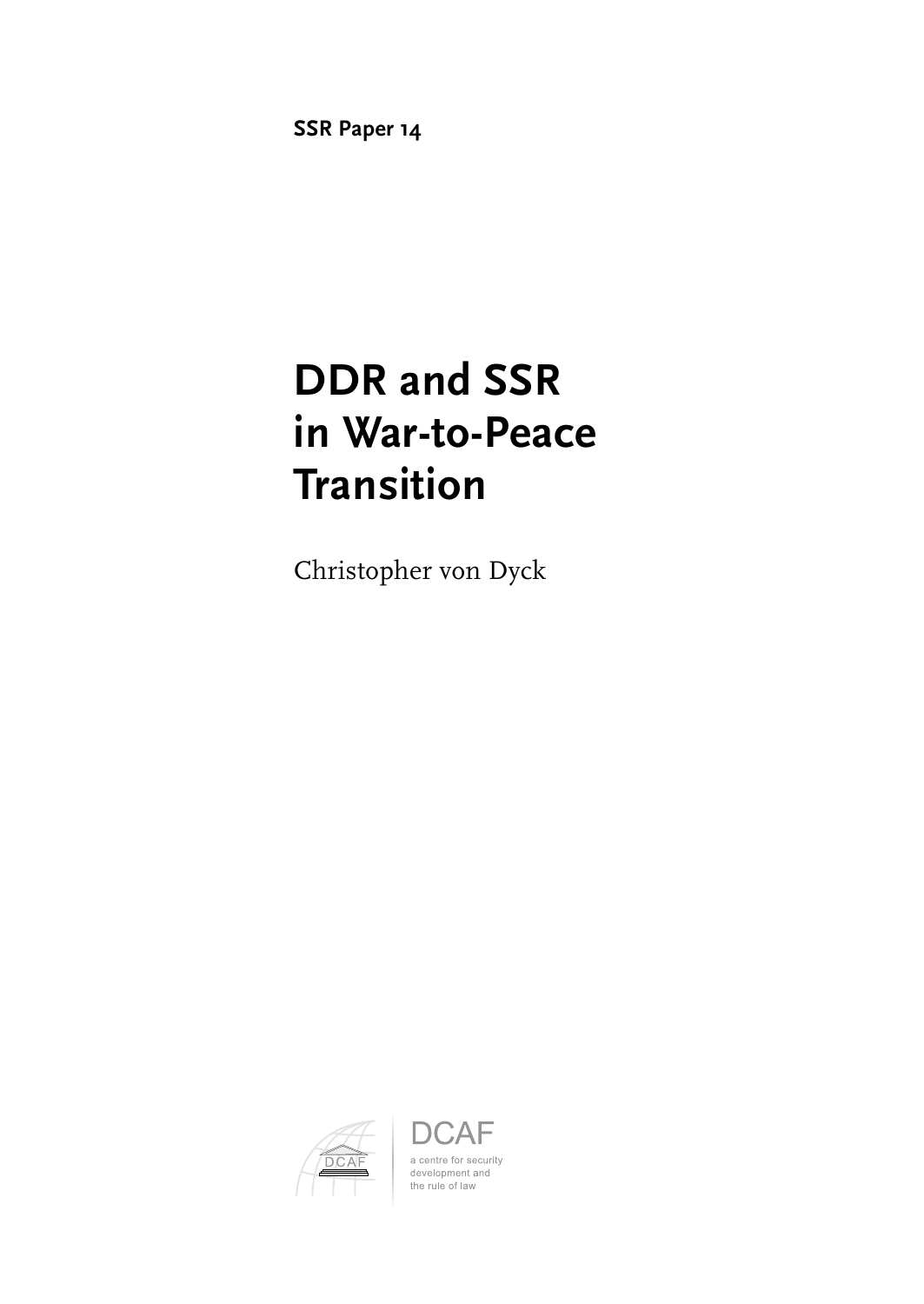**SSR Paper 14**

# DDR and SSR in War-to-Peace Transition

Christopher von Dyck

DCAF

a centre for security development and the rule of law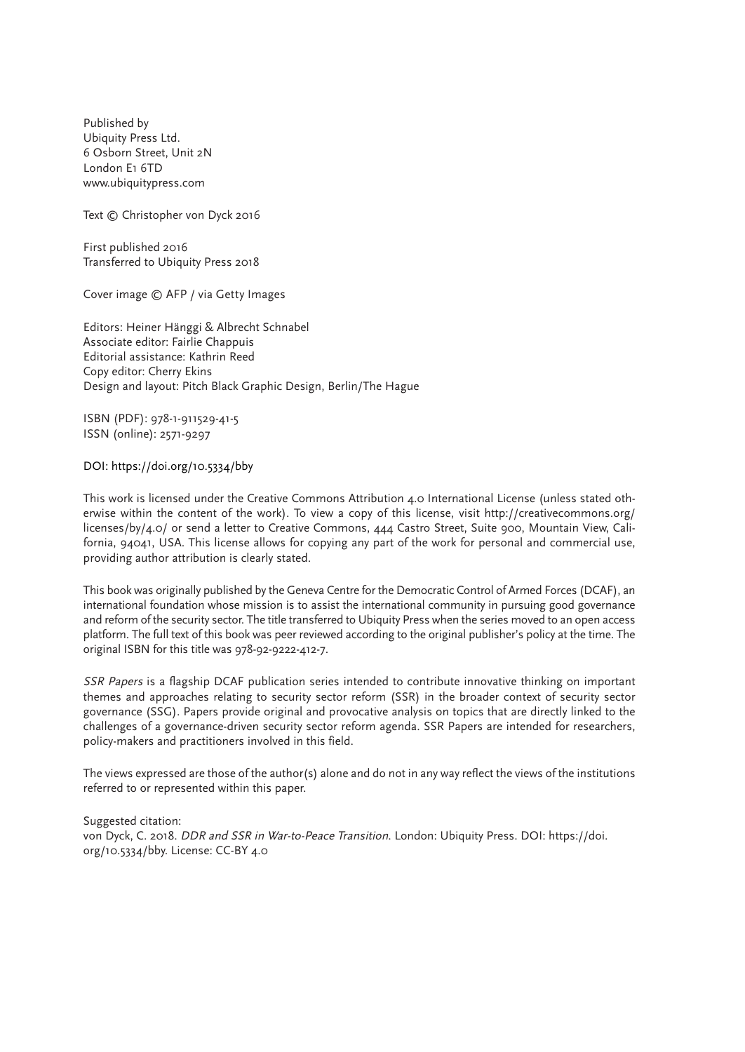Published by
Ubiquity Press Ltd.
6 Osborn Street, Unit 2N
London E1 6TD
www.ubiquitypress.com

Text © Christopher von Dyck 2016

First published 2016
Transferred to Ubiquity Press 2018

Cover image © AFP / via Getty Images

Editors: Heiner Hänggi & Albrecht Schnabel
Associate editor: Fairlie Chappuis
Editorial assistance: Kathrin Reed
Copy editor: Cherry Ekins
Design and layout: Pitch Black Graphic Design, Berlin/The Hague

ISBN (PDF): 978-1-911529-41-5
ISSN (online): 2571-9297

DOI: https://doi.org/10.5334/bby

This work is licensed under the Creative Commons Attribution 4.0 International License (unless stated otherwise within the content of the work). To view a copy of this license, visit http://creativecommons.org/licenses/by/4.0/ or send a letter to Creative Commons, 444 Castro Street, Suite 900, Mountain View, California, 94041, USA. This license allows for copying any part of the work for personal and commercial use, providing author attribution is clearly stated.

This book was originally published by the Geneva Centre for the Democratic Control of Armed Forces (DCAF), an international foundation whose mission is to assist the international community in pursuing good governance and reform of the security sector. The title transferred to Ubiquity Press when the series moved to an open access platform. The full text of this book was peer reviewed according to the original publisher's policy at the time. The original ISBN for this title was 978-92-9222-412-7.

*SSR Papers* is a flagship DCAF publication series intended to contribute innovative thinking on important themes and approaches relating to security sector reform (SSR) in the broader context of security sector governance (SSG). Papers provide original and provocative analysis on topics that are directly linked to the challenges of a governance-driven security sector reform agenda. SSR Papers are intended for researchers, policy-makers and practitioners involved in this field.

The views expressed are those of the author(s) alone and do not in any way reflect the views of the institutions referred to or represented within this paper.

Suggested citation:
von Dyck, C. 2018. *DDR and SSR in War-to-Peace Transition*. London: Ubiquity Press. DOI: https://doi.org/10.5334/bby. License: CC-BY 4.0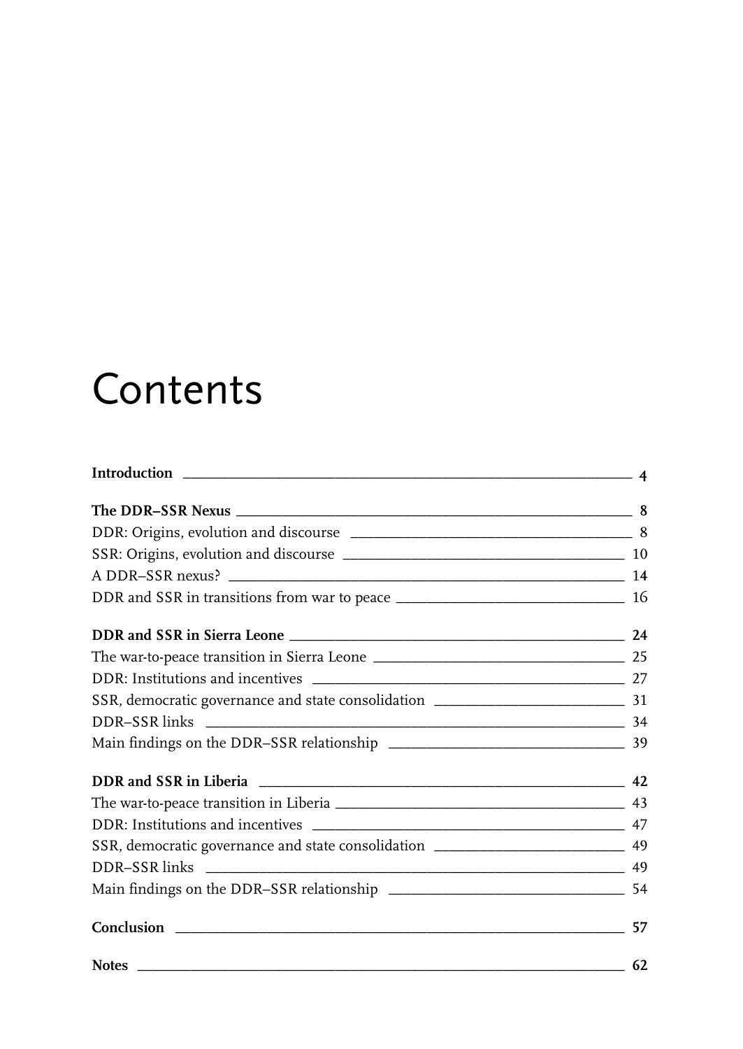# Contents

**Introduction** 4

**The DDR–SSR Nexus** 8

DDR: Origins, evolution and discourse 8

SSR: Origins, evolution and discourse 10

A DDR–SSR nexus? 14

DDR and SSR in transitions from war to peace 16

**DDR and SSR in Sierra Leone** 24

The war-to-peace transition in Sierra Leone 25

DDR: Institutions and incentives 27

SSR, democratic governance and state consolidation 31

DDR–SSR links 34

Main findings on the DDR–SSR relationship 39

**DDR and SSR in Liberia** 42

The war-to-peace transition in Liberia 43

DDR: Institutions and incentives 47

SSR, democratic governance and state consolidation 49

DDR–SSR links 49

Main findings on the DDR–SSR relationship 54

**Conclusion** 57

**Notes** 62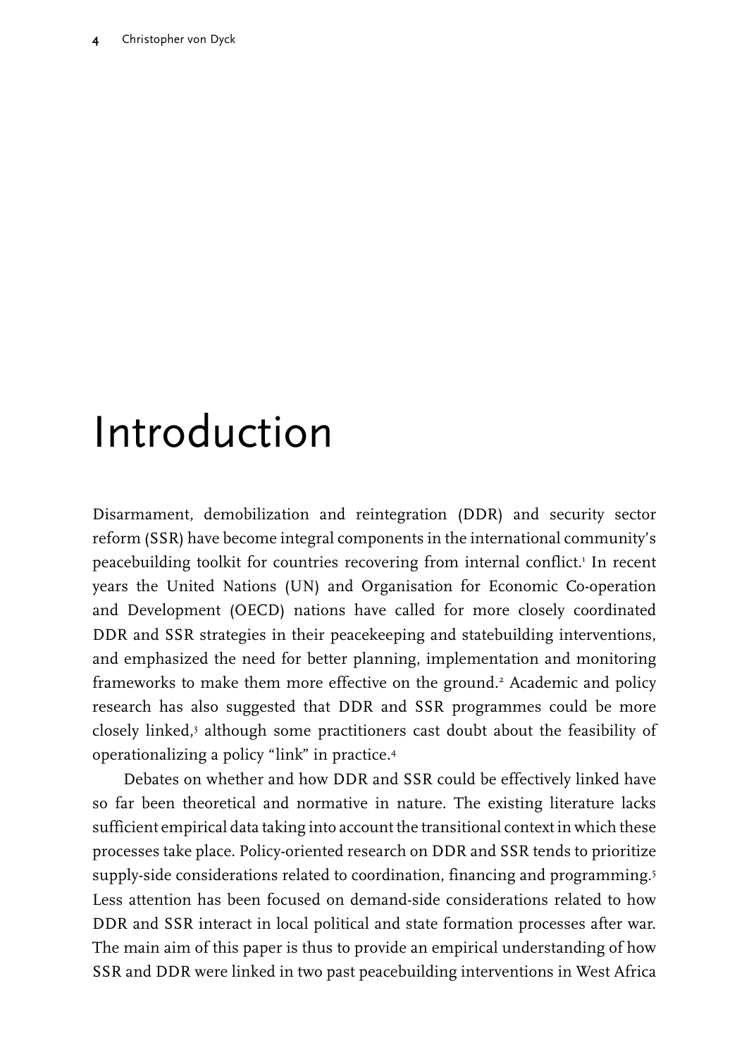# Introduction

Disarmament, demobilization and reintegration (DDR) and security sector reform (SSR) have become integral components in the international community's peacebuilding toolkit for countries recovering from internal conflict.[1] In recent years the United Nations (UN) and Organisation for Economic Co-operation and Development (OECD) nations have called for more closely coordinated DDR and SSR strategies in their peacekeeping and statebuilding interventions, and emphasized the need for better planning, implementation and monitoring frameworks to make them more effective on the ground.[2] Academic and policy research has also suggested that DDR and SSR programmes could be more closely linked,[3] although some practitioners cast doubt about the feasibility of operationalizing a policy "link" in practice.[4]

Debates on whether and how DDR and SSR could be effectively linked have so far been theoretical and normative in nature. The existing literature lacks sufficient empirical data taking into account the transitional context in which these processes take place. Policy-oriented research on DDR and SSR tends to prioritize supply-side considerations related to coordination, financing and programming.[5] Less attention has been focused on demand-side considerations related to how DDR and SSR interact in local political and state formation processes after war. The main aim of this paper is thus to provide an empirical understanding of how SSR and DDR were linked in two past peacebuilding interventions in West Africa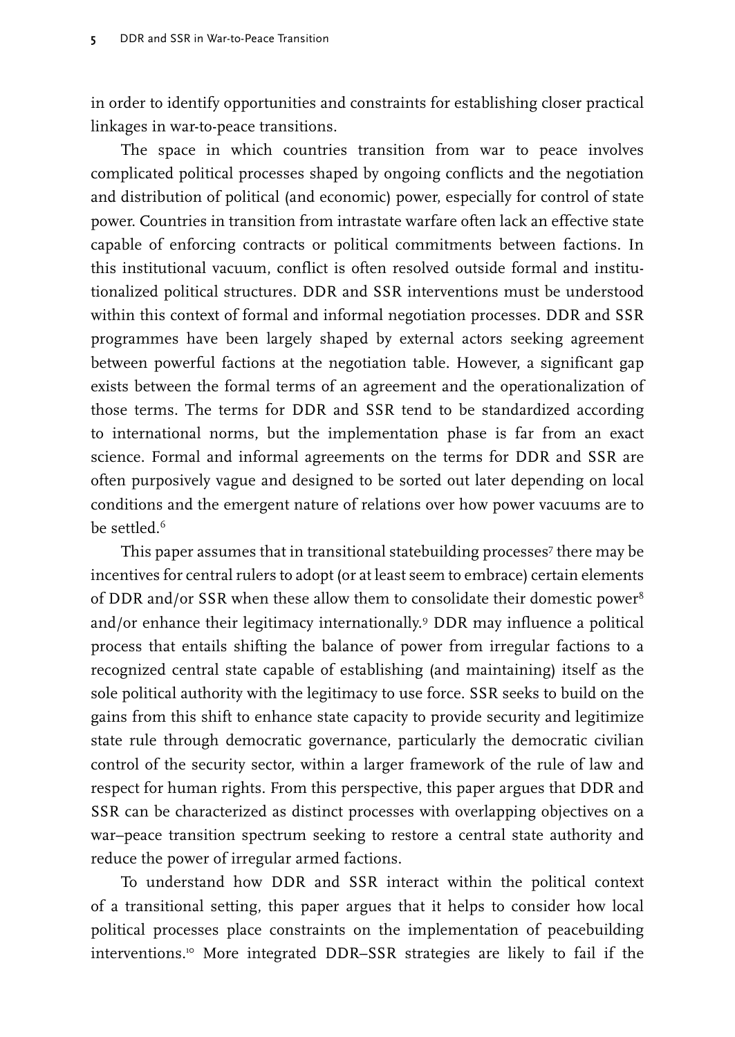in order to identify opportunities and constraints for establishing closer practical linkages in war-to-peace transitions.

The space in which countries transition from war to peace involves complicated political processes shaped by ongoing conflicts and the negotiation and distribution of political (and economic) power, especially for control of state power. Countries in transition from intrastate warfare often lack an effective state capable of enforcing contracts or political commitments between factions. In this institutional vacuum, conflict is often resolved outside formal and institutionalized political structures. DDR and SSR interventions must be understood within this context of formal and informal negotiation processes. DDR and SSR programmes have been largely shaped by external actors seeking agreement between powerful factions at the negotiation table. However, a significant gap exists between the formal terms of an agreement and the operationalization of those terms. The terms for DDR and SSR tend to be standardized according to international norms, but the implementation phase is far from an exact science. Formal and informal agreements on the terms for DDR and SSR are often purposively vague and designed to be sorted out later depending on local conditions and the emergent nature of relations over how power vacuums are to be settled.[6]

This paper assumes that in transitional statebuilding processes[7] there may be incentives for central rulers to adopt (or at least seem to embrace) certain elements of DDR and/or SSR when these allow them to consolidate their domestic power[8] and/or enhance their legitimacy internationally.[9] DDR may influence a political process that entails shifting the balance of power from irregular factions to a recognized central state capable of establishing (and maintaining) itself as the sole political authority with the legitimacy to use force. SSR seeks to build on the gains from this shift to enhance state capacity to provide security and legitimize state rule through democratic governance, particularly the democratic civilian control of the security sector, within a larger framework of the rule of law and respect for human rights. From this perspective, this paper argues that DDR and SSR can be characterized as distinct processes with overlapping objectives on a war–peace transition spectrum seeking to restore a central state authority and reduce the power of irregular armed factions.

To understand how DDR and SSR interact within the political context of a transitional setting, this paper argues that it helps to consider how local political processes place constraints on the implementation of peacebuilding interventions.[10] More integrated DDR–SSR strategies are likely to fail if the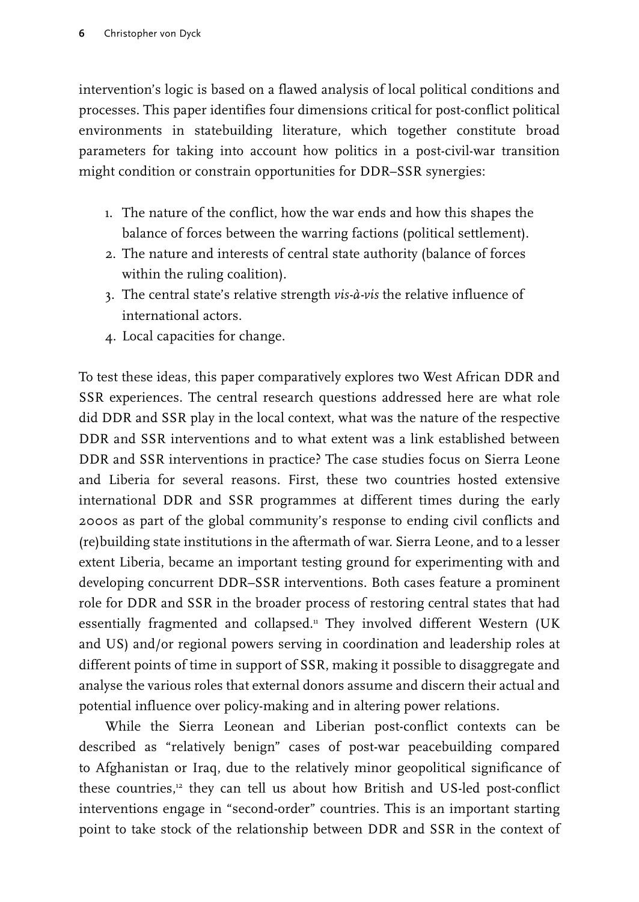intervention's logic is based on a flawed analysis of local political conditions and processes. This paper identifies four dimensions critical for post-conflict political environments in statebuilding literature, which together constitute broad parameters for taking into account how politics in a post-civil-war transition might condition or constrain opportunities for DDR–SSR synergies:

1. The nature of the conflict, how the war ends and how this shapes the balance of forces between the warring factions (political settlement).
2. The nature and interests of central state authority (balance of forces within the ruling coalition).
3. The central state's relative strength *vis-à-vis* the relative influence of international actors.
4. Local capacities for change.

To test these ideas, this paper comparatively explores two West African DDR and SSR experiences. The central research questions addressed here are what role did DDR and SSR play in the local context, what was the nature of the respective DDR and SSR interventions and to what extent was a link established between DDR and SSR interventions in practice? The case studies focus on Sierra Leone and Liberia for several reasons. First, these two countries hosted extensive international DDR and SSR programmes at different times during the early 2000s as part of the global community's response to ending civil conflicts and (re)building state institutions in the aftermath of war. Sierra Leone, and to a lesser extent Liberia, became an important testing ground for experimenting with and developing concurrent DDR–SSR interventions. Both cases feature a prominent role for DDR and SSR in the broader process of restoring central states that had essentially fragmented and collapsed.[11] They involved different Western (UK and US) and/or regional powers serving in coordination and leadership roles at different points of time in support of SSR, making it possible to disaggregate and analyse the various roles that external donors assume and discern their actual and potential influence over policy-making and in altering power relations.

While the Sierra Leonean and Liberian post-conflict contexts can be described as "relatively benign" cases of post-war peacebuilding compared to Afghanistan or Iraq, due to the relatively minor geopolitical significance of these countries,[12] they can tell us about how British and US-led post-conflict interventions engage in "second-order" countries. This is an important starting point to take stock of the relationship between DDR and SSR in the context of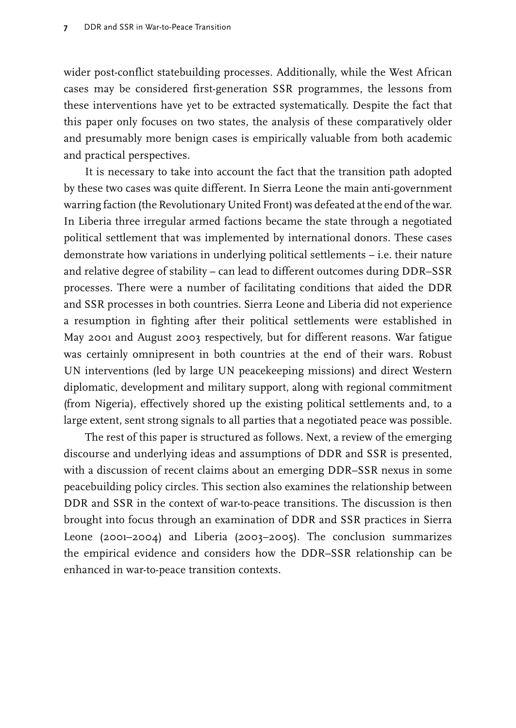wider post-conflict statebuilding processes. Additionally, while the West African cases may be considered first-generation SSR programmes, the lessons from these interventions have yet to be extracted systematically. Despite the fact that this paper only focuses on two states, the analysis of these comparatively older and presumably more benign cases is empirically valuable from both academic and practical perspectives.

It is necessary to take into account the fact that the transition path adopted by these two cases was quite different. In Sierra Leone the main anti-government warring faction (the Revolutionary United Front) was defeated at the end of the war. In Liberia three irregular armed factions became the state through a negotiated political settlement that was implemented by international donors. These cases demonstrate how variations in underlying political settlements – i.e. their nature and relative degree of stability – can lead to different outcomes during DDR–SSR processes. There were a number of facilitating conditions that aided the DDR and SSR processes in both countries. Sierra Leone and Liberia did not experience a resumption in fighting after their political settlements were established in May 2001 and August 2003 respectively, but for different reasons. War fatigue was certainly omnipresent in both countries at the end of their wars. Robust UN interventions (led by large UN peacekeeping missions) and direct Western diplomatic, development and military support, along with regional commitment (from Nigeria), effectively shored up the existing political settlements and, to a large extent, sent strong signals to all parties that a negotiated peace was possible.

The rest of this paper is structured as follows. Next, a review of the emerging discourse and underlying ideas and assumptions of DDR and SSR is presented, with a discussion of recent claims about an emerging DDR–SSR nexus in some peacebuilding policy circles. This section also examines the relationship between DDR and SSR in the context of war-to-peace transitions. The discussion is then brought into focus through an examination of DDR and SSR practices in Sierra Leone (2001–2004) and Liberia (2003–2005). The conclusion summarizes the empirical evidence and considers how the DDR–SSR relationship can be enhanced in war-to-peace transition contexts.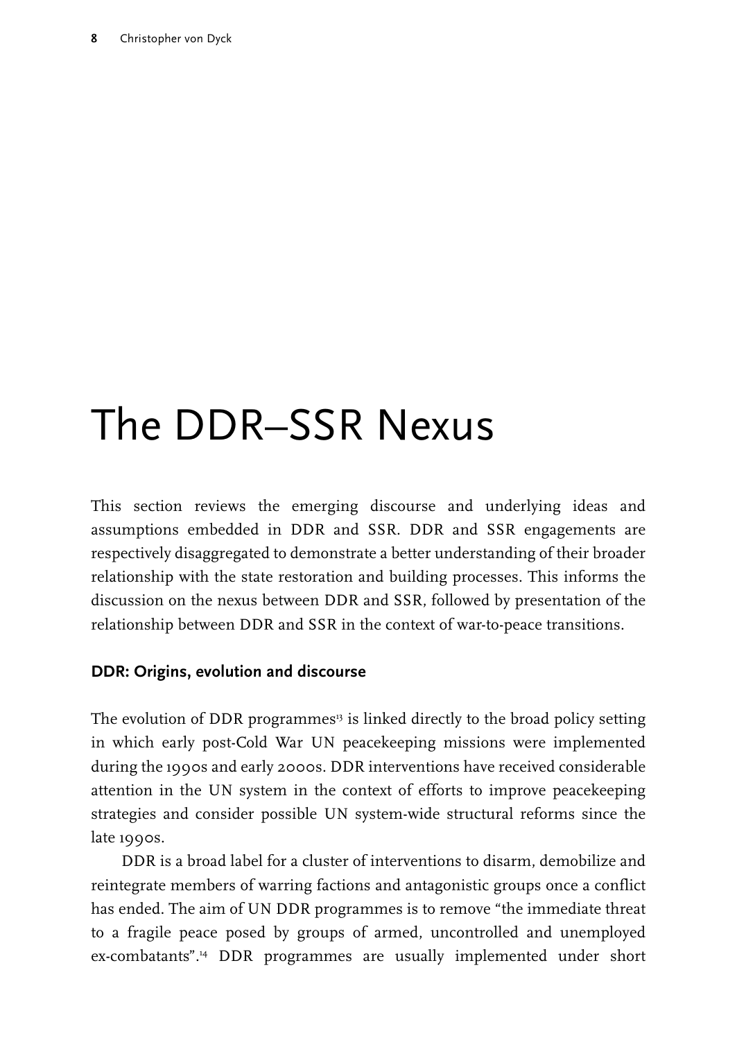# The DDR–SSR Nexus

This section reviews the emerging discourse and underlying ideas and assumptions embedded in DDR and SSR. DDR and SSR engagements are respectively disaggregated to demonstrate a better understanding of their broader relationship with the state restoration and building processes. This informs the discussion on the nexus between DDR and SSR, followed by presentation of the relationship between DDR and SSR in the context of war-to-peace transitions.

## DDR: Origins, evolution and discourse

The evolution of DDR programmes[13] is linked directly to the broad policy setting in which early post-Cold War UN peacekeeping missions were implemented during the 1990s and early 2000s. DDR interventions have received considerable attention in the UN system in the context of efforts to improve peacekeeping strategies and consider possible UN system-wide structural reforms since the late 1990s.

DDR is a broad label for a cluster of interventions to disarm, demobilize and reintegrate members of warring factions and antagonistic groups once a conflict has ended. The aim of UN DDR programmes is to remove "the immediate threat to a fragile peace posed by groups of armed, uncontrolled and unemployed ex-combatants".[14] DDR programmes are usually implemented under short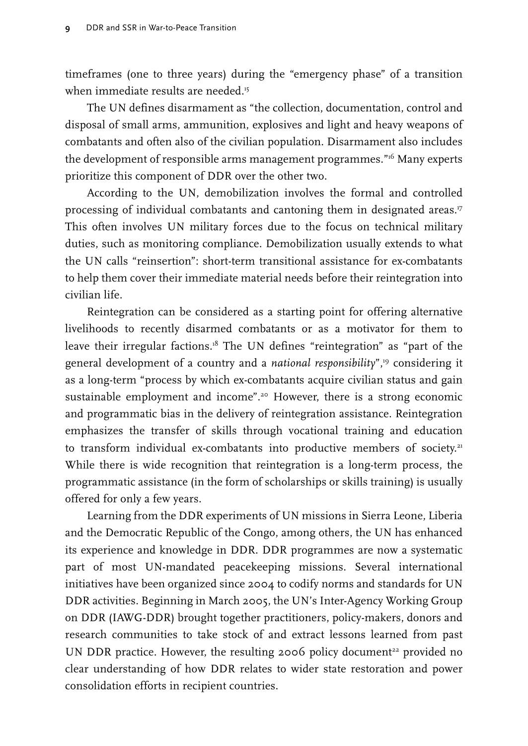timeframes (one to three years) during the "emergency phase" of a transition when immediate results are needed.[15]

The UN defines disarmament as "the collection, documentation, control and disposal of small arms, ammunition, explosives and light and heavy weapons of combatants and often also of the civilian population. Disarmament also includes the development of responsible arms management programmes."[16] Many experts prioritize this component of DDR over the other two.

According to the UN, demobilization involves the formal and controlled processing of individual combatants and cantoning them in designated areas.[17] This often involves UN military forces due to the focus on technical military duties, such as monitoring compliance. Demobilization usually extends to what the UN calls "reinsertion": short-term transitional assistance for ex-combatants to help them cover their immediate material needs before their reintegration into civilian life.

Reintegration can be considered as a starting point for offering alternative livelihoods to recently disarmed combatants or as a motivator for them to leave their irregular factions.[18] The UN defines "reintegration" as "part of the general development of a country and a *national responsibility*",[19] considering it as a long-term "process by which ex-combatants acquire civilian status and gain sustainable employment and income".[20] However, there is a strong economic and programmatic bias in the delivery of reintegration assistance. Reintegration emphasizes the transfer of skills through vocational training and education to transform individual ex-combatants into productive members of society.[21] While there is wide recognition that reintegration is a long-term process, the programmatic assistance (in the form of scholarships or skills training) is usually offered for only a few years.

Learning from the DDR experiments of UN missions in Sierra Leone, Liberia and the Democratic Republic of the Congo, among others, the UN has enhanced its experience and knowledge in DDR. DDR programmes are now a systematic part of most UN-mandated peacekeeping missions. Several international initiatives have been organized since 2004 to codify norms and standards for UN DDR activities. Beginning in March 2005, the UN's Inter-Agency Working Group on DDR (IAWG-DDR) brought together practitioners, policy-makers, donors and research communities to take stock of and extract lessons learned from past UN DDR practice. However, the resulting 2006 policy document[22] provided no clear understanding of how DDR relates to wider state restoration and power consolidation efforts in recipient countries.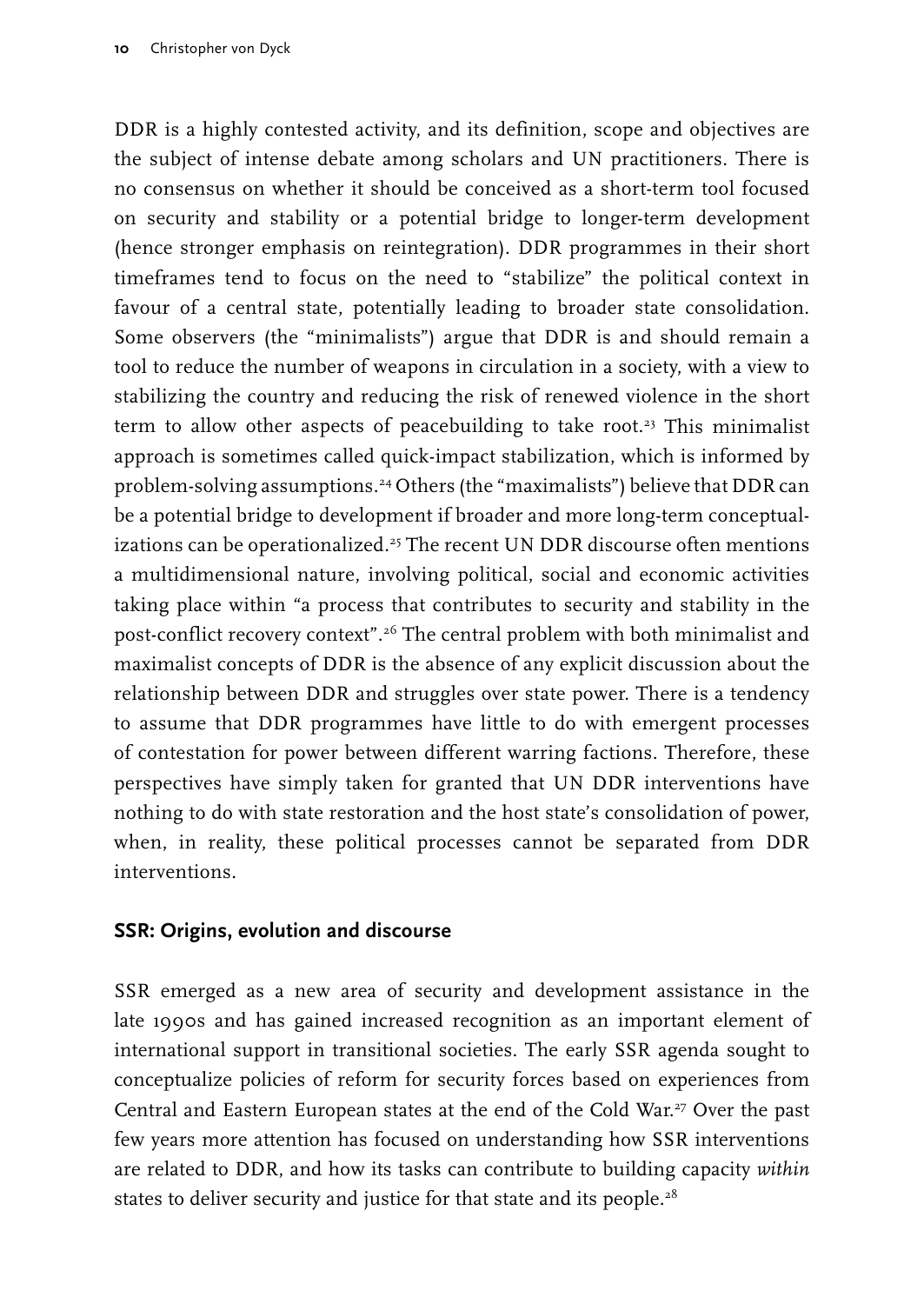DDR is a highly contested activity, and its definition, scope and objectives are the subject of intense debate among scholars and UN practitioners. There is no consensus on whether it should be conceived as a short-term tool focused on security and stability or a potential bridge to longer-term development (hence stronger emphasis on reintegration). DDR programmes in their short timeframes tend to focus on the need to "stabilize" the political context in favour of a central state, potentially leading to broader state consolidation. Some observers (the "minimalists") argue that DDR is and should remain a tool to reduce the number of weapons in circulation in a society, with a view to stabilizing the country and reducing the risk of renewed violence in the short term to allow other aspects of peacebuilding to take root.[23] This minimalist approach is sometimes called quick-impact stabilization, which is informed by problem-solving assumptions.[24] Others (the "maximalists") believe that DDR can be a potential bridge to development if broader and more long-term conceptualizations can be operationalized.[25] The recent UN DDR discourse often mentions a multidimensional nature, involving political, social and economic activities taking place within "a process that contributes to security and stability in the post-conflict recovery context".[26] The central problem with both minimalist and maximalist concepts of DDR is the absence of any explicit discussion about the relationship between DDR and struggles over state power. There is a tendency to assume that DDR programmes have little to do with emergent processes of contestation for power between different warring factions. Therefore, these perspectives have simply taken for granted that UN DDR interventions have nothing to do with state restoration and the host state's consolidation of power, when, in reality, these political processes cannot be separated from DDR interventions.

## SSR: Origins, evolution and discourse

SSR emerged as a new area of security and development assistance in the late 1990s and has gained increased recognition as an important element of international support in transitional societies. The early SSR agenda sought to conceptualize policies of reform for security forces based on experiences from Central and Eastern European states at the end of the Cold War.[27] Over the past few years more attention has focused on understanding how SSR interventions are related to DDR, and how its tasks can contribute to building capacity *within* states to deliver security and justice for that state and its people.[28]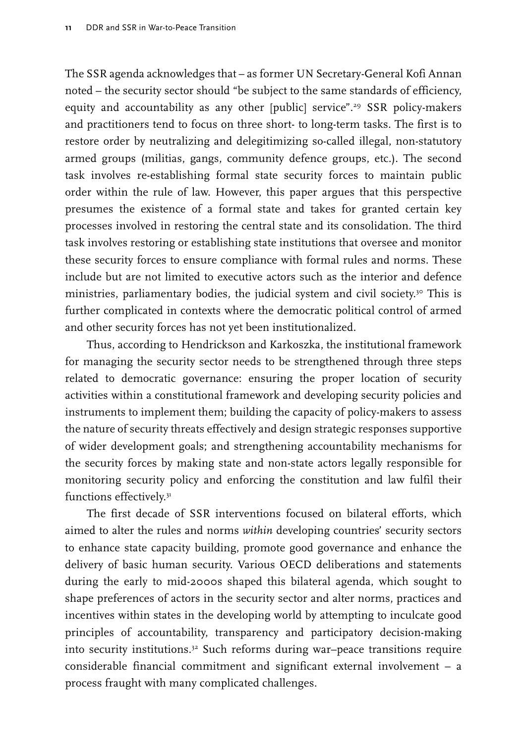The SSR agenda acknowledges that – as former UN Secretary-General Kofi Annan noted – the security sector should "be subject to the same standards of efficiency, equity and accountability as any other [public] service".[29] SSR policy-makers and practitioners tend to focus on three short- to long-term tasks. The first is to restore order by neutralizing and delegitimizing so-called illegal, non-statutory armed groups (militias, gangs, community defence groups, etc.). The second task involves re-establishing formal state security forces to maintain public order within the rule of law. However, this paper argues that this perspective presumes the existence of a formal state and takes for granted certain key processes involved in restoring the central state and its consolidation. The third task involves restoring or establishing state institutions that oversee and monitor these security forces to ensure compliance with formal rules and norms. These include but are not limited to executive actors such as the interior and defence ministries, parliamentary bodies, the judicial system and civil society.[30] This is further complicated in contexts where the democratic political control of armed and other security forces has not yet been institutionalized.

Thus, according to Hendrickson and Karkoszka, the institutional framework for managing the security sector needs to be strengthened through three steps related to democratic governance: ensuring the proper location of security activities within a constitutional framework and developing security policies and instruments to implement them; building the capacity of policy-makers to assess the nature of security threats effectively and design strategic responses supportive of wider development goals; and strengthening accountability mechanisms for the security forces by making state and non-state actors legally responsible for monitoring security policy and enforcing the constitution and law fulfil their functions effectively.[31]

The first decade of SSR interventions focused on bilateral efforts, which aimed to alter the rules and norms *within* developing countries' security sectors to enhance state capacity building, promote good governance and enhance the delivery of basic human security. Various OECD deliberations and statements during the early to mid-2000s shaped this bilateral agenda, which sought to shape preferences of actors in the security sector and alter norms, practices and incentives within states in the developing world by attempting to inculcate good principles of accountability, transparency and participatory decision-making into security institutions.[32] Such reforms during war–peace transitions require considerable financial commitment and significant external involvement – a process fraught with many complicated challenges.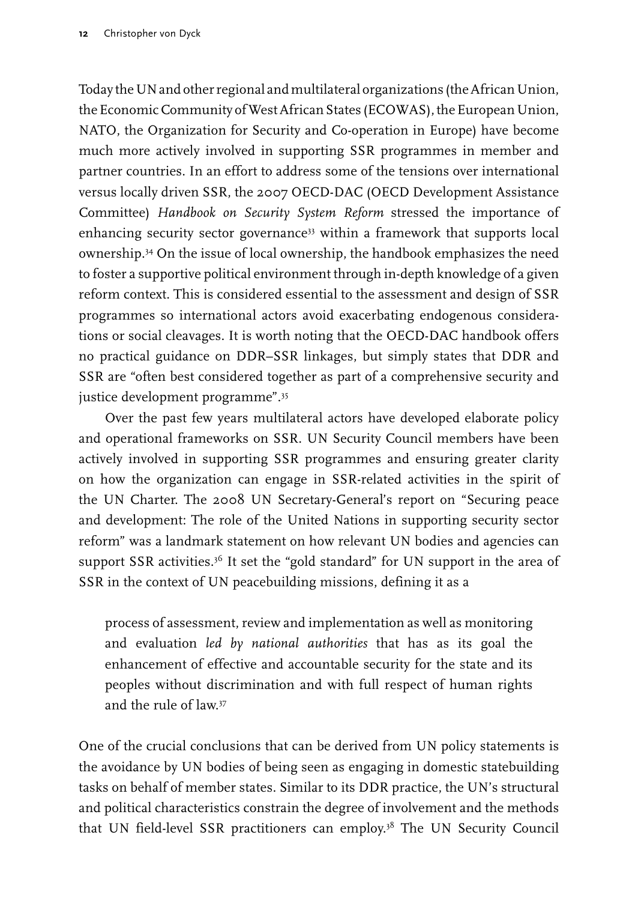Today the UN and other regional and multilateral organizations (the African Union, the Economic Community of West African States (ECOWAS), the European Union, NATO, the Organization for Security and Co-operation in Europe) have become much more actively involved in supporting SSR programmes in member and partner countries. In an effort to address some of the tensions over international versus locally driven SSR, the 2007 OECD-DAC (OECD Development Assistance Committee) *Handbook on Security System Reform* stressed the importance of enhancing security sector governance[33] within a framework that supports local ownership.[34] On the issue of local ownership, the handbook emphasizes the need to foster a supportive political environment through in-depth knowledge of a given reform context. This is considered essential to the assessment and design of SSR programmes so international actors avoid exacerbating endogenous considerations or social cleavages. It is worth noting that the OECD-DAC handbook offers no practical guidance on DDR–SSR linkages, but simply states that DDR and SSR are "often best considered together as part of a comprehensive security and justice development programme".[35]

Over the past few years multilateral actors have developed elaborate policy and operational frameworks on SSR. UN Security Council members have been actively involved in supporting SSR programmes and ensuring greater clarity on how the organization can engage in SSR-related activities in the spirit of the UN Charter. The 2008 UN Secretary-General's report on "Securing peace and development: The role of the United Nations in supporting security sector reform" was a landmark statement on how relevant UN bodies and agencies can support SSR activities.[36] It set the "gold standard" for UN support in the area of SSR in the context of UN peacebuilding missions, defining it as a

> process of assessment, review and implementation as well as monitoring and evaluation *led by national authorities* that has as its goal the enhancement of effective and accountable security for the state and its peoples without discrimination and with full respect of human rights and the rule of law.[37]

One of the crucial conclusions that can be derived from UN policy statements is the avoidance by UN bodies of being seen as engaging in domestic statebuilding tasks on behalf of member states. Similar to its DDR practice, the UN's structural and political characteristics constrain the degree of involvement and the methods that UN field-level SSR practitioners can employ.[38] The UN Security Council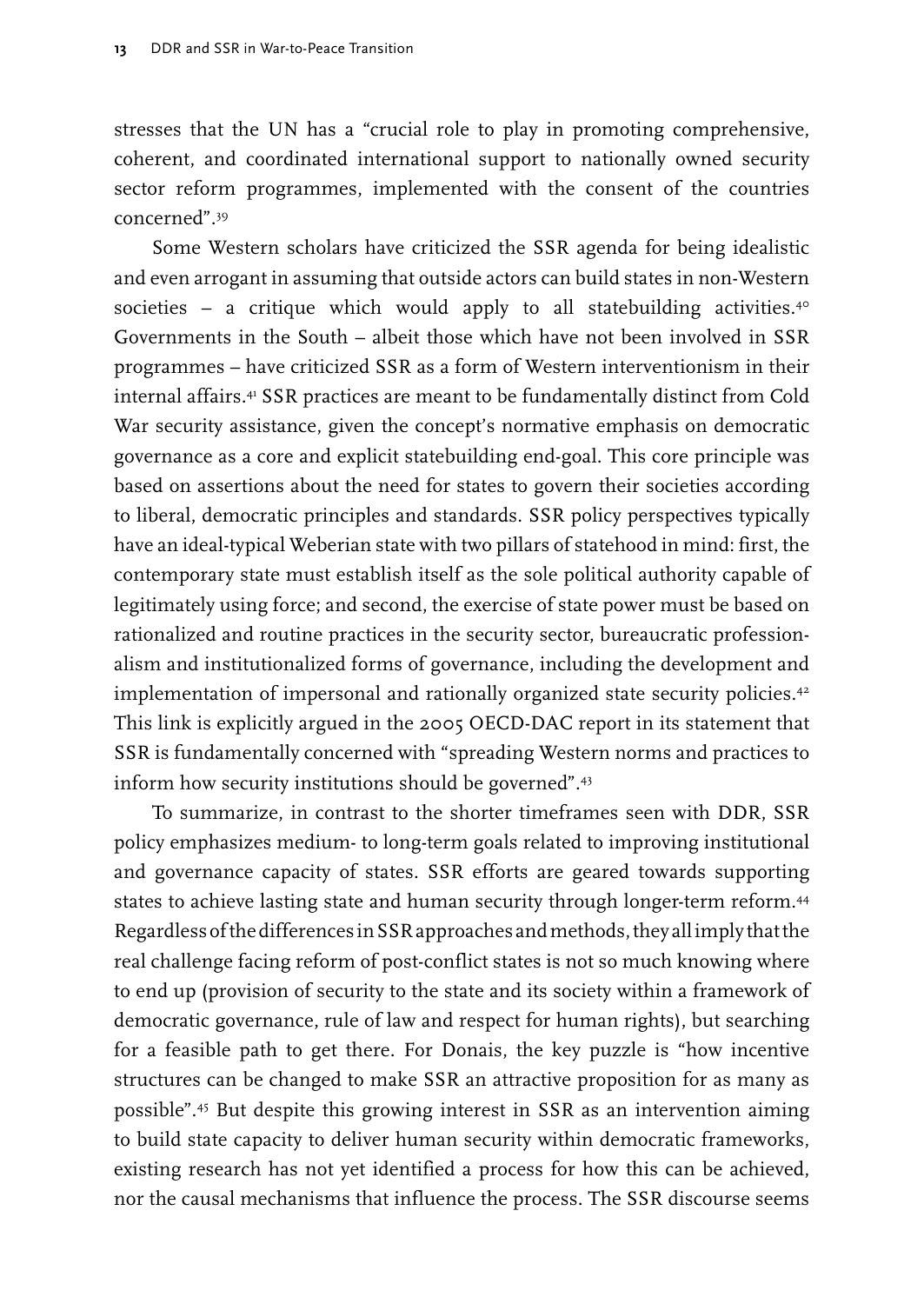stresses that the UN has a "crucial role to play in promoting comprehensive, coherent, and coordinated international support to nationally owned security sector reform programmes, implemented with the consent of the countries concerned".[39]

Some Western scholars have criticized the SSR agenda for being idealistic and even arrogant in assuming that outside actors can build states in non-Western societies – a critique which would apply to all statebuilding activities.[40] Governments in the South – albeit those which have not been involved in SSR programmes – have criticized SSR as a form of Western interventionism in their internal affairs.[41] SSR practices are meant to be fundamentally distinct from Cold War security assistance, given the concept's normative emphasis on democratic governance as a core and explicit statebuilding end-goal. This core principle was based on assertions about the need for states to govern their societies according to liberal, democratic principles and standards. SSR policy perspectives typically have an ideal-typical Weberian state with two pillars of statehood in mind: first, the contemporary state must establish itself as the sole political authority capable of legitimately using force; and second, the exercise of state power must be based on rationalized and routine practices in the security sector, bureaucratic professionalism and institutionalized forms of governance, including the development and implementation of impersonal and rationally organized state security policies.[42] This link is explicitly argued in the 2005 OECD-DAC report in its statement that SSR is fundamentally concerned with "spreading Western norms and practices to inform how security institutions should be governed".[43]

To summarize, in contrast to the shorter timeframes seen with DDR, SSR policy emphasizes medium- to long-term goals related to improving institutional and governance capacity of states. SSR efforts are geared towards supporting states to achieve lasting state and human security through longer-term reform.[44] Regardless of the differences in SSR approaches and methods, they all imply that the real challenge facing reform of post-conflict states is not so much knowing where to end up (provision of security to the state and its society within a framework of democratic governance, rule of law and respect for human rights), but searching for a feasible path to get there. For Donais, the key puzzle is "how incentive structures can be changed to make SSR an attractive proposition for as many as possible".[45] But despite this growing interest in SSR as an intervention aiming to build state capacity to deliver human security within democratic frameworks, existing research has not yet identified a process for how this can be achieved, nor the causal mechanisms that influence the process. The SSR discourse seems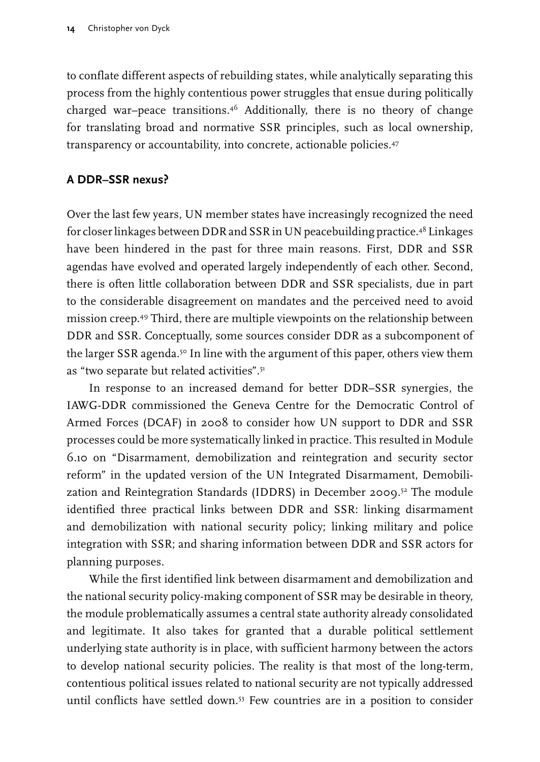to conflate different aspects of rebuilding states, while analytically separating this process from the highly contentious power struggles that ensue during politically charged war–peace transitions.[46] Additionally, there is no theory of change for translating broad and normative SSR principles, such as local ownership, transparency or accountability, into concrete, actionable policies.[47]

## A DDR–SSR nexus?

Over the last few years, UN member states have increasingly recognized the need for closer linkages between DDR and SSR in UN peacebuilding practice.[48] Linkages have been hindered in the past for three main reasons. First, DDR and SSR agendas have evolved and operated largely independently of each other. Second, there is often little collaboration between DDR and SSR specialists, due in part to the considerable disagreement on mandates and the perceived need to avoid mission creep.[49] Third, there are multiple viewpoints on the relationship between DDR and SSR. Conceptually, some sources consider DDR as a subcomponent of the larger SSR agenda.[50] In line with the argument of this paper, others view them as "two separate but related activities".[51]

In response to an increased demand for better DDR–SSR synergies, the IAWG-DDR commissioned the Geneva Centre for the Democratic Control of Armed Forces (DCAF) in 2008 to consider how UN support to DDR and SSR processes could be more systematically linked in practice. This resulted in Module 6.10 on "Disarmament, demobilization and reintegration and security sector reform" in the updated version of the UN Integrated Disarmament, Demobilization and Reintegration Standards (IDDRS) in December 2009.[52] The module identified three practical links between DDR and SSR: linking disarmament and demobilization with national security policy; linking military and police integration with SSR; and sharing information between DDR and SSR actors for planning purposes.

While the first identified link between disarmament and demobilization and the national security policy-making component of SSR may be desirable in theory, the module problematically assumes a central state authority already consolidated and legitimate. It also takes for granted that a durable political settlement underlying state authority is in place, with sufficient harmony between the actors to develop national security policies. The reality is that most of the long-term, contentious political issues related to national security are not typically addressed until conflicts have settled down.[53] Few countries are in a position to consider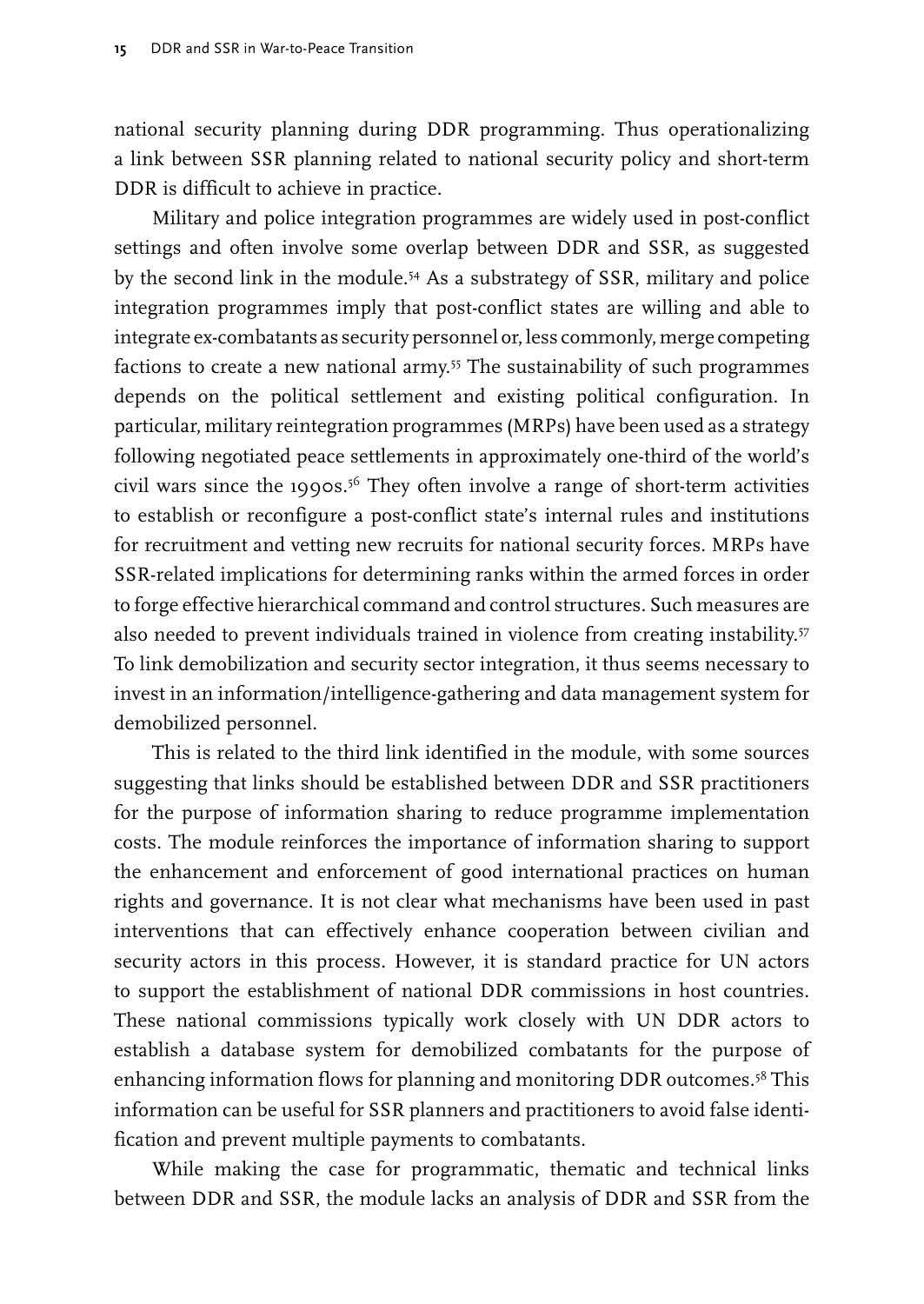national security planning during DDR programming. Thus operationalizing a link between SSR planning related to national security policy and short-term DDR is difficult to achieve in practice.

Military and police integration programmes are widely used in post-conflict settings and often involve some overlap between DDR and SSR, as suggested by the second link in the module.[54] As a substrategy of SSR, military and police integration programmes imply that post-conflict states are willing and able to integrate ex-combatants as security personnel or, less commonly, merge competing factions to create a new national army.[55] The sustainability of such programmes depends on the political settlement and existing political configuration. In particular, military reintegration programmes (MRPs) have been used as a strategy following negotiated peace settlements in approximately one-third of the world's civil wars since the 1990s.[56] They often involve a range of short-term activities to establish or reconfigure a post-conflict state's internal rules and institutions for recruitment and vetting new recruits for national security forces. MRPs have SSR-related implications for determining ranks within the armed forces in order to forge effective hierarchical command and control structures. Such measures are also needed to prevent individuals trained in violence from creating instability.[57] To link demobilization and security sector integration, it thus seems necessary to invest in an information/intelligence-gathering and data management system for demobilized personnel.

This is related to the third link identified in the module, with some sources suggesting that links should be established between DDR and SSR practitioners for the purpose of information sharing to reduce programme implementation costs. The module reinforces the importance of information sharing to support the enhancement and enforcement of good international practices on human rights and governance. It is not clear what mechanisms have been used in past interventions that can effectively enhance cooperation between civilian and security actors in this process. However, it is standard practice for UN actors to support the establishment of national DDR commissions in host countries. These national commissions typically work closely with UN DDR actors to establish a database system for demobilized combatants for the purpose of enhancing information flows for planning and monitoring DDR outcomes.[58] This information can be useful for SSR planners and practitioners to avoid false identification and prevent multiple payments to combatants.

While making the case for programmatic, thematic and technical links between DDR and SSR, the module lacks an analysis of DDR and SSR from the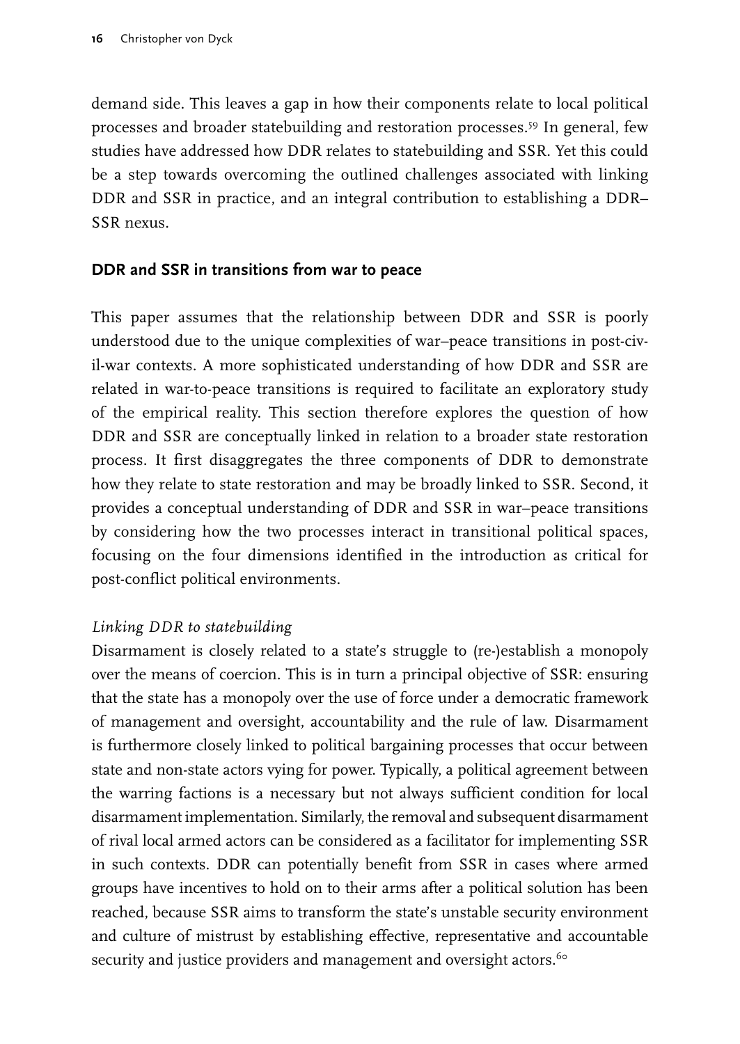demand side. This leaves a gap in how their components relate to local political processes and broader statebuilding and restoration processes.[59] In general, few studies have addressed how DDR relates to statebuilding and SSR. Yet this could be a step towards overcoming the outlined challenges associated with linking DDR and SSR in practice, and an integral contribution to establishing a DDR–SSR nexus.

## DDR and SSR in transitions from war to peace

This paper assumes that the relationship between DDR and SSR is poorly understood due to the unique complexities of war–peace transitions in post-civil-war contexts. A more sophisticated understanding of how DDR and SSR are related in war-to-peace transitions is required to facilitate an exploratory study of the empirical reality. This section therefore explores the question of how DDR and SSR are conceptually linked in relation to a broader state restoration process. It first disaggregates the three components of DDR to demonstrate how they relate to state restoration and may be broadly linked to SSR. Second, it provides a conceptual understanding of DDR and SSR in war–peace transitions by considering how the two processes interact in transitional political spaces, focusing on the four dimensions identified in the introduction as critical for post-conflict political environments.

### *Linking DDR to statebuilding*

Disarmament is closely related to a state's struggle to (re-)establish a monopoly over the means of coercion. This is in turn a principal objective of SSR: ensuring that the state has a monopoly over the use of force under a democratic framework of management and oversight, accountability and the rule of law. Disarmament is furthermore closely linked to political bargaining processes that occur between state and non-state actors vying for power. Typically, a political agreement between the warring factions is a necessary but not always sufficient condition for local disarmament implementation. Similarly, the removal and subsequent disarmament of rival local armed actors can be considered as a facilitator for implementing SSR in such contexts. DDR can potentially benefit from SSR in cases where armed groups have incentives to hold on to their arms after a political solution has been reached, because SSR aims to transform the state's unstable security environment and culture of mistrust by establishing effective, representative and accountable security and justice providers and management and oversight actors.[60]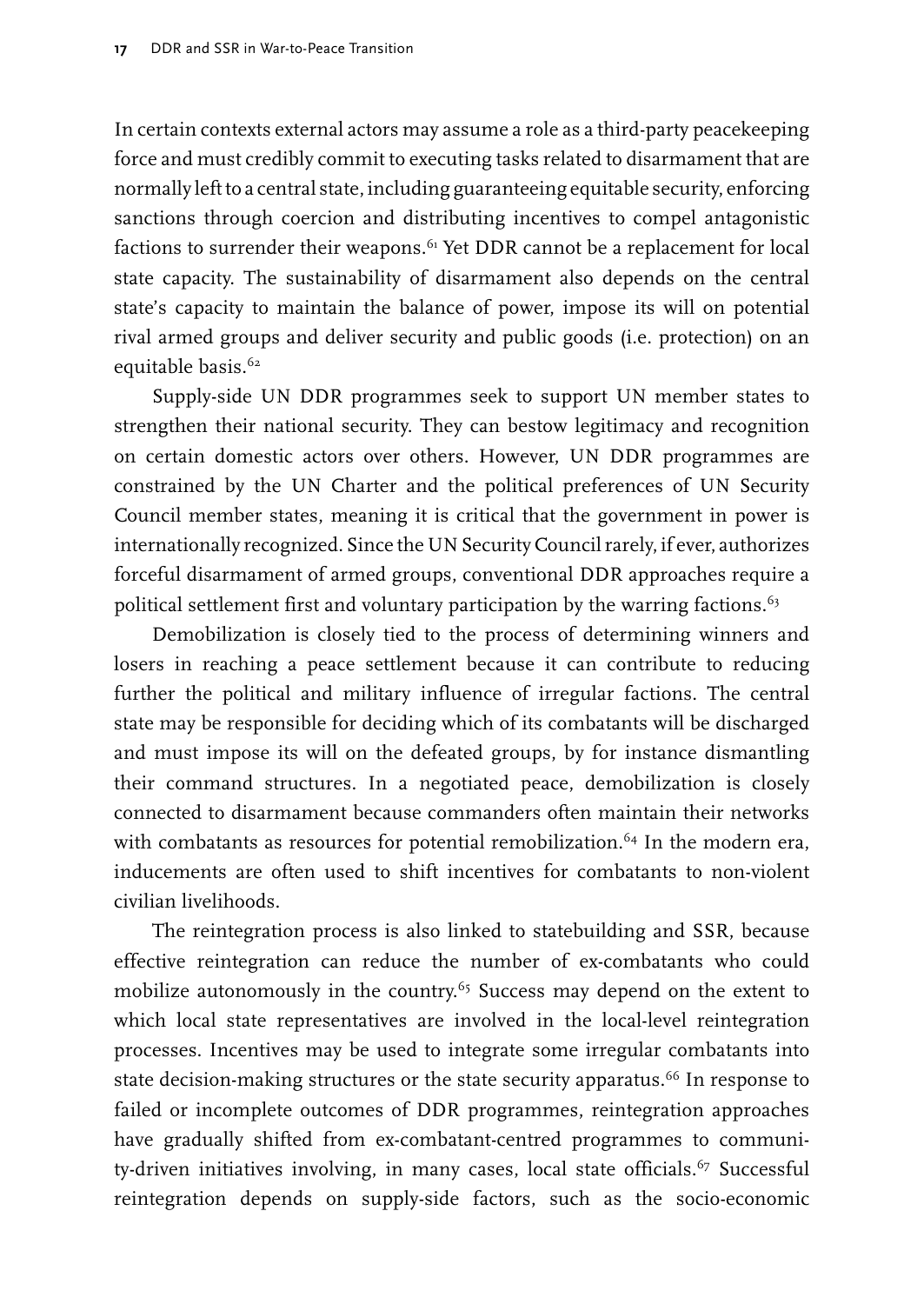In certain contexts external actors may assume a role as a third-party peacekeeping force and must credibly commit to executing tasks related to disarmament that are normally left to a central state, including guaranteeing equitable security, enforcing sanctions through coercion and distributing incentives to compel antagonistic factions to surrender their weapons.[61] Yet DDR cannot be a replacement for local state capacity. The sustainability of disarmament also depends on the central state's capacity to maintain the balance of power, impose its will on potential rival armed groups and deliver security and public goods (i.e. protection) on an equitable basis.[62]

Supply-side UN DDR programmes seek to support UN member states to strengthen their national security. They can bestow legitimacy and recognition on certain domestic actors over others. However, UN DDR programmes are constrained by the UN Charter and the political preferences of UN Security Council member states, meaning it is critical that the government in power is internationally recognized. Since the UN Security Council rarely, if ever, authorizes forceful disarmament of armed groups, conventional DDR approaches require a political settlement first and voluntary participation by the warring factions.[63]

Demobilization is closely tied to the process of determining winners and losers in reaching a peace settlement because it can contribute to reducing further the political and military influence of irregular factions. The central state may be responsible for deciding which of its combatants will be discharged and must impose its will on the defeated groups, by for instance dismantling their command structures. In a negotiated peace, demobilization is closely connected to disarmament because commanders often maintain their networks with combatants as resources for potential remobilization.[64] In the modern era, inducements are often used to shift incentives for combatants to non-violent civilian livelihoods.

The reintegration process is also linked to statebuilding and SSR, because effective reintegration can reduce the number of ex-combatants who could mobilize autonomously in the country.[65] Success may depend on the extent to which local state representatives are involved in the local-level reintegration processes. Incentives may be used to integrate some irregular combatants into state decision-making structures or the state security apparatus.[66] In response to failed or incomplete outcomes of DDR programmes, reintegration approaches have gradually shifted from ex-combatant-centred programmes to community-driven initiatives involving, in many cases, local state officials.[67] Successful reintegration depends on supply-side factors, such as the socio-economic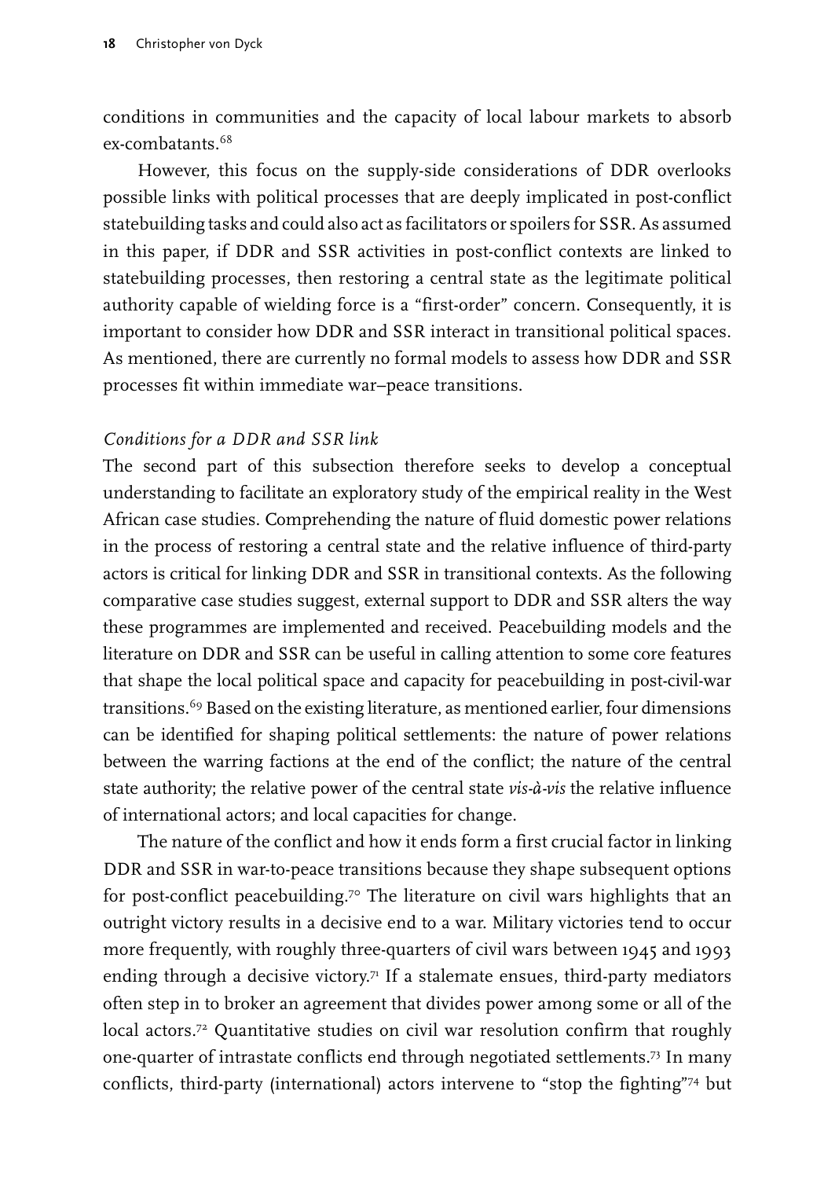conditions in communities and the capacity of local labour markets to absorb ex-combatants.[68]

However, this focus on the supply-side considerations of DDR overlooks possible links with political processes that are deeply implicated in post-conflict statebuilding tasks and could also act as facilitators or spoilers for SSR. As assumed in this paper, if DDR and SSR activities in post-conflict contexts are linked to statebuilding processes, then restoring a central state as the legitimate political authority capable of wielding force is a "first-order" concern. Consequently, it is important to consider how DDR and SSR interact in transitional political spaces. As mentioned, there are currently no formal models to assess how DDR and SSR processes fit within immediate war–peace transitions.

*Conditions for a DDR and SSR link*

The second part of this subsection therefore seeks to develop a conceptual understanding to facilitate an exploratory study of the empirical reality in the West African case studies. Comprehending the nature of fluid domestic power relations in the process of restoring a central state and the relative influence of third-party actors is critical for linking DDR and SSR in transitional contexts. As the following comparative case studies suggest, external support to DDR and SSR alters the way these programmes are implemented and received. Peacebuilding models and the literature on DDR and SSR can be useful in calling attention to some core features that shape the local political space and capacity for peacebuilding in post-civil-war transitions.[69] Based on the existing literature, as mentioned earlier, four dimensions can be identified for shaping political settlements: the nature of power relations between the warring factions at the end of the conflict; the nature of the central state authority; the relative power of the central state *vis-à-vis* the relative influence of international actors; and local capacities for change.

The nature of the conflict and how it ends form a first crucial factor in linking DDR and SSR in war-to-peace transitions because they shape subsequent options for post-conflict peacebuilding.[70] The literature on civil wars highlights that an outright victory results in a decisive end to a war. Military victories tend to occur more frequently, with roughly three-quarters of civil wars between 1945 and 1993 ending through a decisive victory.[71] If a stalemate ensues, third-party mediators often step in to broker an agreement that divides power among some or all of the local actors.[72] Quantitative studies on civil war resolution confirm that roughly one-quarter of intrastate conflicts end through negotiated settlements.[73] In many conflicts, third-party (international) actors intervene to "stop the fighting"[74] but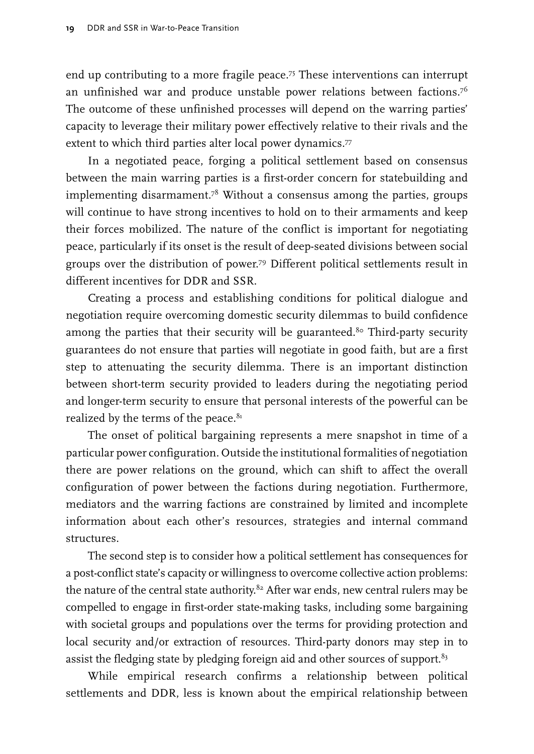end up contributing to a more fragile peace.[75] These interventions can interrupt an unfinished war and produce unstable power relations between factions.[76] The outcome of these unfinished processes will depend on the warring parties' capacity to leverage their military power effectively relative to their rivals and the extent to which third parties alter local power dynamics.[77]

In a negotiated peace, forging a political settlement based on consensus between the main warring parties is a first-order concern for statebuilding and implementing disarmament.[78] Without a consensus among the parties, groups will continue to have strong incentives to hold on to their armaments and keep their forces mobilized. The nature of the conflict is important for negotiating peace, particularly if its onset is the result of deep-seated divisions between social groups over the distribution of power.[79] Different political settlements result in different incentives for DDR and SSR.

Creating a process and establishing conditions for political dialogue and negotiation require overcoming domestic security dilemmas to build confidence among the parties that their security will be guaranteed.[80] Third-party security guarantees do not ensure that parties will negotiate in good faith, but are a first step to attenuating the security dilemma. There is an important distinction between short-term security provided to leaders during the negotiating period and longer-term security to ensure that personal interests of the powerful can be realized by the terms of the peace.[81]

The onset of political bargaining represents a mere snapshot in time of a particular power configuration. Outside the institutional formalities of negotiation there are power relations on the ground, which can shift to affect the overall configuration of power between the factions during negotiation. Furthermore, mediators and the warring factions are constrained by limited and incomplete information about each other's resources, strategies and internal command structures.

The second step is to consider how a political settlement has consequences for a post-conflict state's capacity or willingness to overcome collective action problems: the nature of the central state authority.[82] After war ends, new central rulers may be compelled to engage in first-order state-making tasks, including some bargaining with societal groups and populations over the terms for providing protection and local security and/or extraction of resources. Third-party donors may step in to assist the fledging state by pledging foreign aid and other sources of support.[83]

While empirical research confirms a relationship between political settlements and DDR, less is known about the empirical relationship between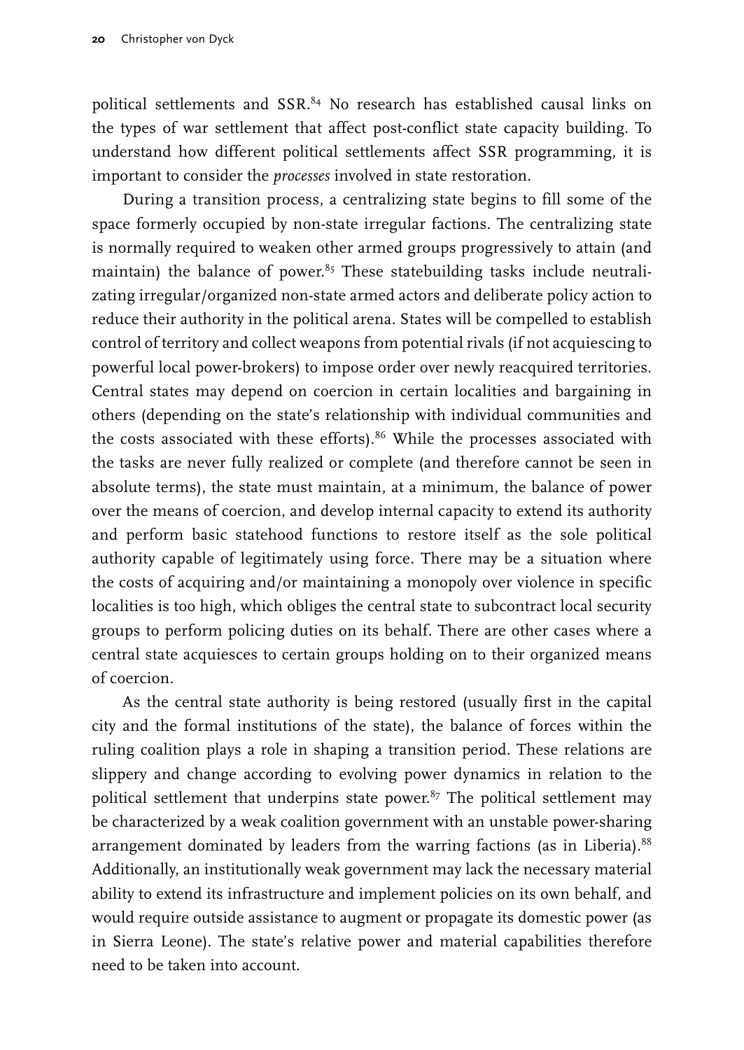political settlements and SSR.[84] No research has established causal links on the types of war settlement that affect post-conflict state capacity building. To understand how different political settlements affect SSR programming, it is important to consider the *processes* involved in state restoration.

During a transition process, a centralizing state begins to fill some of the space formerly occupied by non-state irregular factions. The centralizing state is normally required to weaken other armed groups progressively to attain (and maintain) the balance of power.[85] These statebuilding tasks include neutralizating irregular/organized non-state armed actors and deliberate policy action to reduce their authority in the political arena. States will be compelled to establish control of territory and collect weapons from potential rivals (if not acquiescing to powerful local power-brokers) to impose order over newly reacquired territories. Central states may depend on coercion in certain localities and bargaining in others (depending on the state's relationship with individual communities and the costs associated with these efforts).[86] While the processes associated with the tasks are never fully realized or complete (and therefore cannot be seen in absolute terms), the state must maintain, at a minimum, the balance of power over the means of coercion, and develop internal capacity to extend its authority and perform basic statehood functions to restore itself as the sole political authority capable of legitimately using force. There may be a situation where the costs of acquiring and/or maintaining a monopoly over violence in specific localities is too high, which obliges the central state to subcontract local security groups to perform policing duties on its behalf. There are other cases where a central state acquiesces to certain groups holding on to their organized means of coercion.

As the central state authority is being restored (usually first in the capital city and the formal institutions of the state), the balance of forces within the ruling coalition plays a role in shaping a transition period. These relations are slippery and change according to evolving power dynamics in relation to the political settlement that underpins state power.[87] The political settlement may be characterized by a weak coalition government with an unstable power-sharing arrangement dominated by leaders from the warring factions (as in Liberia).[88] Additionally, an institutionally weak government may lack the necessary material ability to extend its infrastructure and implement policies on its own behalf, and would require outside assistance to augment or propagate its domestic power (as in Sierra Leone). The state's relative power and material capabilities therefore need to be taken into account.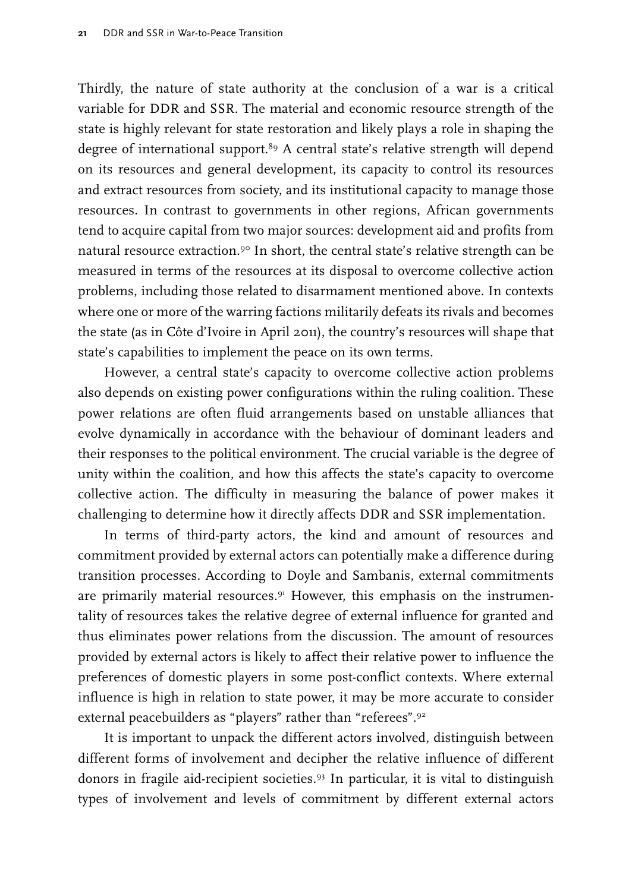Thirdly, the nature of state authority at the conclusion of a war is a critical variable for DDR and SSR. The material and economic resource strength of the state is highly relevant for state restoration and likely plays a role in shaping the degree of international support.[89] A central state's relative strength will depend on its resources and general development, its capacity to control its resources and extract resources from society, and its institutional capacity to manage those resources. In contrast to governments in other regions, African governments tend to acquire capital from two major sources: development aid and profits from natural resource extraction.[90] In short, the central state's relative strength can be measured in terms of the resources at its disposal to overcome collective action problems, including those related to disarmament mentioned above. In contexts where one or more of the warring factions militarily defeats its rivals and becomes the state (as in Côte d'Ivoire in April 2011), the country's resources will shape that state's capabilities to implement the peace on its own terms.

However, a central state's capacity to overcome collective action problems also depends on existing power configurations within the ruling coalition. These power relations are often fluid arrangements based on unstable alliances that evolve dynamically in accordance with the behaviour of dominant leaders and their responses to the political environment. The crucial variable is the degree of unity within the coalition, and how this affects the state's capacity to overcome collective action. The difficulty in measuring the balance of power makes it challenging to determine how it directly affects DDR and SSR implementation.

In terms of third-party actors, the kind and amount of resources and commitment provided by external actors can potentially make a difference during transition processes. According to Doyle and Sambanis, external commitments are primarily material resources.[91] However, this emphasis on the instrumentality of resources takes the relative degree of external influence for granted and thus eliminates power relations from the discussion. The amount of resources provided by external actors is likely to affect their relative power to influence the preferences of domestic players in some post-conflict contexts. Where external influence is high in relation to state power, it may be more accurate to consider external peacebuilders as "players" rather than "referees".[92]

It is important to unpack the different actors involved, distinguish between different forms of involvement and decipher the relative influence of different donors in fragile aid-recipient societies.[93] In particular, it is vital to distinguish types of involvement and levels of commitment by different external actors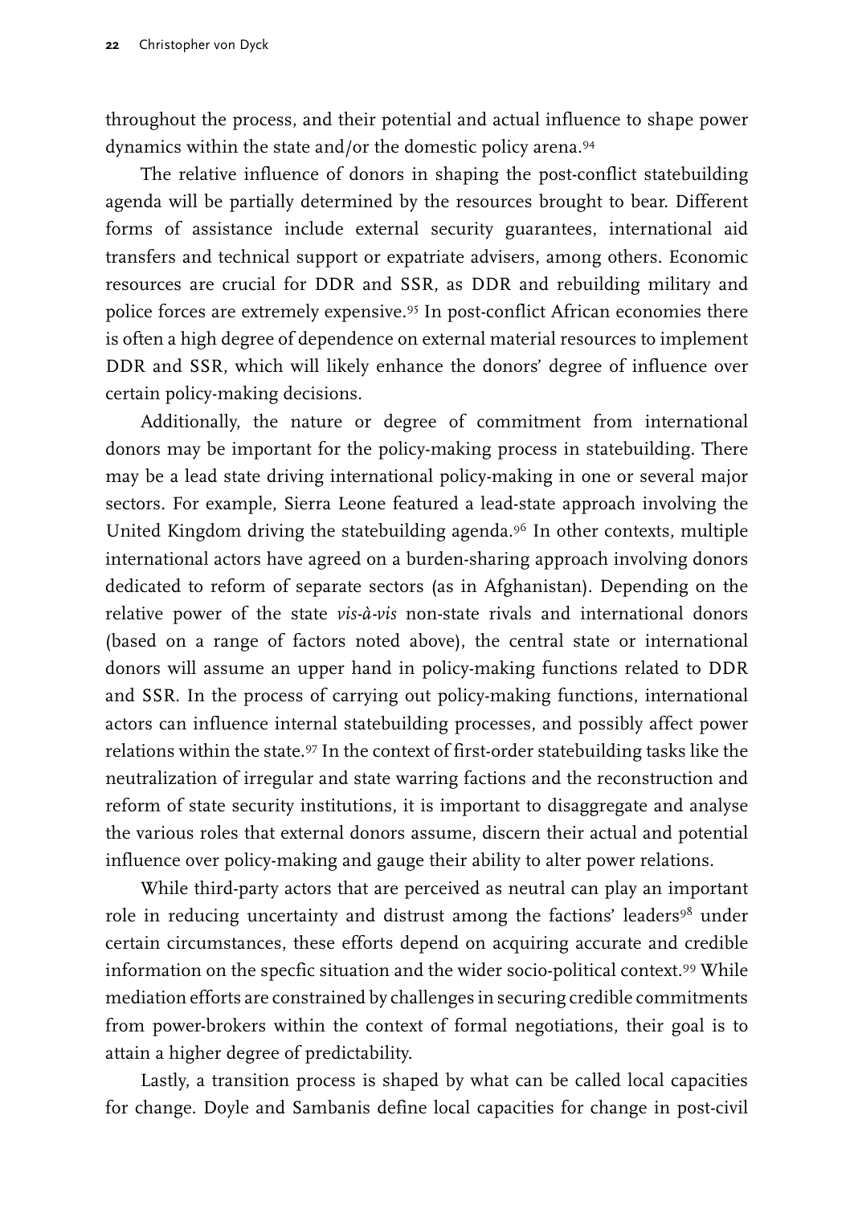throughout the process, and their potential and actual influence to shape power dynamics within the state and/or the domestic policy arena.[94]

The relative influence of donors in shaping the post-conflict statebuilding agenda will be partially determined by the resources brought to bear. Different forms of assistance include external security guarantees, international aid transfers and technical support or expatriate advisers, among others. Economic resources are crucial for DDR and SSR, as DDR and rebuilding military and police forces are extremely expensive.[95] In post-conflict African economies there is often a high degree of dependence on external material resources to implement DDR and SSR, which will likely enhance the donors' degree of influence over certain policy-making decisions.

Additionally, the nature or degree of commitment from international donors may be important for the policy-making process in statebuilding. There may be a lead state driving international policy-making in one or several major sectors. For example, Sierra Leone featured a lead-state approach involving the United Kingdom driving the statebuilding agenda.[96] In other contexts, multiple international actors have agreed on a burden-sharing approach involving donors dedicated to reform of separate sectors (as in Afghanistan). Depending on the relative power of the state *vis-à-vis* non-state rivals and international donors (based on a range of factors noted above), the central state or international donors will assume an upper hand in policy-making functions related to DDR and SSR. In the process of carrying out policy-making functions, international actors can influence internal statebuilding processes, and possibly affect power relations within the state.[97] In the context of first-order statebuilding tasks like the neutralization of irregular and state warring factions and the reconstruction and reform of state security institutions, it is important to disaggregate and analyse the various roles that external donors assume, discern their actual and potential influence over policy-making and gauge their ability to alter power relations.

While third-party actors that are perceived as neutral can play an important role in reducing uncertainty and distrust among the factions' leaders[98] under certain circumstances, these efforts depend on acquiring accurate and credible information on the specfic situation and the wider socio-political context.[99] While mediation efforts are constrained by challenges in securing credible commitments from power-brokers within the context of formal negotiations, their goal is to attain a higher degree of predictability.

Lastly, a transition process is shaped by what can be called local capacities for change. Doyle and Sambanis define local capacities for change in post-civil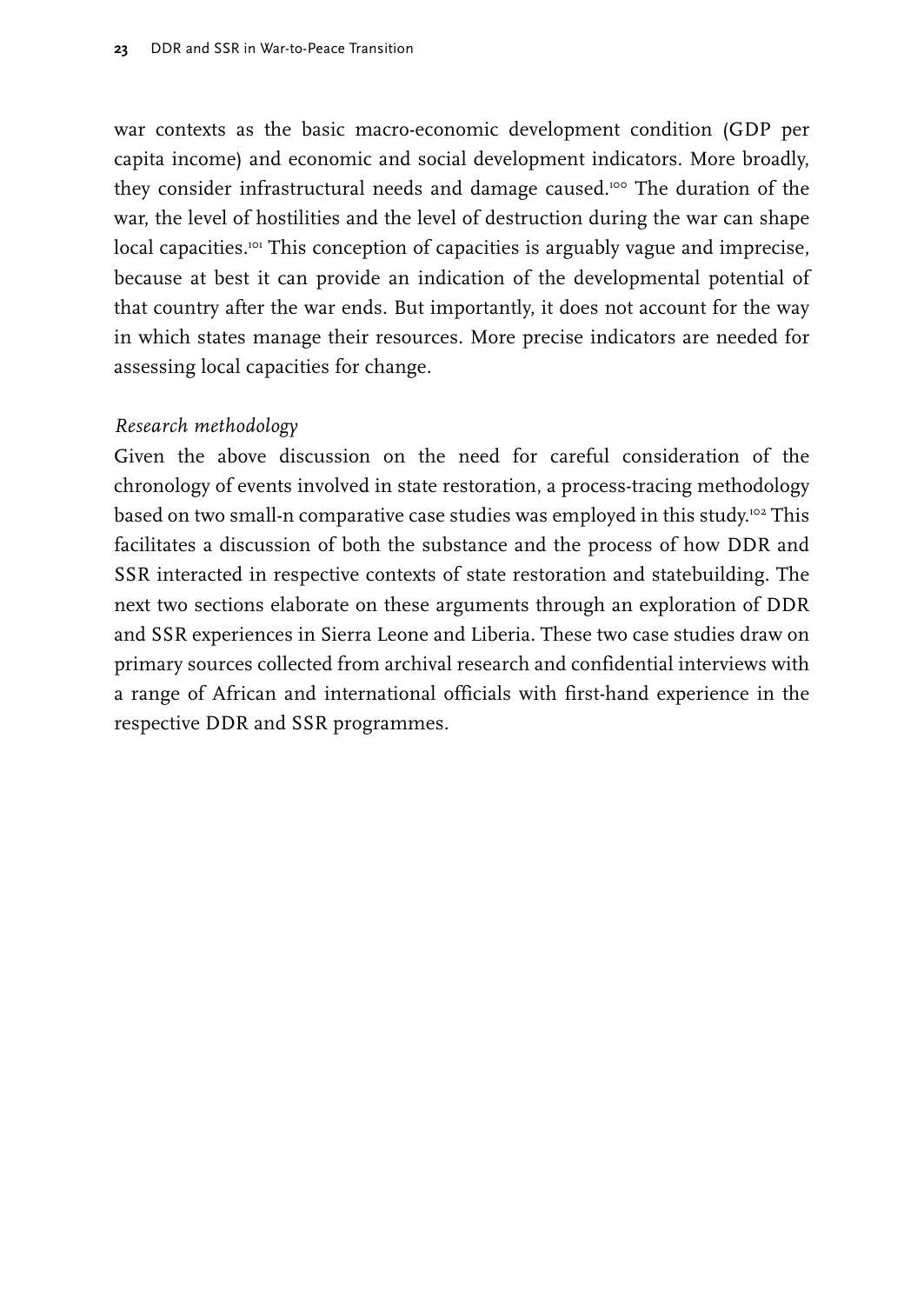war contexts as the basic macro-economic development condition (GDP per capita income) and economic and social development indicators. More broadly, they consider infrastructural needs and damage caused.[100] The duration of the war, the level of hostilities and the level of destruction during the war can shape local capacities.[101] This conception of capacities is arguably vague and imprecise, because at best it can provide an indication of the developmental potential of that country after the war ends. But importantly, it does not account for the way in which states manage their resources. More precise indicators are needed for assessing local capacities for change.

*Research methodology*

Given the above discussion on the need for careful consideration of the chronology of events involved in state restoration, a process-tracing methodology based on two small-n comparative case studies was employed in this study.[102] This facilitates a discussion of both the substance and the process of how DDR and SSR interacted in respective contexts of state restoration and statebuilding. The next two sections elaborate on these arguments through an exploration of DDR and SSR experiences in Sierra Leone and Liberia. These two case studies draw on primary sources collected from archival research and confidential interviews with a range of African and international officials with first-hand experience in the respective DDR and SSR programmes.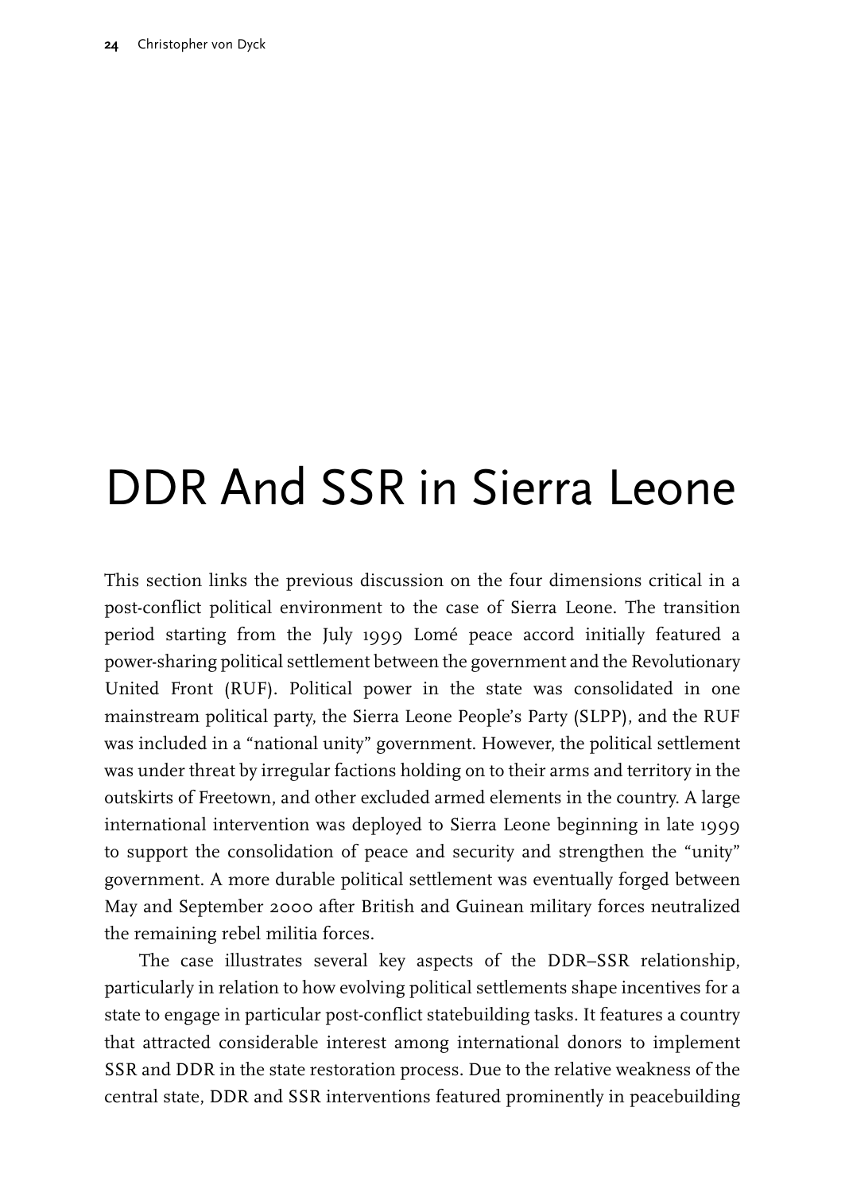# DDR And SSR in Sierra Leone

This section links the previous discussion on the four dimensions critical in a post-conflict political environment to the case of Sierra Leone. The transition period starting from the July 1999 Lomé peace accord initially featured a power-sharing political settlement between the government and the Revolutionary United Front (RUF). Political power in the state was consolidated in one mainstream political party, the Sierra Leone People's Party (SLPP), and the RUF was included in a "national unity" government. However, the political settlement was under threat by irregular factions holding on to their arms and territory in the outskirts of Freetown, and other excluded armed elements in the country. A large international intervention was deployed to Sierra Leone beginning in late 1999 to support the consolidation of peace and security and strengthen the "unity" government. A more durable political settlement was eventually forged between May and September 2000 after British and Guinean military forces neutralized the remaining rebel militia forces.

The case illustrates several key aspects of the DDR–SSR relationship, particularly in relation to how evolving political settlements shape incentives for a state to engage in particular post-conflict statebuilding tasks. It features a country that attracted considerable interest among international donors to implement SSR and DDR in the state restoration process. Due to the relative weakness of the central state, DDR and SSR interventions featured prominently in peacebuilding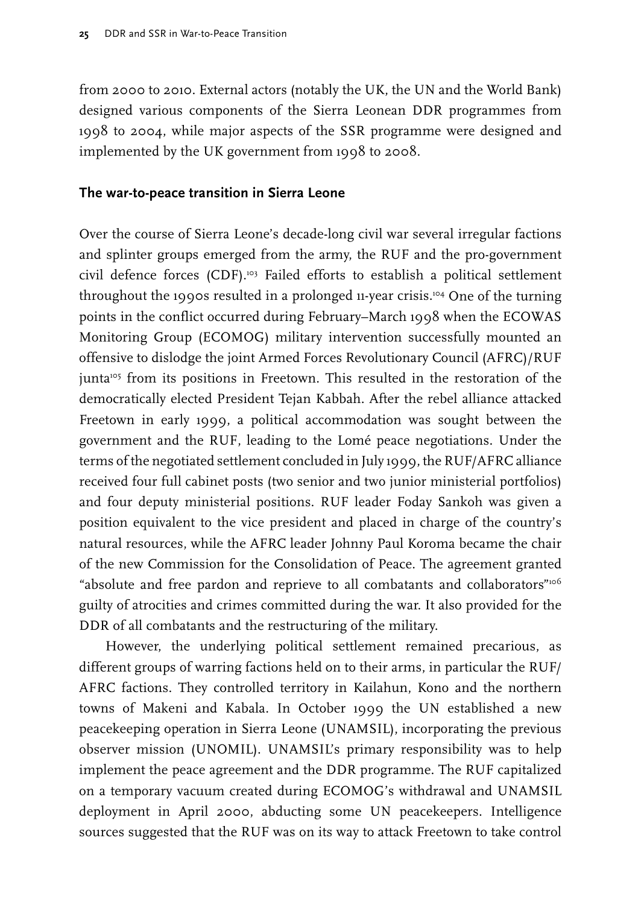from 2000 to 2010. External actors (notably the UK, the UN and the World Bank) designed various components of the Sierra Leonean DDR programmes from 1998 to 2004, while major aspects of the SSR programme were designed and implemented by the UK government from 1998 to 2008.

## The war-to-peace transition in Sierra Leone

Over the course of Sierra Leone's decade-long civil war several irregular factions and splinter groups emerged from the army, the RUF and the pro-government civil defence forces (CDF).[103] Failed efforts to establish a political settlement throughout the 1990s resulted in a prolonged 11-year crisis.[104] One of the turning points in the conflict occurred during February–March 1998 when the ECOWAS Monitoring Group (ECOMOG) military intervention successfully mounted an offensive to dislodge the joint Armed Forces Revolutionary Council (AFRC)/RUF junta[105] from its positions in Freetown. This resulted in the restoration of the democratically elected President Tejan Kabbah. After the rebel alliance attacked Freetown in early 1999, a political accommodation was sought between the government and the RUF, leading to the Lomé peace negotiations. Under the terms of the negotiated settlement concluded in July 1999, the RUF/AFRC alliance received four full cabinet posts (two senior and two junior ministerial portfolios) and four deputy ministerial positions. RUF leader Foday Sankoh was given a position equivalent to the vice president and placed in charge of the country's natural resources, while the AFRC leader Johnny Paul Koroma became the chair of the new Commission for the Consolidation of Peace. The agreement granted "absolute and free pardon and reprieve to all combatants and collaborators"[106] guilty of atrocities and crimes committed during the war. It also provided for the DDR of all combatants and the restructuring of the military.

However, the underlying political settlement remained precarious, as different groups of warring factions held on to their arms, in particular the RUF/AFRC factions. They controlled territory in Kailahun, Kono and the northern towns of Makeni and Kabala. In October 1999 the UN established a new peacekeeping operation in Sierra Leone (UNAMSIL), incorporating the previous observer mission (UNOMIL). UNAMSIL's primary responsibility was to help implement the peace agreement and the DDR programme. The RUF capitalized on a temporary vacuum created during ECOMOG's withdrawal and UNAMSIL deployment in April 2000, abducting some UN peacekeepers. Intelligence sources suggested that the RUF was on its way to attack Freetown to take control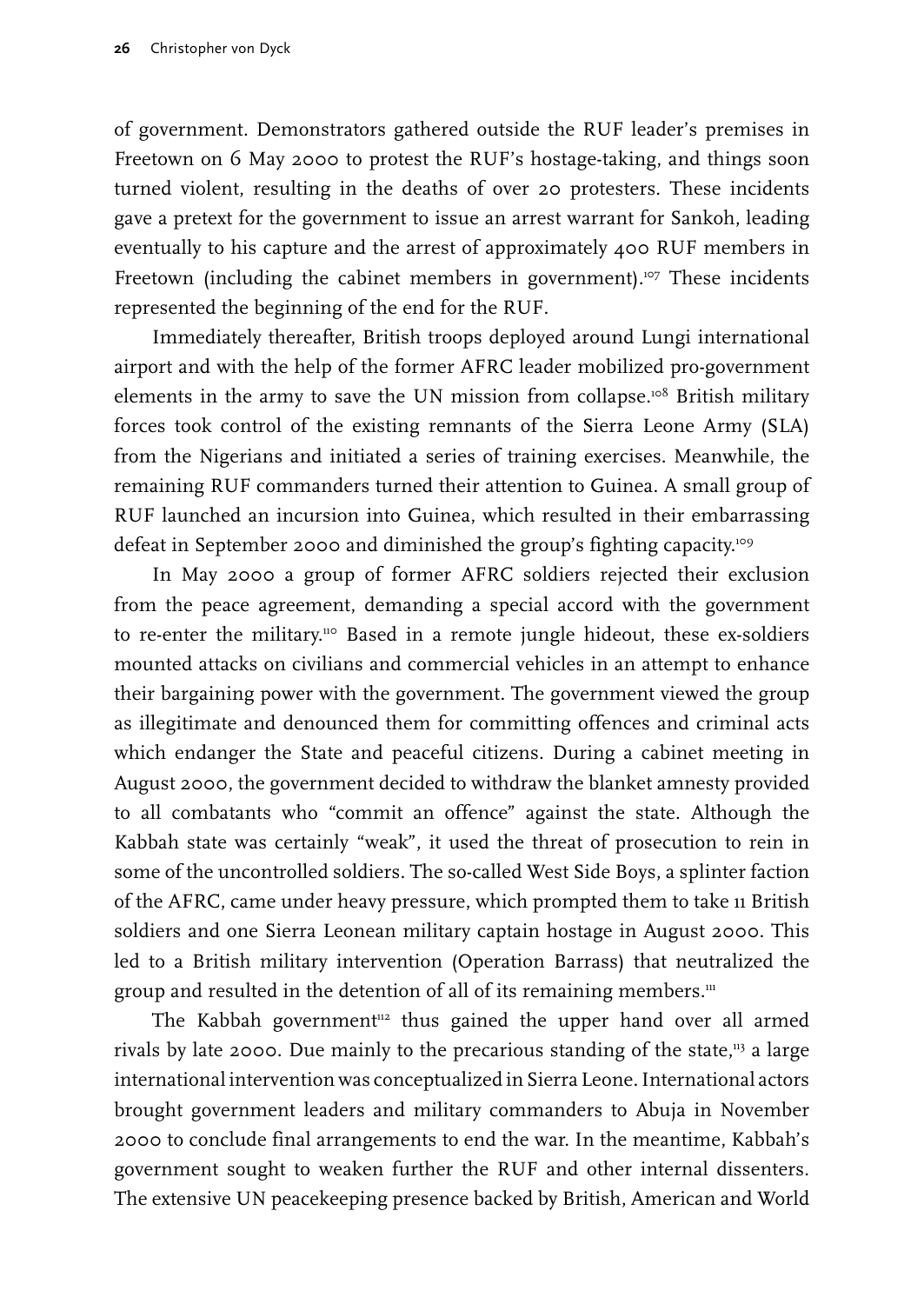of government. Demonstrators gathered outside the RUF leader's premises in Freetown on 6 May 2000 to protest the RUF's hostage-taking, and things soon turned violent, resulting in the deaths of over 20 protesters. These incidents gave a pretext for the government to issue an arrest warrant for Sankoh, leading eventually to his capture and the arrest of approximately 400 RUF members in Freetown (including the cabinet members in government).[107] These incidents represented the beginning of the end for the RUF.

Immediately thereafter, British troops deployed around Lungi international airport and with the help of the former AFRC leader mobilized pro-government elements in the army to save the UN mission from collapse.[108] British military forces took control of the existing remnants of the Sierra Leone Army (SLA) from the Nigerians and initiated a series of training exercises. Meanwhile, the remaining RUF commanders turned their attention to Guinea. A small group of RUF launched an incursion into Guinea, which resulted in their embarrassing defeat in September 2000 and diminished the group's fighting capacity.[109]

In May 2000 a group of former AFRC soldiers rejected their exclusion from the peace agreement, demanding a special accord with the government to re-enter the military.[110] Based in a remote jungle hideout, these ex-soldiers mounted attacks on civilians and commercial vehicles in an attempt to enhance their bargaining power with the government. The government viewed the group as illegitimate and denounced them for committing offences and criminal acts which endanger the State and peaceful citizens. During a cabinet meeting in August 2000, the government decided to withdraw the blanket amnesty provided to all combatants who "commit an offence" against the state. Although the Kabbah state was certainly "weak", it used the threat of prosecution to rein in some of the uncontrolled soldiers. The so-called West Side Boys, a splinter faction of the AFRC, came under heavy pressure, which prompted them to take 11 British soldiers and one Sierra Leonean military captain hostage in August 2000. This led to a British military intervention (Operation Barrass) that neutralized the group and resulted in the detention of all of its remaining members.[111]

The Kabbah government[112] thus gained the upper hand over all armed rivals by late 2000. Due mainly to the precarious standing of the state,[113] a large international intervention was conceptualized in Sierra Leone. International actors brought government leaders and military commanders to Abuja in November 2000 to conclude final arrangements to end the war. In the meantime, Kabbah's government sought to weaken further the RUF and other internal dissenters. The extensive UN peacekeeping presence backed by British, American and World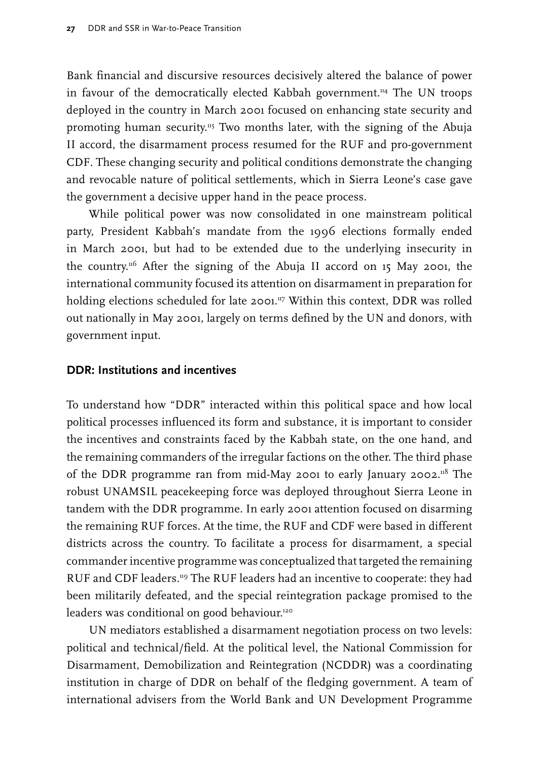Bank financial and discursive resources decisively altered the balance of power in favour of the democratically elected Kabbah government.[114] The UN troops deployed in the country in March 2001 focused on enhancing state security and promoting human security.[115] Two months later, with the signing of the Abuja II accord, the disarmament process resumed for the RUF and pro-government CDF. These changing security and political conditions demonstrate the changing and revocable nature of political settlements, which in Sierra Leone's case gave the government a decisive upper hand in the peace process.

While political power was now consolidated in one mainstream political party, President Kabbah's mandate from the 1996 elections formally ended in March 2001, but had to be extended due to the underlying insecurity in the country.[116] After the signing of the Abuja II accord on 15 May 2001, the international community focused its attention on disarmament in preparation for holding elections scheduled for late 2001.[117] Within this context, DDR was rolled out nationally in May 2001, largely on terms defined by the UN and donors, with government input.

## DDR: Institutions and incentives

To understand how "DDR" interacted within this political space and how local political processes influenced its form and substance, it is important to consider the incentives and constraints faced by the Kabbah state, on the one hand, and the remaining commanders of the irregular factions on the other. The third phase of the DDR programme ran from mid-May 2001 to early January 2002.[118] The robust UNAMSIL peacekeeping force was deployed throughout Sierra Leone in tandem with the DDR programme. In early 2001 attention focused on disarming the remaining RUF forces. At the time, the RUF and CDF were based in different districts across the country. To facilitate a process for disarmament, a special commander incentive programme was conceptualized that targeted the remaining RUF and CDF leaders.[119] The RUF leaders had an incentive to cooperate: they had been militarily defeated, and the special reintegration package promised to the leaders was conditional on good behaviour.[120]

UN mediators established a disarmament negotiation process on two levels: political and technical/field. At the political level, the National Commission for Disarmament, Demobilization and Reintegration (NCDDR) was a coordinating institution in charge of DDR on behalf of the fledging government. A team of international advisers from the World Bank and UN Development Programme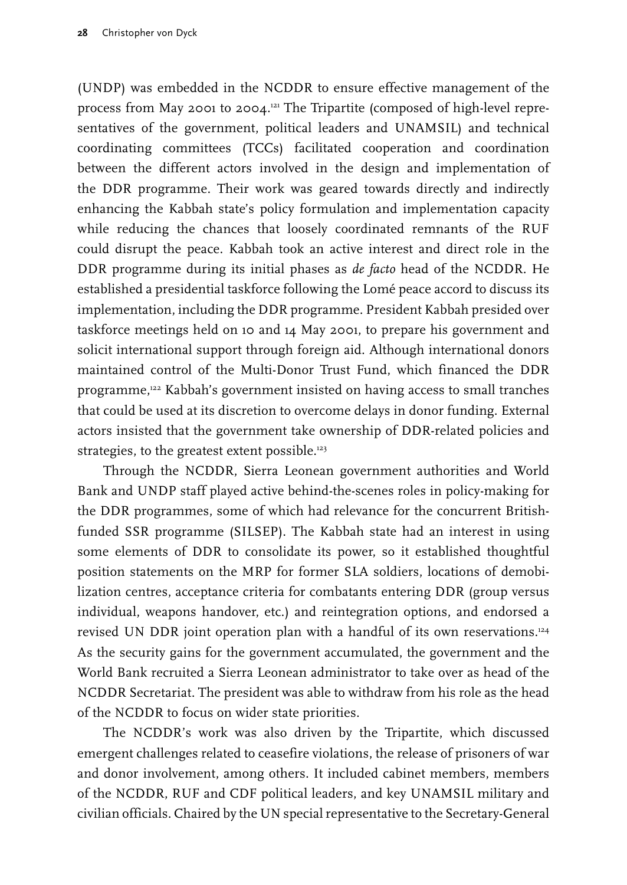(UNDP) was embedded in the NCDDR to ensure effective management of the process from May 2001 to 2004.[121] The Tripartite (composed of high-level representatives of the government, political leaders and UNAMSIL) and technical coordinating committees (TCCs) facilitated cooperation and coordination between the different actors involved in the design and implementation of the DDR programme. Their work was geared towards directly and indirectly enhancing the Kabbah state's policy formulation and implementation capacity while reducing the chances that loosely coordinated remnants of the RUF could disrupt the peace. Kabbah took an active interest and direct role in the DDR programme during its initial phases as *de facto* head of the NCDDR. He established a presidential taskforce following the Lomé peace accord to discuss its implementation, including the DDR programme. President Kabbah presided over taskforce meetings held on 10 and 14 May 2001, to prepare his government and solicit international support through foreign aid. Although international donors maintained control of the Multi-Donor Trust Fund, which financed the DDR programme,[122] Kabbah's government insisted on having access to small tranches that could be used at its discretion to overcome delays in donor funding. External actors insisted that the government take ownership of DDR-related policies and strategies, to the greatest extent possible.[123]

Through the NCDDR, Sierra Leonean government authorities and World Bank and UNDP staff played active behind-the-scenes roles in policy-making for the DDR programmes, some of which had relevance for the concurrent British-funded SSR programme (SILSEP). The Kabbah state had an interest in using some elements of DDR to consolidate its power, so it established thoughtful position statements on the MRP for former SLA soldiers, locations of demobilization centres, acceptance criteria for combatants entering DDR (group versus individual, weapons handover, etc.) and reintegration options, and endorsed a revised UN DDR joint operation plan with a handful of its own reservations.[124] As the security gains for the government accumulated, the government and the World Bank recruited a Sierra Leonean administrator to take over as head of the NCDDR Secretariat. The president was able to withdraw from his role as the head of the NCDDR to focus on wider state priorities.

The NCDDR's work was also driven by the Tripartite, which discussed emergent challenges related to ceasefire violations, the release of prisoners of war and donor involvement, among others. It included cabinet members, members of the NCDDR, RUF and CDF political leaders, and key UNAMSIL military and civilian officials. Chaired by the UN special representative to the Secretary-General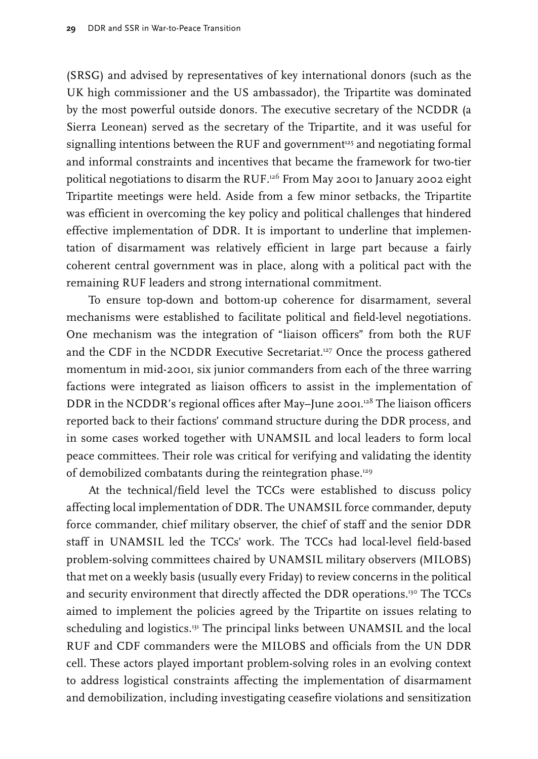(SRSG) and advised by representatives of key international donors (such as the UK high commissioner and the US ambassador), the Tripartite was dominated by the most powerful outside donors. The executive secretary of the NCDDR (a Sierra Leonean) served as the secretary of the Tripartite, and it was useful for signalling intentions between the RUF and government[125] and negotiating formal and informal constraints and incentives that became the framework for two-tier political negotiations to disarm the RUF.[126] From May 2001 to January 2002 eight Tripartite meetings were held. Aside from a few minor setbacks, the Tripartite was efficient in overcoming the key policy and political challenges that hindered effective implementation of DDR. It is important to underline that implementation of disarmament was relatively efficient in large part because a fairly coherent central government was in place, along with a political pact with the remaining RUF leaders and strong international commitment.

To ensure top-down and bottom-up coherence for disarmament, several mechanisms were established to facilitate political and field-level negotiations. One mechanism was the integration of "liaison officers" from both the RUF and the CDF in the NCDDR Executive Secretariat.[127] Once the process gathered momentum in mid-2001, six junior commanders from each of the three warring factions were integrated as liaison officers to assist in the implementation of DDR in the NCDDR's regional offices after May–June 2001.[128] The liaison officers reported back to their factions' command structure during the DDR process, and in some cases worked together with UNAMSIL and local leaders to form local peace committees. Their role was critical for verifying and validating the identity of demobilized combatants during the reintegration phase.[129]

At the technical/field level the TCCs were established to discuss policy affecting local implementation of DDR. The UNAMSIL force commander, deputy force commander, chief military observer, the chief of staff and the senior DDR staff in UNAMSIL led the TCCs' work. The TCCs had local-level field-based problem-solving committees chaired by UNAMSIL military observers (MILOBS) that met on a weekly basis (usually every Friday) to review concerns in the political and security environment that directly affected the DDR operations.[130] The TCCs aimed to implement the policies agreed by the Tripartite on issues relating to scheduling and logistics.[131] The principal links between UNAMSIL and the local RUF and CDF commanders were the MILOBS and officials from the UN DDR cell. These actors played important problem-solving roles in an evolving context to address logistical constraints affecting the implementation of disarmament and demobilization, including investigating ceasefire violations and sensitization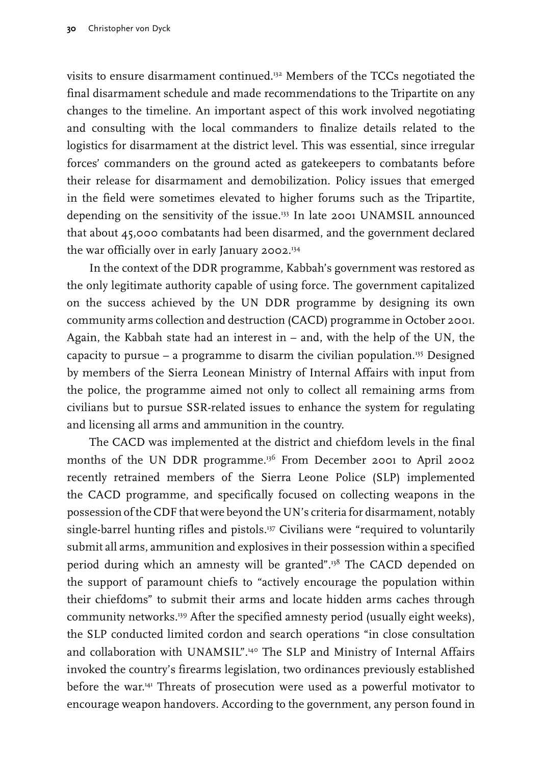visits to ensure disarmament continued.[132] Members of the TCCs negotiated the final disarmament schedule and made recommendations to the Tripartite on any changes to the timeline. An important aspect of this work involved negotiating and consulting with the local commanders to finalize details related to the logistics for disarmament at the district level. This was essential, since irregular forces' commanders on the ground acted as gatekeepers to combatants before their release for disarmament and demobilization. Policy issues that emerged in the field were sometimes elevated to higher forums such as the Tripartite, depending on the sensitivity of the issue.[133] In late 2001 UNAMSIL announced that about 45,000 combatants had been disarmed, and the government declared the war officially over in early January 2002.[134]

In the context of the DDR programme, Kabbah's government was restored as the only legitimate authority capable of using force. The government capitalized on the success achieved by the UN DDR programme by designing its own community arms collection and destruction (CACD) programme in October 2001. Again, the Kabbah state had an interest in – and, with the help of the UN, the capacity to pursue – a programme to disarm the civilian population.[135] Designed by members of the Sierra Leonean Ministry of Internal Affairs with input from the police, the programme aimed not only to collect all remaining arms from civilians but to pursue SSR-related issues to enhance the system for regulating and licensing all arms and ammunition in the country.

The CACD was implemented at the district and chiefdom levels in the final months of the UN DDR programme.[136] From December 2001 to April 2002 recently retrained members of the Sierra Leone Police (SLP) implemented the CACD programme, and specifically focused on collecting weapons in the possession of the CDF that were beyond the UN's criteria for disarmament, notably single-barrel hunting rifles and pistols.[137] Civilians were "required to voluntarily submit all arms, ammunition and explosives in their possession within a specified period during which an amnesty will be granted".[138] The CACD depended on the support of paramount chiefs to "actively encourage the population within their chiefdoms" to submit their arms and locate hidden arms caches through community networks.[139] After the specified amnesty period (usually eight weeks), the SLP conducted limited cordon and search operations "in close consultation and collaboration with UNAMSIL".[140] The SLP and Ministry of Internal Affairs invoked the country's firearms legislation, two ordinances previously established before the war.[141] Threats of prosecution were used as a powerful motivator to encourage weapon handovers. According to the government, any person found in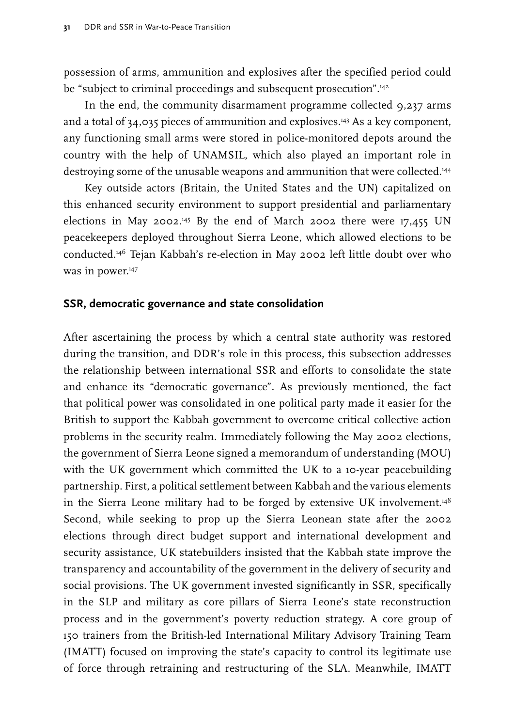possession of arms, ammunition and explosives after the specified period could be "subject to criminal proceedings and subsequent prosecution".[142]

In the end, the community disarmament programme collected 9,237 arms and a total of 34,035 pieces of ammunition and explosives.[143] As a key component, any functioning small arms were stored in police-monitored depots around the country with the help of UNAMSIL, which also played an important role in destroying some of the unusable weapons and ammunition that were collected.[144]

Key outside actors (Britain, the United States and the UN) capitalized on this enhanced security environment to support presidential and parliamentary elections in May 2002.[145] By the end of March 2002 there were 17,455 UN peacekeepers deployed throughout Sierra Leone, which allowed elections to be conducted.[146] Tejan Kabbah's re-election in May 2002 left little doubt over who was in power.[147]

## SSR, democratic governance and state consolidation

After ascertaining the process by which a central state authority was restored during the transition, and DDR's role in this process, this subsection addresses the relationship between international SSR and efforts to consolidate the state and enhance its "democratic governance". As previously mentioned, the fact that political power was consolidated in one political party made it easier for the British to support the Kabbah government to overcome critical collective action problems in the security realm. Immediately following the May 2002 elections, the government of Sierra Leone signed a memorandum of understanding (MOU) with the UK government which committed the UK to a 10-year peacebuilding partnership. First, a political settlement between Kabbah and the various elements in the Sierra Leone military had to be forged by extensive UK involvement.[148] Second, while seeking to prop up the Sierra Leonean state after the 2002 elections through direct budget support and international development and security assistance, UK statebuilders insisted that the Kabbah state improve the transparency and accountability of the government in the delivery of security and social provisions. The UK government invested significantly in SSR, specifically in the SLP and military as core pillars of Sierra Leone's state reconstruction process and in the government's poverty reduction strategy. A core group of 150 trainers from the British-led International Military Advisory Training Team (IMATT) focused on improving the state's capacity to control its legitimate use of force through retraining and restructuring of the SLA. Meanwhile, IMATT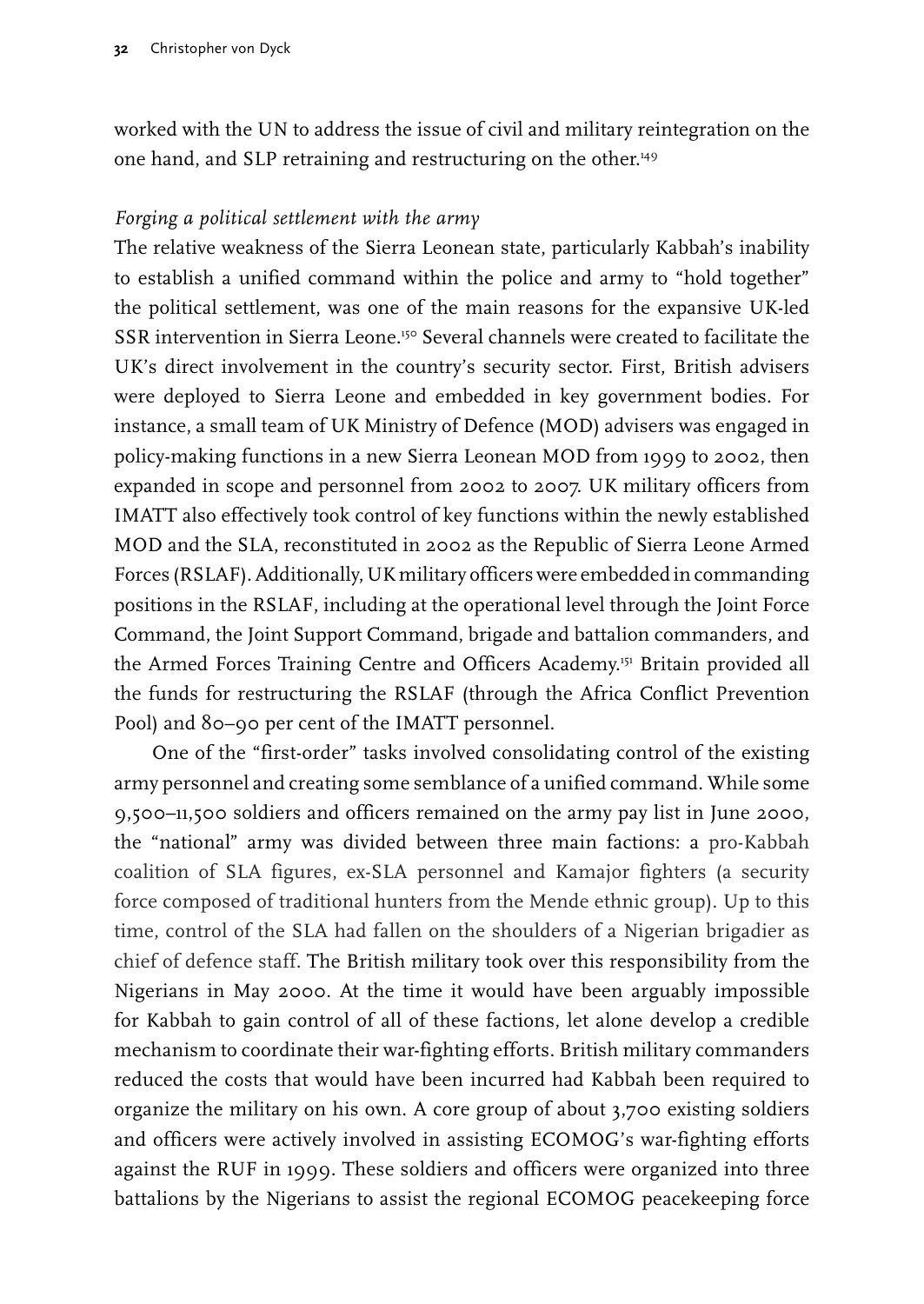worked with the UN to address the issue of civil and military reintegration on the one hand, and SLP retraining and restructuring on the other.[149]

*Forging a political settlement with the army*

The relative weakness of the Sierra Leonean state, particularly Kabbah's inability to establish a unified command within the police and army to "hold together" the political settlement, was one of the main reasons for the expansive UK-led SSR intervention in Sierra Leone.[150] Several channels were created to facilitate the UK's direct involvement in the country's security sector. First, British advisers were deployed to Sierra Leone and embedded in key government bodies. For instance, a small team of UK Ministry of Defence (MOD) advisers was engaged in policy-making functions in a new Sierra Leonean MOD from 1999 to 2002, then expanded in scope and personnel from 2002 to 2007. UK military officers from IMATT also effectively took control of key functions within the newly established MOD and the SLA, reconstituted in 2002 as the Republic of Sierra Leone Armed Forces (RSLAF). Additionally, UK military officers were embedded in commanding positions in the RSLAF, including at the operational level through the Joint Force Command, the Joint Support Command, brigade and battalion commanders, and the Armed Forces Training Centre and Officers Academy.[151] Britain provided all the funds for restructuring the RSLAF (through the Africa Conflict Prevention Pool) and 80–90 per cent of the IMATT personnel.

One of the "first-order" tasks involved consolidating control of the existing army personnel and creating some semblance of a unified command. While some 9,500–11,500 soldiers and officers remained on the army pay list in June 2000, the "national" army was divided between three main factions: a pro-Kabbah coalition of SLA figures, ex-SLA personnel and Kamajor fighters (a security force composed of traditional hunters from the Mende ethnic group). Up to this time, control of the SLA had fallen on the shoulders of a Nigerian brigadier as chief of defence staff. The British military took over this responsibility from the Nigerians in May 2000. At the time it would have been arguably impossible for Kabbah to gain control of all of these factions, let alone develop a credible mechanism to coordinate their war-fighting efforts. British military commanders reduced the costs that would have been incurred had Kabbah been required to organize the military on his own. A core group of about 3,700 existing soldiers and officers were actively involved in assisting ECOMOG's war-fighting efforts against the RUF in 1999. These soldiers and officers were organized into three battalions by the Nigerians to assist the regional ECOMOG peacekeeping force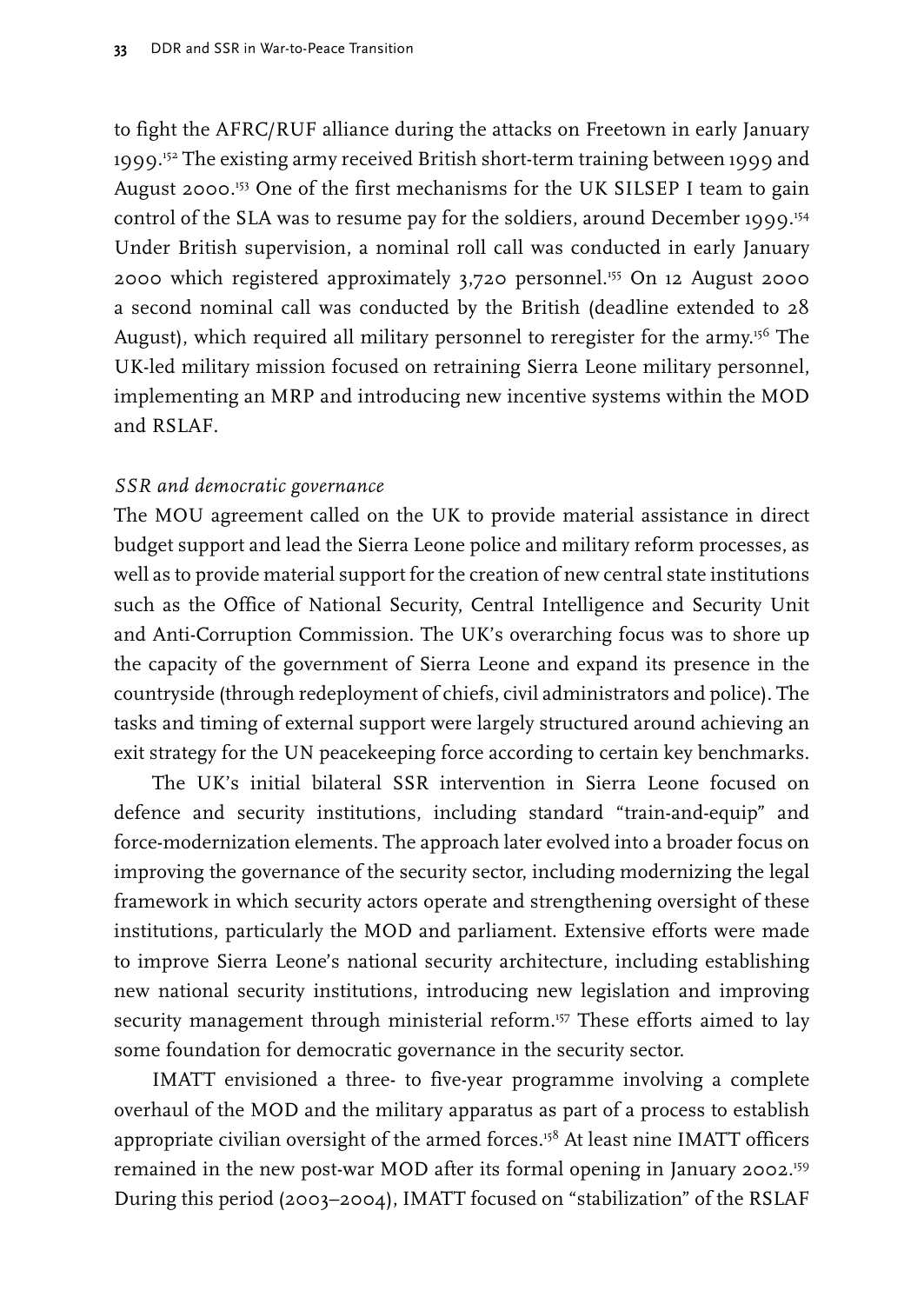to fight the AFRC/RUF alliance during the attacks on Freetown in early January 1999.[152] The existing army received British short-term training between 1999 and August 2000.[153] One of the first mechanisms for the UK SILSEP I team to gain control of the SLA was to resume pay for the soldiers, around December 1999.[154] Under British supervision, a nominal roll call was conducted in early January 2000 which registered approximately 3,720 personnel.[155] On 12 August 2000 a second nominal call was conducted by the British (deadline extended to 28 August), which required all military personnel to reregister for the army.[156] The UK-led military mission focused on retraining Sierra Leone military personnel, implementing an MRP and introducing new incentive systems within the MOD and RSLAF.

*SSR and democratic governance*

The MOU agreement called on the UK to provide material assistance in direct budget support and lead the Sierra Leone police and military reform processes, as well as to provide material support for the creation of new central state institutions such as the Office of National Security, Central Intelligence and Security Unit and Anti-Corruption Commission. The UK's overarching focus was to shore up the capacity of the government of Sierra Leone and expand its presence in the countryside (through redeployment of chiefs, civil administrators and police). The tasks and timing of external support were largely structured around achieving an exit strategy for the UN peacekeeping force according to certain key benchmarks.

The UK's initial bilateral SSR intervention in Sierra Leone focused on defence and security institutions, including standard "train-and-equip" and force-modernization elements. The approach later evolved into a broader focus on improving the governance of the security sector, including modernizing the legal framework in which security actors operate and strengthening oversight of these institutions, particularly the MOD and parliament. Extensive efforts were made to improve Sierra Leone's national security architecture, including establishing new national security institutions, introducing new legislation and improving security management through ministerial reform.[157] These efforts aimed to lay some foundation for democratic governance in the security sector.

IMATT envisioned a three- to five-year programme involving a complete overhaul of the MOD and the military apparatus as part of a process to establish appropriate civilian oversight of the armed forces.[158] At least nine IMATT officers remained in the new post-war MOD after its formal opening in January 2002.[159] During this period (2003–2004), IMATT focused on "stabilization" of the RSLAF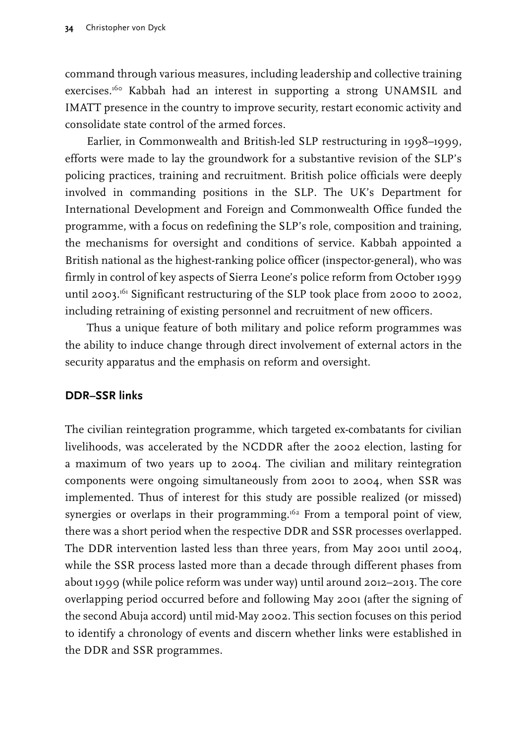command through various measures, including leadership and collective training exercises.[160] Kabbah had an interest in supporting a strong UNAMSIL and IMATT presence in the country to improve security, restart economic activity and consolidate state control of the armed forces.

Earlier, in Commonwealth and British-led SLP restructuring in 1998–1999, efforts were made to lay the groundwork for a substantive revision of the SLP's policing practices, training and recruitment. British police officials were deeply involved in commanding positions in the SLP. The UK's Department for International Development and Foreign and Commonwealth Office funded the programme, with a focus on redefining the SLP's role, composition and training, the mechanisms for oversight and conditions of service. Kabbah appointed a British national as the highest-ranking police officer (inspector-general), who was firmly in control of key aspects of Sierra Leone's police reform from October 1999 until 2003.[161] Significant restructuring of the SLP took place from 2000 to 2002, including retraining of existing personnel and recruitment of new officers.

Thus a unique feature of both military and police reform programmes was the ability to induce change through direct involvement of external actors in the security apparatus and the emphasis on reform and oversight.

### DDR–SSR links

The civilian reintegration programme, which targeted ex-combatants for civilian livelihoods, was accelerated by the NCDDR after the 2002 election, lasting for a maximum of two years up to 2004. The civilian and military reintegration components were ongoing simultaneously from 2001 to 2004, when SSR was implemented. Thus of interest for this study are possible realized (or missed) synergies or overlaps in their programming.[162] From a temporal point of view, there was a short period when the respective DDR and SSR processes overlapped. The DDR intervention lasted less than three years, from May 2001 until 2004, while the SSR process lasted more than a decade through different phases from about 1999 (while police reform was under way) until around 2012–2013. The core overlapping period occurred before and following May 2001 (after the signing of the second Abuja accord) until mid-May 2002. This section focuses on this period to identify a chronology of events and discern whether links were established in the DDR and SSR programmes.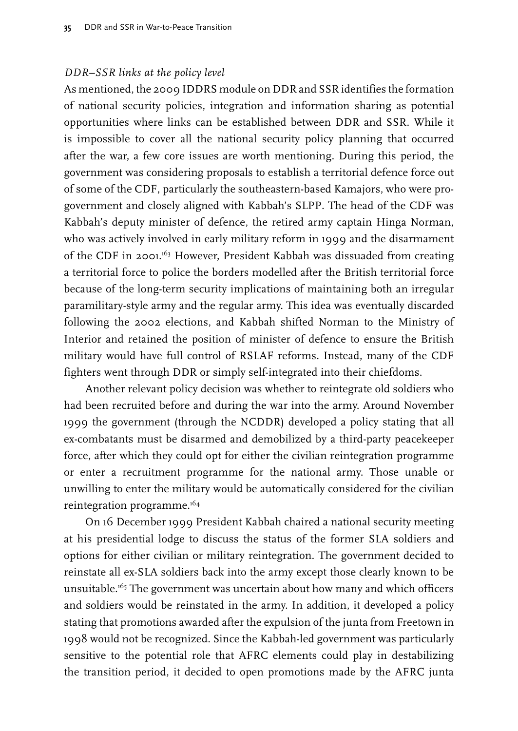*DDR–SSR links at the policy level*

As mentioned, the 2009 IDDRS module on DDR and SSR identifies the formation of national security policies, integration and information sharing as potential opportunities where links can be established between DDR and SSR. While it is impossible to cover all the national security policy planning that occurred after the war, a few core issues are worth mentioning. During this period, the government was considering proposals to establish a territorial defence force out of some of the CDF, particularly the southeastern-based Kamajors, who were pro-government and closely aligned with Kabbah's SLPP. The head of the CDF was Kabbah's deputy minister of defence, the retired army captain Hinga Norman, who was actively involved in early military reform in 1999 and the disarmament of the CDF in 2001.[163] However, President Kabbah was dissuaded from creating a territorial force to police the borders modelled after the British territorial force because of the long-term security implications of maintaining both an irregular paramilitary-style army and the regular army. This idea was eventually discarded following the 2002 elections, and Kabbah shifted Norman to the Ministry of Interior and retained the position of minister of defence to ensure the British military would have full control of RSLAF reforms. Instead, many of the CDF fighters went through DDR or simply self-integrated into their chiefdoms.

Another relevant policy decision was whether to reintegrate old soldiers who had been recruited before and during the war into the army. Around November 1999 the government (through the NCDDR) developed a policy stating that all ex-combatants must be disarmed and demobilized by a third-party peacekeeper force, after which they could opt for either the civilian reintegration programme or enter a recruitment programme for the national army. Those unable or unwilling to enter the military would be automatically considered for the civilian reintegration programme.[164]

On 16 December 1999 President Kabbah chaired a national security meeting at his presidential lodge to discuss the status of the former SLA soldiers and options for either civilian or military reintegration. The government decided to reinstate all ex-SLA soldiers back into the army except those clearly known to be unsuitable.[165] The government was uncertain about how many and which officers and soldiers would be reinstated in the army. In addition, it developed a policy stating that promotions awarded after the expulsion of the junta from Freetown in 1998 would not be recognized. Since the Kabbah-led government was particularly sensitive to the potential role that AFRC elements could play in destabilizing the transition period, it decided to open promotions made by the AFRC junta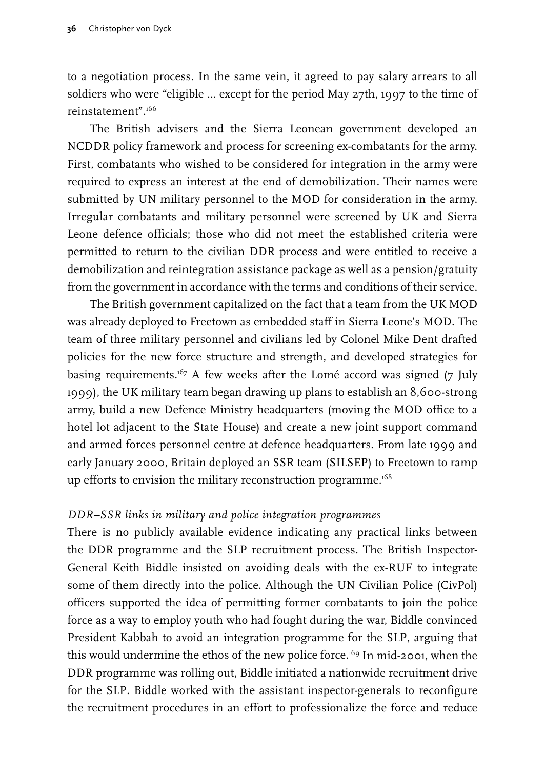to a negotiation process. In the same vein, it agreed to pay salary arrears to all soldiers who were "eligible ... except for the period May 27th, 1997 to the time of reinstatement".[166]

The British advisers and the Sierra Leonean government developed an NCDDR policy framework and process for screening ex-combatants for the army. First, combatants who wished to be considered for integration in the army were required to express an interest at the end of demobilization. Their names were submitted by UN military personnel to the MOD for consideration in the army. Irregular combatants and military personnel were screened by UK and Sierra Leone defence officials; those who did not meet the established criteria were permitted to return to the civilian DDR process and were entitled to receive a demobilization and reintegration assistance package as well as a pension/gratuity from the government in accordance with the terms and conditions of their service.

The British government capitalized on the fact that a team from the UK MOD was already deployed to Freetown as embedded staff in Sierra Leone's MOD. The team of three military personnel and civilians led by Colonel Mike Dent drafted policies for the new force structure and strength, and developed strategies for basing requirements.[167] A few weeks after the Lomé accord was signed (7 July 1999), the UK military team began drawing up plans to establish an 8,600-strong army, build a new Defence Ministry headquarters (moving the MOD office to a hotel lot adjacent to the State House) and create a new joint support command and armed forces personnel centre at defence headquarters. From late 1999 and early January 2000, Britain deployed an SSR team (SILSEP) to Freetown to ramp up efforts to envision the military reconstruction programme.[168]

### *DDR–SSR links in military and police integration programmes*

There is no publicly available evidence indicating any practical links between the DDR programme and the SLP recruitment process. The British Inspector-General Keith Biddle insisted on avoiding deals with the ex-RUF to integrate some of them directly into the police. Although the UN Civilian Police (CivPol) officers supported the idea of permitting former combatants to join the police force as a way to employ youth who had fought during the war, Biddle convinced President Kabbah to avoid an integration programme for the SLP, arguing that this would undermine the ethos of the new police force.[169] In mid-2001, when the DDR programme was rolling out, Biddle initiated a nationwide recruitment drive for the SLP. Biddle worked with the assistant inspector-generals to reconfigure the recruitment procedures in an effort to professionalize the force and reduce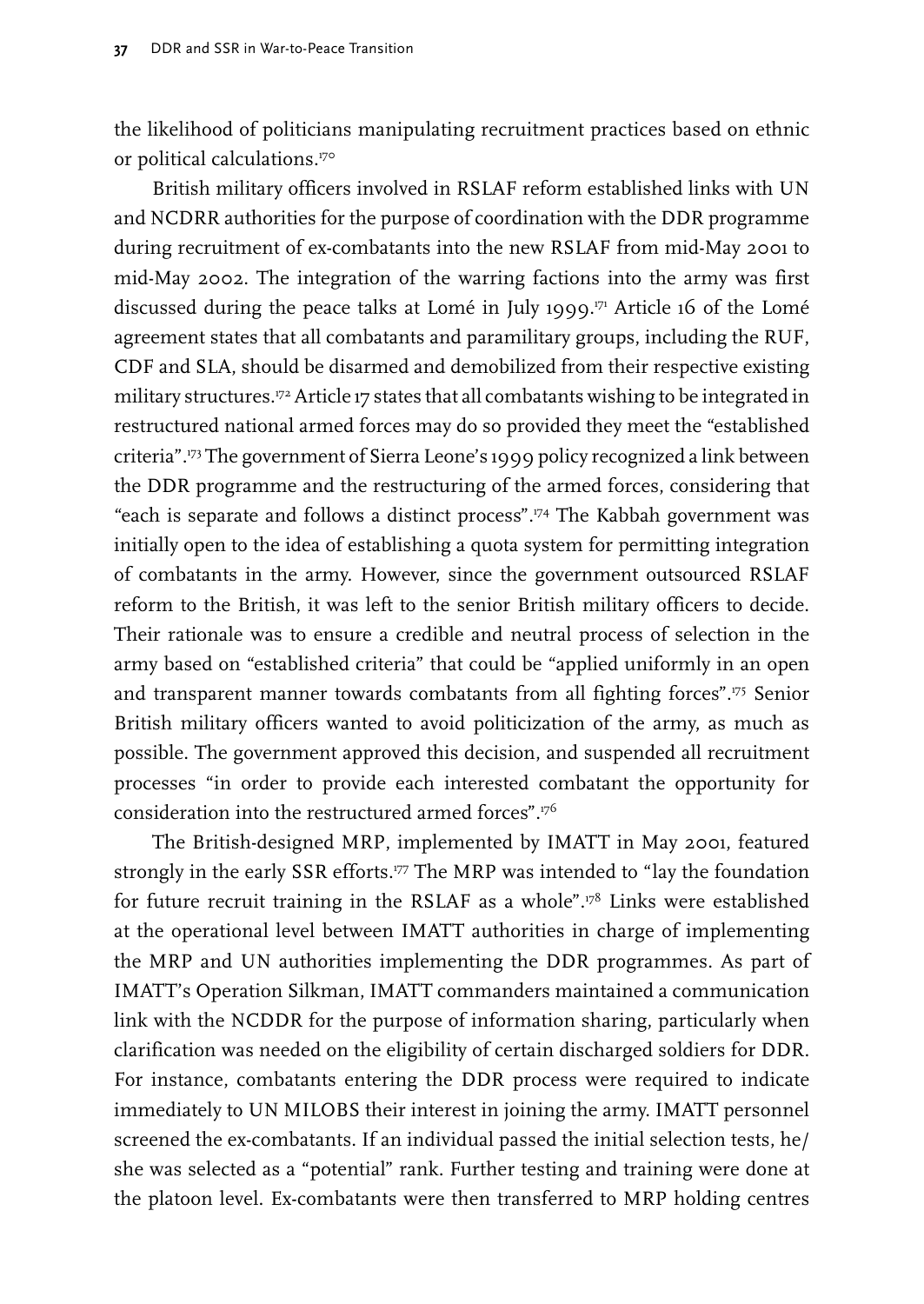the likelihood of politicians manipulating recruitment practices based on ethnic or political calculations.[170]

British military officers involved in RSLAF reform established links with UN and NCDRR authorities for the purpose of coordination with the DDR programme during recruitment of ex-combatants into the new RSLAF from mid-May 2001 to mid-May 2002. The integration of the warring factions into the army was first discussed during the peace talks at Lomé in July 1999.[171] Article 16 of the Lomé agreement states that all combatants and paramilitary groups, including the RUF, CDF and SLA, should be disarmed and demobilized from their respective existing military structures.[172] Article 17 states that all combatants wishing to be integrated in restructured national armed forces may do so provided they meet the "established criteria".[173] The government of Sierra Leone's 1999 policy recognized a link between the DDR programme and the restructuring of the armed forces, considering that "each is separate and follows a distinct process".[174] The Kabbah government was initially open to the idea of establishing a quota system for permitting integration of combatants in the army. However, since the government outsourced RSLAF reform to the British, it was left to the senior British military officers to decide. Their rationale was to ensure a credible and neutral process of selection in the army based on "established criteria" that could be "applied uniformly in an open and transparent manner towards combatants from all fighting forces".[175] Senior British military officers wanted to avoid politicization of the army, as much as possible. The government approved this decision, and suspended all recruitment processes "in order to provide each interested combatant the opportunity for consideration into the restructured armed forces".[176]

The British-designed MRP, implemented by IMATT in May 2001, featured strongly in the early SSR efforts.[177] The MRP was intended to "lay the foundation for future recruit training in the RSLAF as a whole".[178] Links were established at the operational level between IMATT authorities in charge of implementing the MRP and UN authorities implementing the DDR programmes. As part of IMATT's Operation Silkman, IMATT commanders maintained a communication link with the NCDDR for the purpose of information sharing, particularly when clarification was needed on the eligibility of certain discharged soldiers for DDR. For instance, combatants entering the DDR process were required to indicate immediately to UN MILOBS their interest in joining the army. IMATT personnel screened the ex-combatants. If an individual passed the initial selection tests, he/she was selected as a "potential" rank. Further testing and training were done at the platoon level. Ex-combatants were then transferred to MRP holding centres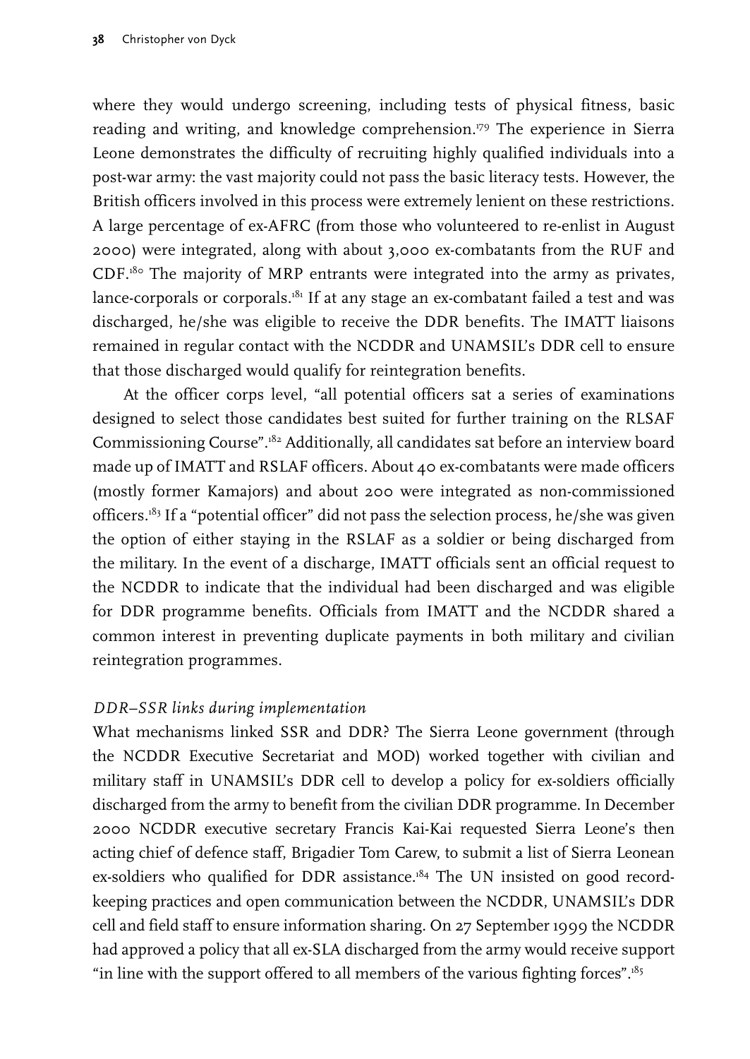where they would undergo screening, including tests of physical fitness, basic reading and writing, and knowledge comprehension.[179] The experience in Sierra Leone demonstrates the difficulty of recruiting highly qualified individuals into a post-war army: the vast majority could not pass the basic literacy tests. However, the British officers involved in this process were extremely lenient on these restrictions. A large percentage of ex-AFRC (from those who volunteered to re-enlist in August 2000) were integrated, along with about 3,000 ex-combatants from the RUF and CDF.[180] The majority of MRP entrants were integrated into the army as privates, lance-corporals or corporals.[181] If at any stage an ex-combatant failed a test and was discharged, he/she was eligible to receive the DDR benefits. The IMATT liaisons remained in regular contact with the NCDDR and UNAMSIL's DDR cell to ensure that those discharged would qualify for reintegration benefits.

At the officer corps level, "all potential officers sat a series of examinations designed to select those candidates best suited for further training on the RLSAF Commissioning Course".[182] Additionally, all candidates sat before an interview board made up of IMATT and RSLAF officers. About 40 ex-combatants were made officers (mostly former Kamajors) and about 200 were integrated as non-commissioned officers.[183] If a "potential officer" did not pass the selection process, he/she was given the option of either staying in the RSLAF as a soldier or being discharged from the military. In the event of a discharge, IMATT officials sent an official request to the NCDDR to indicate that the individual had been discharged and was eligible for DDR programme benefits. Officials from IMATT and the NCDDR shared a common interest in preventing duplicate payments in both military and civilian reintegration programmes.

### *DDR–SSR links during implementation*

What mechanisms linked SSR and DDR? The Sierra Leone government (through the NCDDR Executive Secretariat and MOD) worked together with civilian and military staff in UNAMSIL's DDR cell to develop a policy for ex-soldiers officially discharged from the army to benefit from the civilian DDR programme. In December 2000 NCDDR executive secretary Francis Kai-Kai requested Sierra Leone's then acting chief of defence staff, Brigadier Tom Carew, to submit a list of Sierra Leonean ex-soldiers who qualified for DDR assistance.[184] The UN insisted on good record-keeping practices and open communication between the NCDDR, UNAMSIL's DDR cell and field staff to ensure information sharing. On 27 September 1999 the NCDDR had approved a policy that all ex-SLA discharged from the army would receive support "in line with the support offered to all members of the various fighting forces".[185]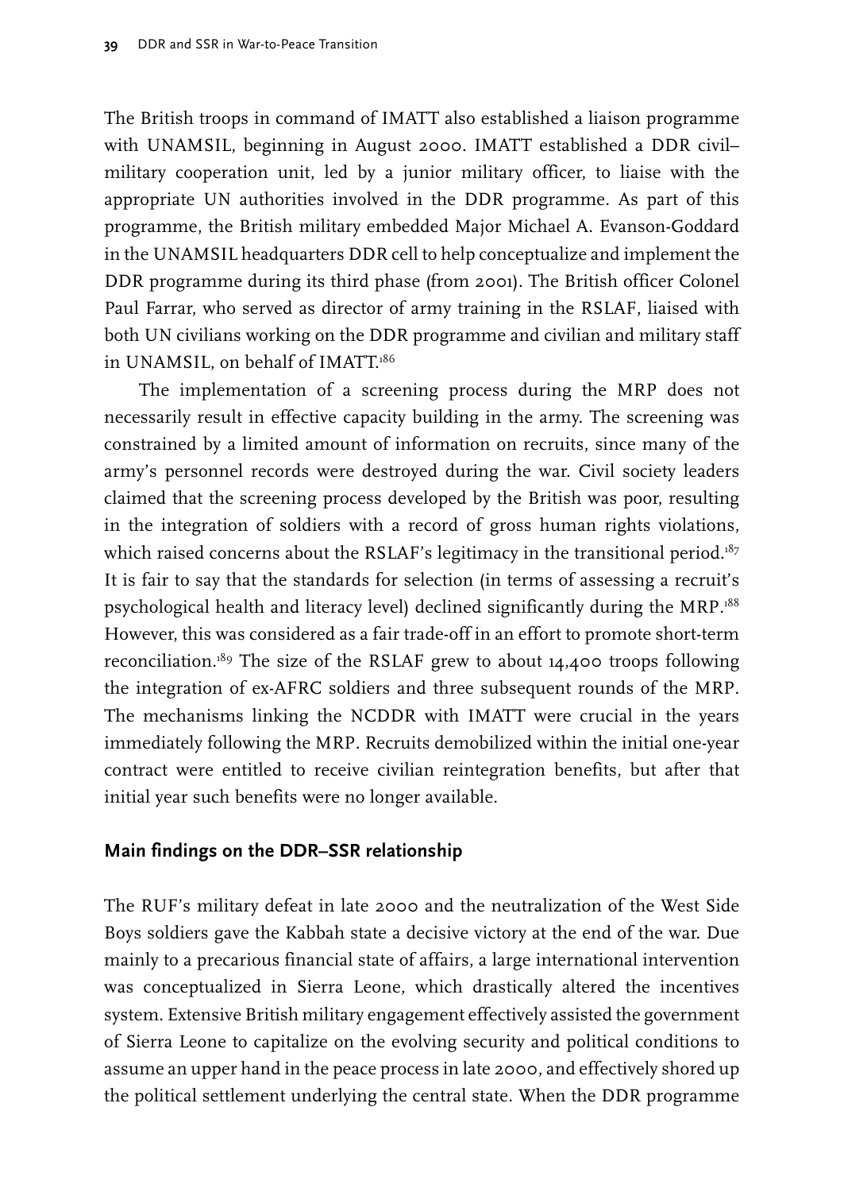The British troops in command of IMATT also established a liaison programme with UNAMSIL, beginning in August 2000. IMATT established a DDR civil–military cooperation unit, led by a junior military officer, to liaise with the appropriate UN authorities involved in the DDR programme. As part of this programme, the British military embedded Major Michael A. Evanson-Goddard in the UNAMSIL headquarters DDR cell to help conceptualize and implement the DDR programme during its third phase (from 2001). The British officer Colonel Paul Farrar, who served as director of army training in the RSLAF, liaised with both UN civilians working on the DDR programme and civilian and military staff in UNAMSIL, on behalf of IMATT.[186]

The implementation of a screening process during the MRP does not necessarily result in effective capacity building in the army. The screening was constrained by a limited amount of information on recruits, since many of the army's personnel records were destroyed during the war. Civil society leaders claimed that the screening process developed by the British was poor, resulting in the integration of soldiers with a record of gross human rights violations, which raised concerns about the RSLAF's legitimacy in the transitional period.[187] It is fair to say that the standards for selection (in terms of assessing a recruit's psychological health and literacy level) declined significantly during the MRP.[188] However, this was considered as a fair trade-off in an effort to promote short-term reconciliation.[189] The size of the RSLAF grew to about 14,400 troops following the integration of ex-AFRC soldiers and three subsequent rounds of the MRP. The mechanisms linking the NCDDR with IMATT were crucial in the years immediately following the MRP. Recruits demobilized within the initial one-year contract were entitled to receive civilian reintegration benefits, but after that initial year such benefits were no longer available.

## Main findings on the DDR–SSR relationship

The RUF's military defeat in late 2000 and the neutralization of the West Side Boys soldiers gave the Kabbah state a decisive victory at the end of the war. Due mainly to a precarious financial state of affairs, a large international intervention was conceptualized in Sierra Leone, which drastically altered the incentives system. Extensive British military engagement effectively assisted the government of Sierra Leone to capitalize on the evolving security and political conditions to assume an upper hand in the peace process in late 2000, and effectively shored up the political settlement underlying the central state. When the DDR programme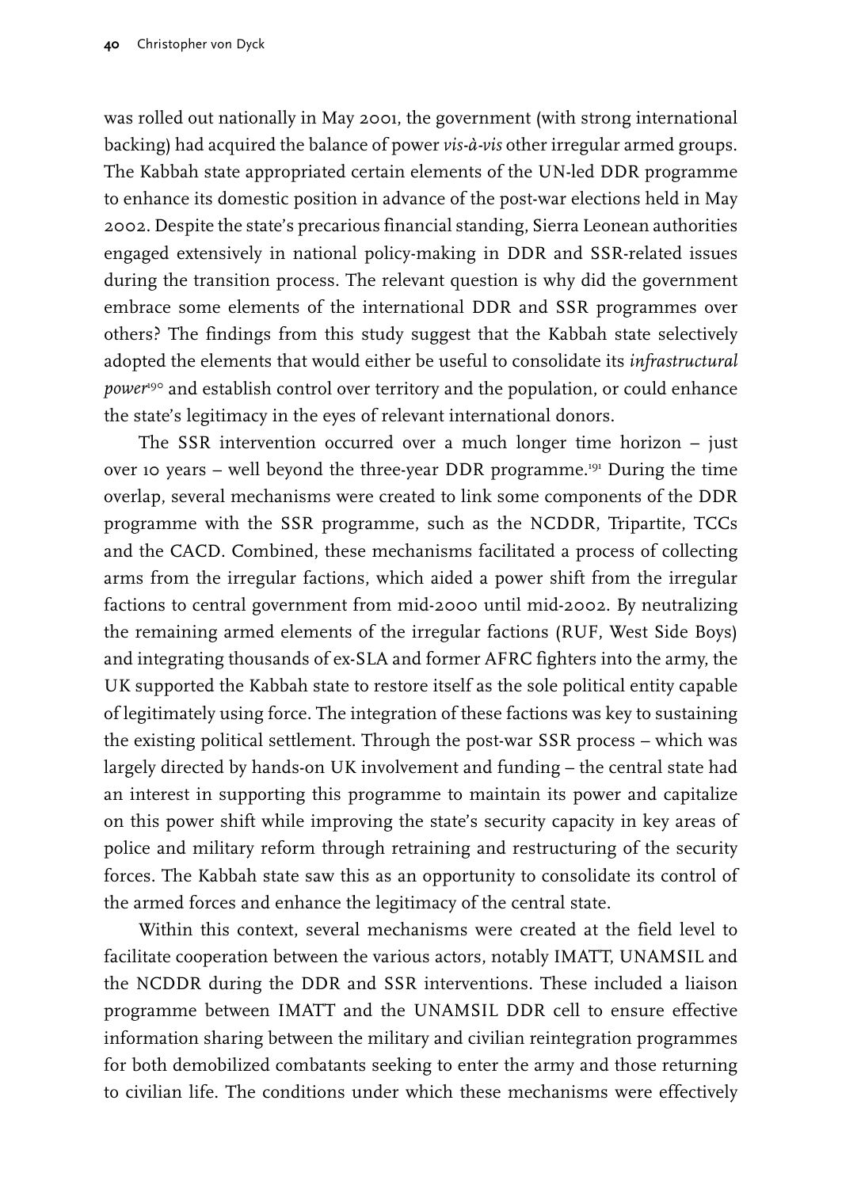was rolled out nationally in May 2001, the government (with strong international backing) had acquired the balance of power *vis-à-vis* other irregular armed groups. The Kabbah state appropriated certain elements of the UN-led DDR programme to enhance its domestic position in advance of the post-war elections held in May 2002. Despite the state's precarious financial standing, Sierra Leonean authorities engaged extensively in national policy-making in DDR and SSR-related issues during the transition process. The relevant question is why did the government embrace some elements of the international DDR and SSR programmes over others? The findings from this study suggest that the Kabbah state selectively adopted the elements that would either be useful to consolidate its *infrastructural power*[190] and establish control over territory and the population, or could enhance the state's legitimacy in the eyes of relevant international donors.

The SSR intervention occurred over a much longer time horizon – just over 10 years – well beyond the three-year DDR programme.[191] During the time overlap, several mechanisms were created to link some components of the DDR programme with the SSR programme, such as the NCDDR, Tripartite, TCCs and the CACD. Combined, these mechanisms facilitated a process of collecting arms from the irregular factions, which aided a power shift from the irregular factions to central government from mid-2000 until mid-2002. By neutralizing the remaining armed elements of the irregular factions (RUF, West Side Boys) and integrating thousands of ex-SLA and former AFRC fighters into the army, the UK supported the Kabbah state to restore itself as the sole political entity capable of legitimately using force. The integration of these factions was key to sustaining the existing political settlement. Through the post-war SSR process – which was largely directed by hands-on UK involvement and funding – the central state had an interest in supporting this programme to maintain its power and capitalize on this power shift while improving the state's security capacity in key areas of police and military reform through retraining and restructuring of the security forces. The Kabbah state saw this as an opportunity to consolidate its control of the armed forces and enhance the legitimacy of the central state.

Within this context, several mechanisms were created at the field level to facilitate cooperation between the various actors, notably IMATT, UNAMSIL and the NCDDR during the DDR and SSR interventions. These included a liaison programme between IMATT and the UNAMSIL DDR cell to ensure effective information sharing between the military and civilian reintegration programmes for both demobilized combatants seeking to enter the army and those returning to civilian life. The conditions under which these mechanisms were effectively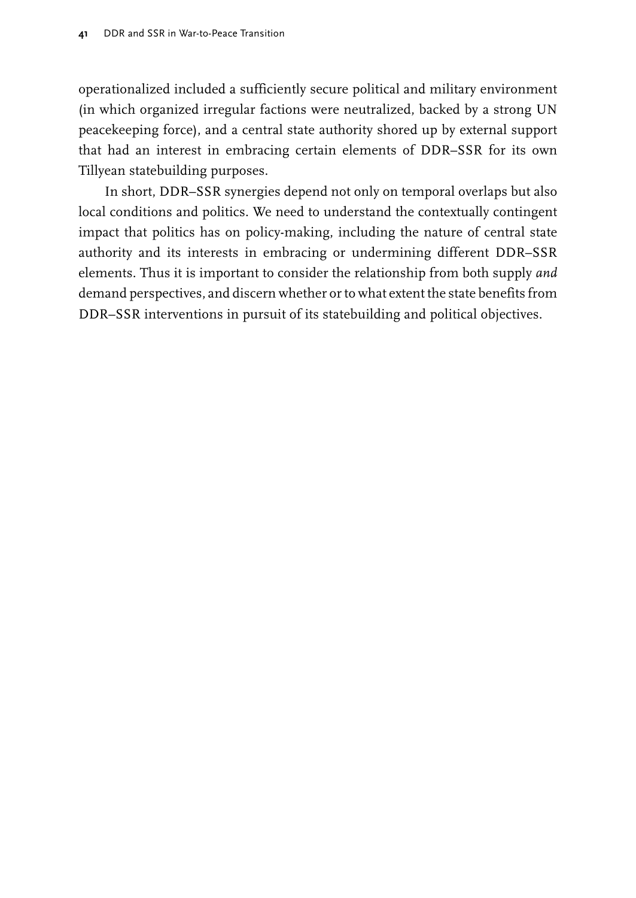operationalized included a sufficiently secure political and military environment (in which organized irregular factions were neutralized, backed by a strong UN peacekeeping force), and a central state authority shored up by external support that had an interest in embracing certain elements of DDR–SSR for its own Tillyean statebuilding purposes.

In short, DDR–SSR synergies depend not only on temporal overlaps but also local conditions and politics. We need to understand the contextually contingent impact that politics has on policy-making, including the nature of central state authority and its interests in embracing or undermining different DDR–SSR elements. Thus it is important to consider the relationship from both supply *and* demand perspectives, and discern whether or to what extent the state benefits from DDR–SSR interventions in pursuit of its statebuilding and political objectives.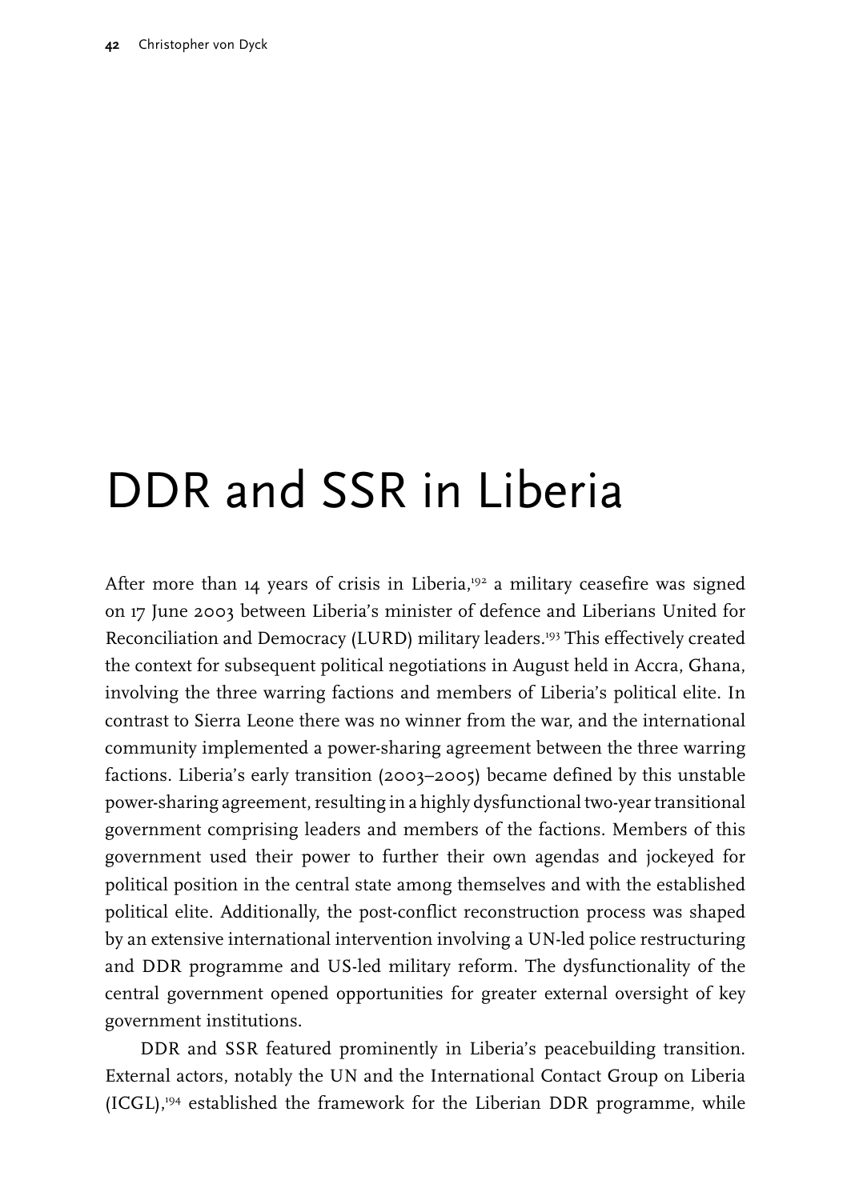# DDR and SSR in Liberia

After more than 14 years of crisis in Liberia,[192] a military ceasefire was signed on 17 June 2003 between Liberia's minister of defence and Liberians United for Reconciliation and Democracy (LURD) military leaders.[193] This effectively created the context for subsequent political negotiations in August held in Accra, Ghana, involving the three warring factions and members of Liberia's political elite. In contrast to Sierra Leone there was no winner from the war, and the international community implemented a power-sharing agreement between the three warring factions. Liberia's early transition (2003–2005) became defined by this unstable power-sharing agreement, resulting in a highly dysfunctional two-year transitional government comprising leaders and members of the factions. Members of this government used their power to further their own agendas and jockeyed for political position in the central state among themselves and with the established political elite. Additionally, the post-conflict reconstruction process was shaped by an extensive international intervention involving a UN-led police restructuring and DDR programme and US-led military reform. The dysfunctionality of the central government opened opportunities for greater external oversight of key government institutions.

DDR and SSR featured prominently in Liberia's peacebuilding transition. External actors, notably the UN and the International Contact Group on Liberia (ICGL),[194] established the framework for the Liberian DDR programme, while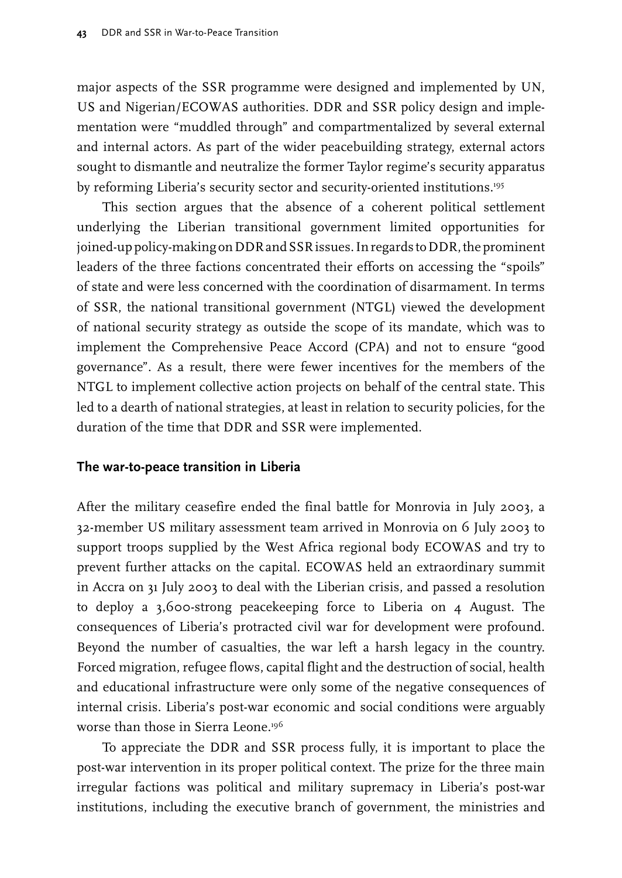major aspects of the SSR programme were designed and implemented by UN, US and Nigerian/ECOWAS authorities. DDR and SSR policy design and implementation were "muddled through" and compartmentalized by several external and internal actors. As part of the wider peacebuilding strategy, external actors sought to dismantle and neutralize the former Taylor regime's security apparatus by reforming Liberia's security sector and security-oriented institutions.[195]

This section argues that the absence of a coherent political settlement underlying the Liberian transitional government limited opportunities for joined-up policy-making on DDR and SSR issues. In regards to DDR, the prominent leaders of the three factions concentrated their efforts on accessing the "spoils" of state and were less concerned with the coordination of disarmament. In terms of SSR, the national transitional government (NTGL) viewed the development of national security strategy as outside the scope of its mandate, which was to implement the Comprehensive Peace Accord (CPA) and not to ensure "good governance". As a result, there were fewer incentives for the members of the NTGL to implement collective action projects on behalf of the central state. This led to a dearth of national strategies, at least in relation to security policies, for the duration of the time that DDR and SSR were implemented.

## The war-to-peace transition in Liberia

After the military ceasefire ended the final battle for Monrovia in July 2003, a 32-member US military assessment team arrived in Monrovia on 6 July 2003 to support troops supplied by the West Africa regional body ECOWAS and try to prevent further attacks on the capital. ECOWAS held an extraordinary summit in Accra on 31 July 2003 to deal with the Liberian crisis, and passed a resolution to deploy a 3,600-strong peacekeeping force to Liberia on 4 August. The consequences of Liberia's protracted civil war for development were profound. Beyond the number of casualties, the war left a harsh legacy in the country. Forced migration, refugee flows, capital flight and the destruction of social, health and educational infrastructure were only some of the negative consequences of internal crisis. Liberia's post-war economic and social conditions were arguably worse than those in Sierra Leone.[196]

To appreciate the DDR and SSR process fully, it is important to place the post-war intervention in its proper political context. The prize for the three main irregular factions was political and military supremacy in Liberia's post-war institutions, including the executive branch of government, the ministries and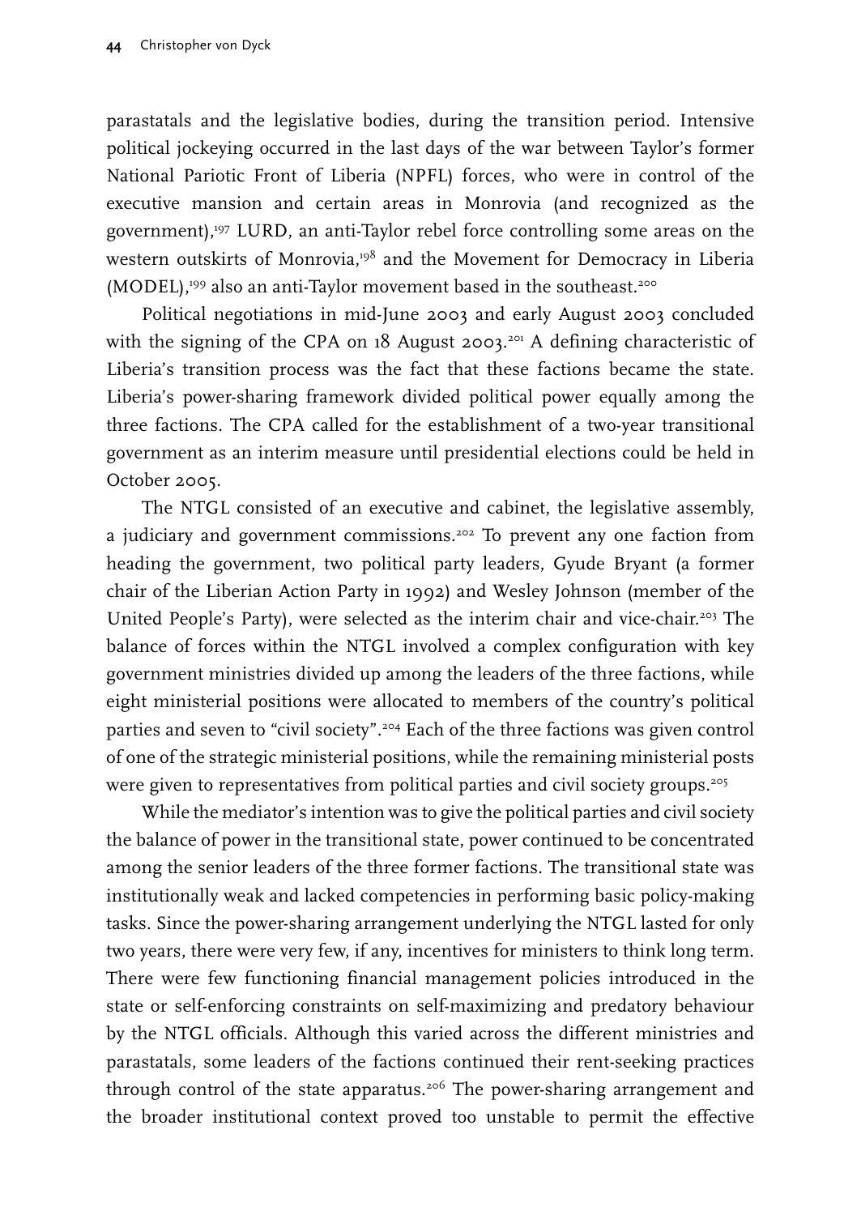parastatals and the legislative bodies, during the transition period. Intensive political jockeying occurred in the last days of the war between Taylor's former National Pariotic Front of Liberia (NPFL) forces, who were in control of the executive mansion and certain areas in Monrovia (and recognized as the government),[197] LURD, an anti-Taylor rebel force controlling some areas on the western outskirts of Monrovia,[198] and the Movement for Democracy in Liberia (MODEL),[199] also an anti-Taylor movement based in the southeast.[200]

Political negotiations in mid-June 2003 and early August 2003 concluded with the signing of the CPA on 18 August 2003.[201] A defining characteristic of Liberia's transition process was the fact that these factions became the state. Liberia's power-sharing framework divided political power equally among the three factions. The CPA called for the establishment of a two-year transitional government as an interim measure until presidential elections could be held in October 2005.

The NTGL consisted of an executive and cabinet, the legislative assembly, a judiciary and government commissions.[202] To prevent any one faction from heading the government, two political party leaders, Gyude Bryant (a former chair of the Liberian Action Party in 1992) and Wesley Johnson (member of the United People's Party), were selected as the interim chair and vice-chair.[203] The balance of forces within the NTGL involved a complex configuration with key government ministries divided up among the leaders of the three factions, while eight ministerial positions were allocated to members of the country's political parties and seven to "civil society".[204] Each of the three factions was given control of one of the strategic ministerial positions, while the remaining ministerial posts were given to representatives from political parties and civil society groups.[205]

While the mediator's intention was to give the political parties and civil society the balance of power in the transitional state, power continued to be concentrated among the senior leaders of the three former factions. The transitional state was institutionally weak and lacked competencies in performing basic policy-making tasks. Since the power-sharing arrangement underlying the NTGL lasted for only two years, there were very few, if any, incentives for ministers to think long term. There were few functioning financial management policies introduced in the state or self-enforcing constraints on self-maximizing and predatory behaviour by the NTGL officials. Although this varied across the different ministries and parastatals, some leaders of the factions continued their rent-seeking practices through control of the state apparatus.[206] The power-sharing arrangement and the broader institutional context proved too unstable to permit the effective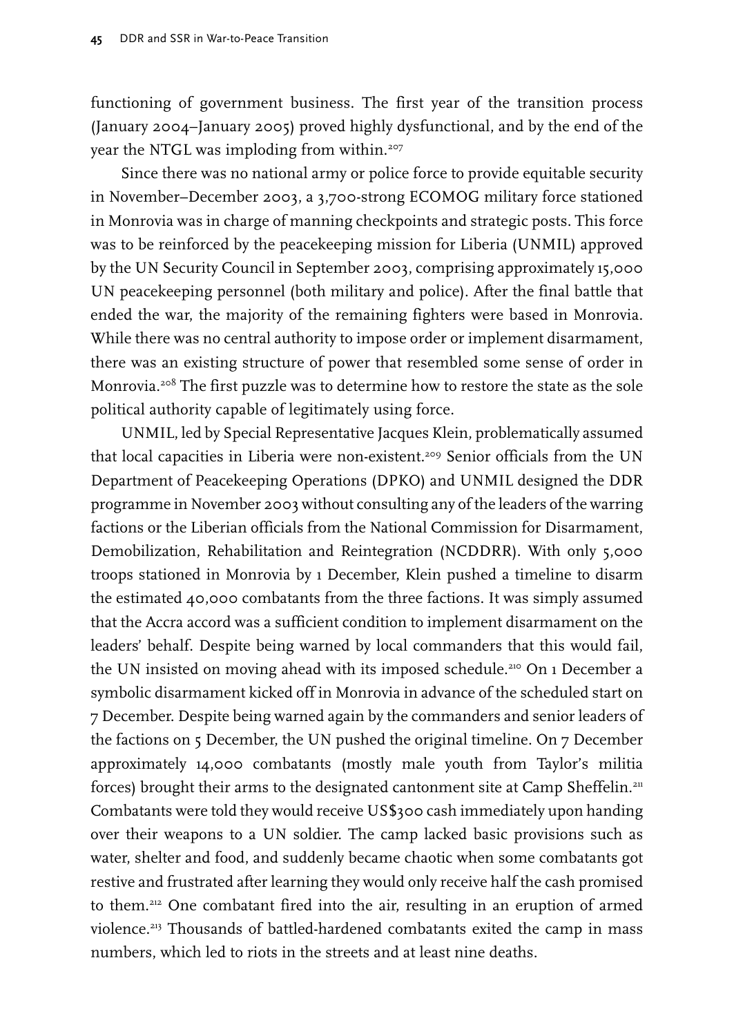functioning of government business. The first year of the transition process (January 2004–January 2005) proved highly dysfunctional, and by the end of the year the NTGL was imploding from within.[207]

Since there was no national army or police force to provide equitable security in November–December 2003, a 3,700-strong ECOMOG military force stationed in Monrovia was in charge of manning checkpoints and strategic posts. This force was to be reinforced by the peacekeeping mission for Liberia (UNMIL) approved by the UN Security Council in September 2003, comprising approximately 15,000 UN peacekeeping personnel (both military and police). After the final battle that ended the war, the majority of the remaining fighters were based in Monrovia. While there was no central authority to impose order or implement disarmament, there was an existing structure of power that resembled some sense of order in Monrovia.[208] The first puzzle was to determine how to restore the state as the sole political authority capable of legitimately using force.

UNMIL, led by Special Representative Jacques Klein, problematically assumed that local capacities in Liberia were non-existent.[209] Senior officials from the UN Department of Peacekeeping Operations (DPKO) and UNMIL designed the DDR programme in November 2003 without consulting any of the leaders of the warring factions or the Liberian officials from the National Commission for Disarmament, Demobilization, Rehabilitation and Reintegration (NCDDRR). With only 5,000 troops stationed in Monrovia by 1 December, Klein pushed a timeline to disarm the estimated 40,000 combatants from the three factions. It was simply assumed that the Accra accord was a sufficient condition to implement disarmament on the leaders' behalf. Despite being warned by local commanders that this would fail, the UN insisted on moving ahead with its imposed schedule.[210] On 1 December a symbolic disarmament kicked off in Monrovia in advance of the scheduled start on 7 December. Despite being warned again by the commanders and senior leaders of the factions on 5 December, the UN pushed the original timeline. On 7 December approximately 14,000 combatants (mostly male youth from Taylor's militia forces) brought their arms to the designated cantonment site at Camp Sheffelin.[211] Combatants were told they would receive US$300 cash immediately upon handing over their weapons to a UN soldier. The camp lacked basic provisions such as water, shelter and food, and suddenly became chaotic when some combatants got restive and frustrated after learning they would only receive half the cash promised to them.[212] One combatant fired into the air, resulting in an eruption of armed violence.[213] Thousands of battled-hardened combatants exited the camp in mass numbers, which led to riots in the streets and at least nine deaths.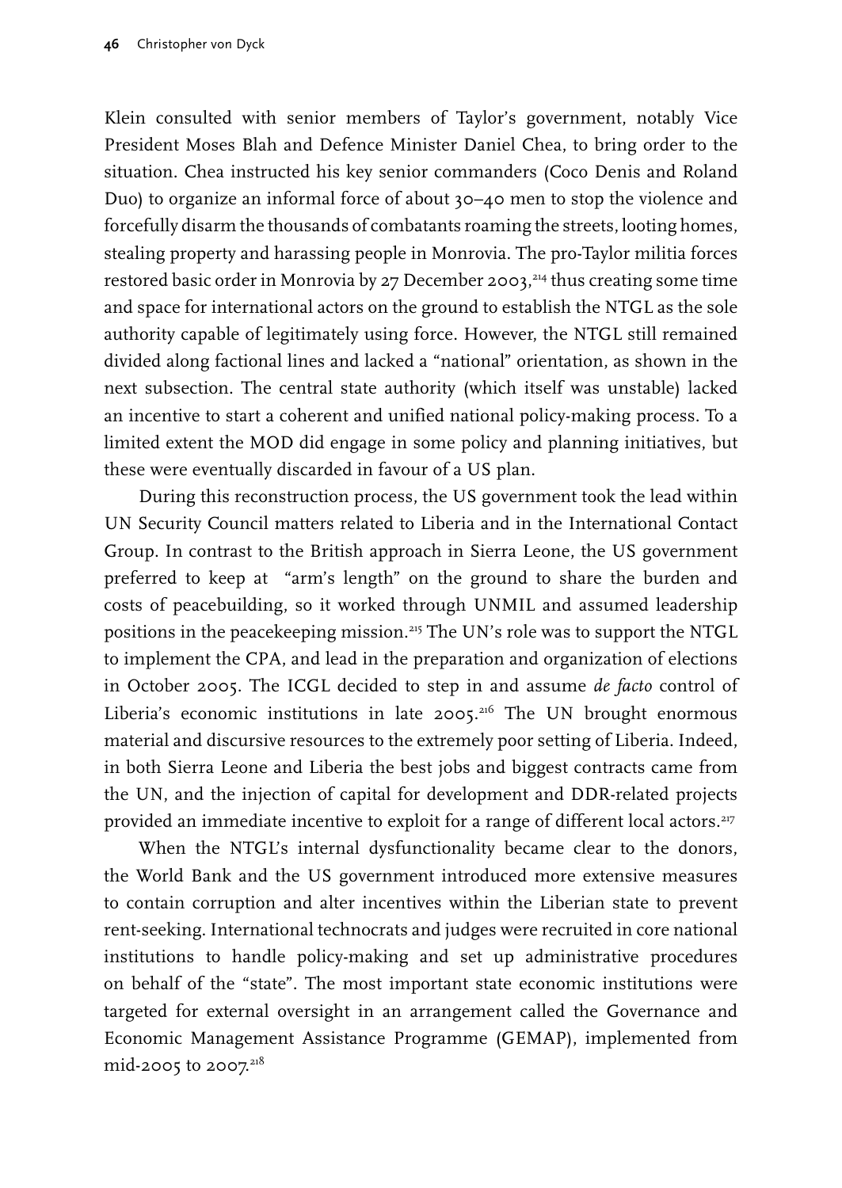Klein consulted with senior members of Taylor's government, notably Vice President Moses Blah and Defence Minister Daniel Chea, to bring order to the situation. Chea instructed his key senior commanders (Coco Denis and Roland Duo) to organize an informal force of about 30–40 men to stop the violence and forcefully disarm the thousands of combatants roaming the streets, looting homes, stealing property and harassing people in Monrovia. The pro-Taylor militia forces restored basic order in Monrovia by 27 December 2003,[214] thus creating some time and space for international actors on the ground to establish the NTGL as the sole authority capable of legitimately using force. However, the NTGL still remained divided along factional lines and lacked a "national" orientation, as shown in the next subsection. The central state authority (which itself was unstable) lacked an incentive to start a coherent and unified national policy-making process. To a limited extent the MOD did engage in some policy and planning initiatives, but these were eventually discarded in favour of a US plan.

During this reconstruction process, the US government took the lead within UN Security Council matters related to Liberia and in the International Contact Group. In contrast to the British approach in Sierra Leone, the US government preferred to keep at "arm's length" on the ground to share the burden and costs of peacebuilding, so it worked through UNMIL and assumed leadership positions in the peacekeeping mission.[215] The UN's role was to support the NTGL to implement the CPA, and lead in the preparation and organization of elections in October 2005. The ICGL decided to step in and assume *de facto* control of Liberia's economic institutions in late 2005.[216] The UN brought enormous material and discursive resources to the extremely poor setting of Liberia. Indeed, in both Sierra Leone and Liberia the best jobs and biggest contracts came from the UN, and the injection of capital for development and DDR-related projects provided an immediate incentive to exploit for a range of different local actors.[217]

When the NTGL's internal dysfunctionality became clear to the donors, the World Bank and the US government introduced more extensive measures to contain corruption and alter incentives within the Liberian state to prevent rent-seeking. International technocrats and judges were recruited in core national institutions to handle policy-making and set up administrative procedures on behalf of the "state". The most important state economic institutions were targeted for external oversight in an arrangement called the Governance and Economic Management Assistance Programme (GEMAP), implemented from mid-2005 to 2007.[218]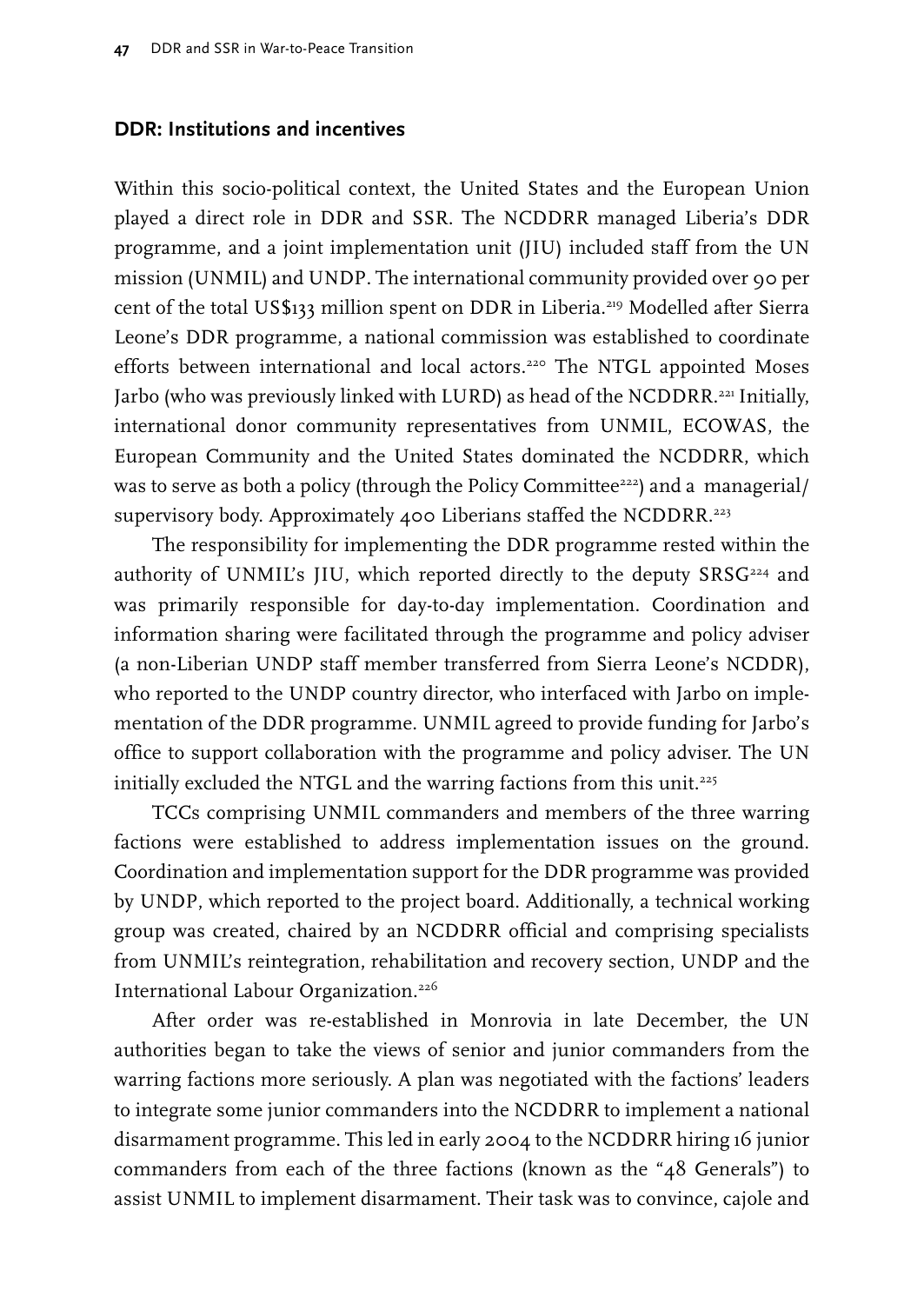## DDR: Institutions and incentives

Within this socio-political context, the United States and the European Union played a direct role in DDR and SSR. The NCDDRR managed Liberia's DDR programme, and a joint implementation unit (JIU) included staff from the UN mission (UNMIL) and UNDP. The international community provided over 90 per cent of the total US$133 million spent on DDR in Liberia.[219] Modelled after Sierra Leone's DDR programme, a national commission was established to coordinate efforts between international and local actors.[220] The NTGL appointed Moses Jarbo (who was previously linked with LURD) as head of the NCDDRR.[221] Initially, international donor community representatives from UNMIL, ECOWAS, the European Community and the United States dominated the NCDDRR, which was to serve as both a policy (through the Policy Committee[222]) and a managerial/supervisory body. Approximately 400 Liberians staffed the NCDDRR.[223]

The responsibility for implementing the DDR programme rested within the authority of UNMIL's JIU, which reported directly to the deputy SRSG[224] and was primarily responsible for day-to-day implementation. Coordination and information sharing were facilitated through the programme and policy adviser (a non-Liberian UNDP staff member transferred from Sierra Leone's NCDDR), who reported to the UNDP country director, who interfaced with Jarbo on implementation of the DDR programme. UNMIL agreed to provide funding for Jarbo's office to support collaboration with the programme and policy adviser. The UN initially excluded the NTGL and the warring factions from this unit.[225]

TCCs comprising UNMIL commanders and members of the three warring factions were established to address implementation issues on the ground. Coordination and implementation support for the DDR programme was provided by UNDP, which reported to the project board. Additionally, a technical working group was created, chaired by an NCDDRR official and comprising specialists from UNMIL's reintegration, rehabilitation and recovery section, UNDP and the International Labour Organization.[226]

After order was re-established in Monrovia in late December, the UN authorities began to take the views of senior and junior commanders from the warring factions more seriously. A plan was negotiated with the factions' leaders to integrate some junior commanders into the NCDDRR to implement a national disarmament programme. This led in early 2004 to the NCDDRR hiring 16 junior commanders from each of the three factions (known as the "48 Generals") to assist UNMIL to implement disarmament. Their task was to convince, cajole and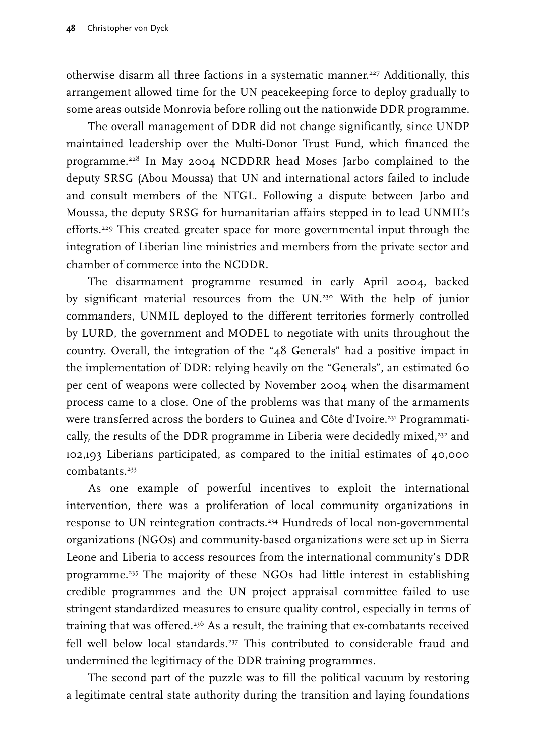otherwise disarm all three factions in a systematic manner.[227] Additionally, this arrangement allowed time for the UN peacekeeping force to deploy gradually to some areas outside Monrovia before rolling out the nationwide DDR programme.

The overall management of DDR did not change significantly, since UNDP maintained leadership over the Multi-Donor Trust Fund, which financed the programme.[228] In May 2004 NCDDRR head Moses Jarbo complained to the deputy SRSG (Abou Moussa) that UN and international actors failed to include and consult members of the NTGL. Following a dispute between Jarbo and Moussa, the deputy SRSG for humanitarian affairs stepped in to lead UNMIL's efforts.[229] This created greater space for more governmental input through the integration of Liberian line ministries and members from the private sector and chamber of commerce into the NCDDR.

The disarmament programme resumed in early April 2004, backed by significant material resources from the UN.[230] With the help of junior commanders, UNMIL deployed to the different territories formerly controlled by LURD, the government and MODEL to negotiate with units throughout the country. Overall, the integration of the "48 Generals" had a positive impact in the implementation of DDR: relying heavily on the "Generals", an estimated 60 per cent of weapons were collected by November 2004 when the disarmament process came to a close. One of the problems was that many of the armaments were transferred across the borders to Guinea and Côte d'Ivoire.[231] Programmatically, the results of the DDR programme in Liberia were decidedly mixed,[232] and 102,193 Liberians participated, as compared to the initial estimates of 40,000 combatants.[233]

As one example of powerful incentives to exploit the international intervention, there was a proliferation of local community organizations in response to UN reintegration contracts.[234] Hundreds of local non-governmental organizations (NGOs) and community-based organizations were set up in Sierra Leone and Liberia to access resources from the international community's DDR programme.[235] The majority of these NGOs had little interest in establishing credible programmes and the UN project appraisal committee failed to use stringent standardized measures to ensure quality control, especially in terms of training that was offered.[236] As a result, the training that ex-combatants received fell well below local standards.[237] This contributed to considerable fraud and undermined the legitimacy of the DDR training programmes.

The second part of the puzzle was to fill the political vacuum by restoring a legitimate central state authority during the transition and laying foundations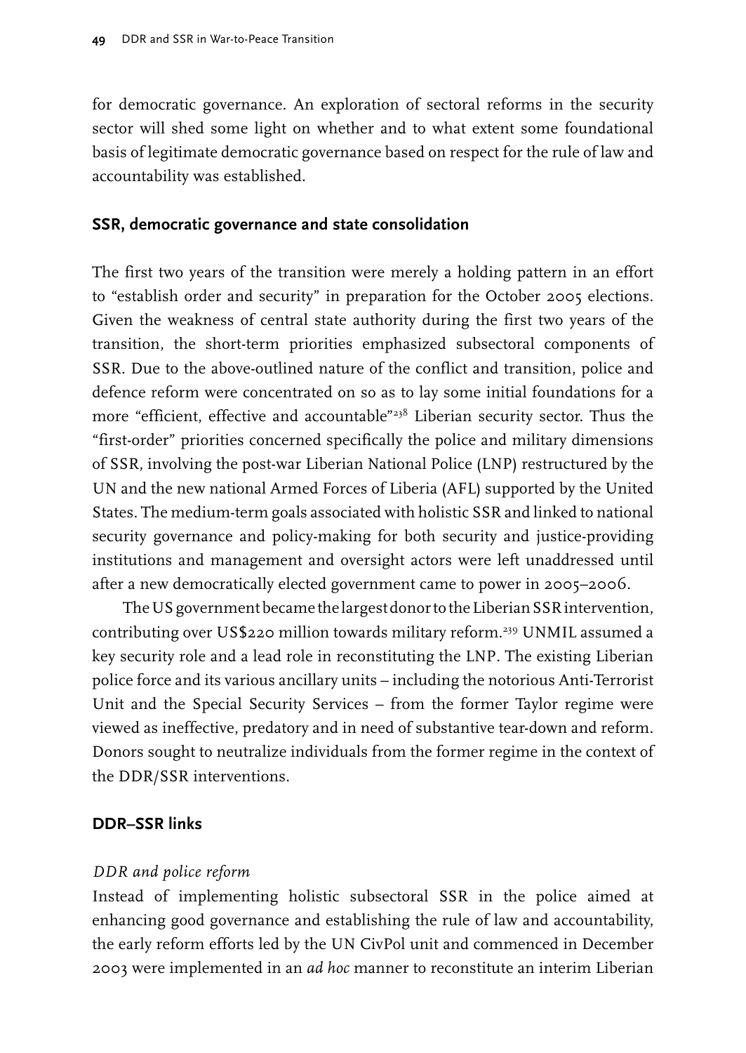for democratic governance. An exploration of sectoral reforms in the security sector will shed some light on whether and to what extent some foundational basis of legitimate democratic governance based on respect for the rule of law and accountability was established.

## SSR, democratic governance and state consolidation

The first two years of the transition were merely a holding pattern in an effort to "establish order and security" in preparation for the October 2005 elections. Given the weakness of central state authority during the first two years of the transition, the short-term priorities emphasized subsectoral components of SSR. Due to the above-outlined nature of the conflict and transition, police and defence reform were concentrated on so as to lay some initial foundations for a more "efficient, effective and accountable"[238] Liberian security sector. Thus the "first-order" priorities concerned specifically the police and military dimensions of SSR, involving the post-war Liberian National Police (LNP) restructured by the UN and the new national Armed Forces of Liberia (AFL) supported by the United States. The medium-term goals associated with holistic SSR and linked to national security governance and policy-making for both security and justice-providing institutions and management and oversight actors were left unaddressed until after a new democratically elected government came to power in 2005–2006.

The US government became the largest donor to the Liberian SSR intervention, contributing over US$220 million towards military reform.[239] UNMIL assumed a key security role and a lead role in reconstituting the LNP. The existing Liberian police force and its various ancillary units – including the notorious Anti-Terrorist Unit and the Special Security Services – from the former Taylor regime were viewed as ineffective, predatory and in need of substantive tear-down and reform. Donors sought to neutralize individuals from the former regime in the context of the DDR/SSR interventions.

## DDR–SSR links

### *DDR and police reform*

Instead of implementing holistic subsectoral SSR in the police aimed at enhancing good governance and establishing the rule of law and accountability, the early reform efforts led by the UN CivPol unit and commenced in December 2003 were implemented in an *ad hoc* manner to reconstitute an interim Liberian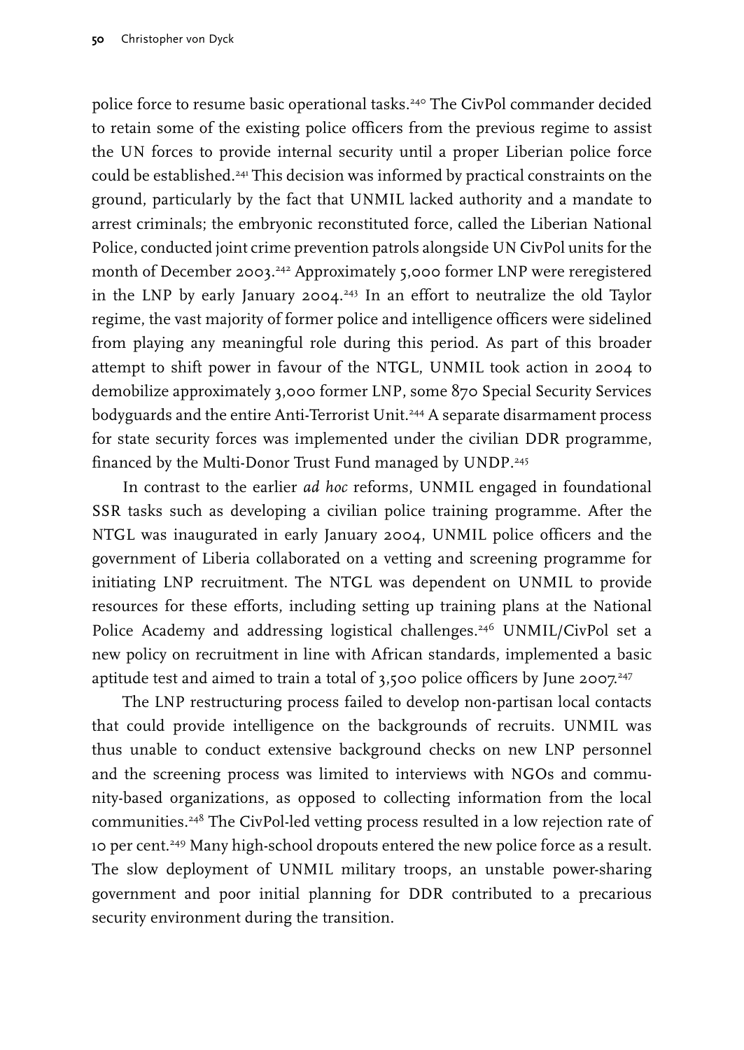police force to resume basic operational tasks.[240] The CivPol commander decided to retain some of the existing police officers from the previous regime to assist the UN forces to provide internal security until a proper Liberian police force could be established.[241] This decision was informed by practical constraints on the ground, particularly by the fact that UNMIL lacked authority and a mandate to arrest criminals; the embryonic reconstituted force, called the Liberian National Police, conducted joint crime prevention patrols alongside UN CivPol units for the month of December 2003.[242] Approximately 5,000 former LNP were reregistered in the LNP by early January 2004.[243] In an effort to neutralize the old Taylor regime, the vast majority of former police and intelligence officers were sidelined from playing any meaningful role during this period. As part of this broader attempt to shift power in favour of the NTGL, UNMIL took action in 2004 to demobilize approximately 3,000 former LNP, some 870 Special Security Services bodyguards and the entire Anti-Terrorist Unit.[244] A separate disarmament process for state security forces was implemented under the civilian DDR programme, financed by the Multi-Donor Trust Fund managed by UNDP.[245]

In contrast to the earlier *ad hoc* reforms, UNMIL engaged in foundational SSR tasks such as developing a civilian police training programme. After the NTGL was inaugurated in early January 2004, UNMIL police officers and the government of Liberia collaborated on a vetting and screening programme for initiating LNP recruitment. The NTGL was dependent on UNMIL to provide resources for these efforts, including setting up training plans at the National Police Academy and addressing logistical challenges.[246] UNMIL/CivPol set a new policy on recruitment in line with African standards, implemented a basic aptitude test and aimed to train a total of 3,500 police officers by June 2007.[247]

The LNP restructuring process failed to develop non-partisan local contacts that could provide intelligence on the backgrounds of recruits. UNMIL was thus unable to conduct extensive background checks on new LNP personnel and the screening process was limited to interviews with NGOs and community-based organizations, as opposed to collecting information from the local communities.[248] The CivPol-led vetting process resulted in a low rejection rate of 10 per cent.[249] Many high-school dropouts entered the new police force as a result. The slow deployment of UNMIL military troops, an unstable power-sharing government and poor initial planning for DDR contributed to a precarious security environment during the transition.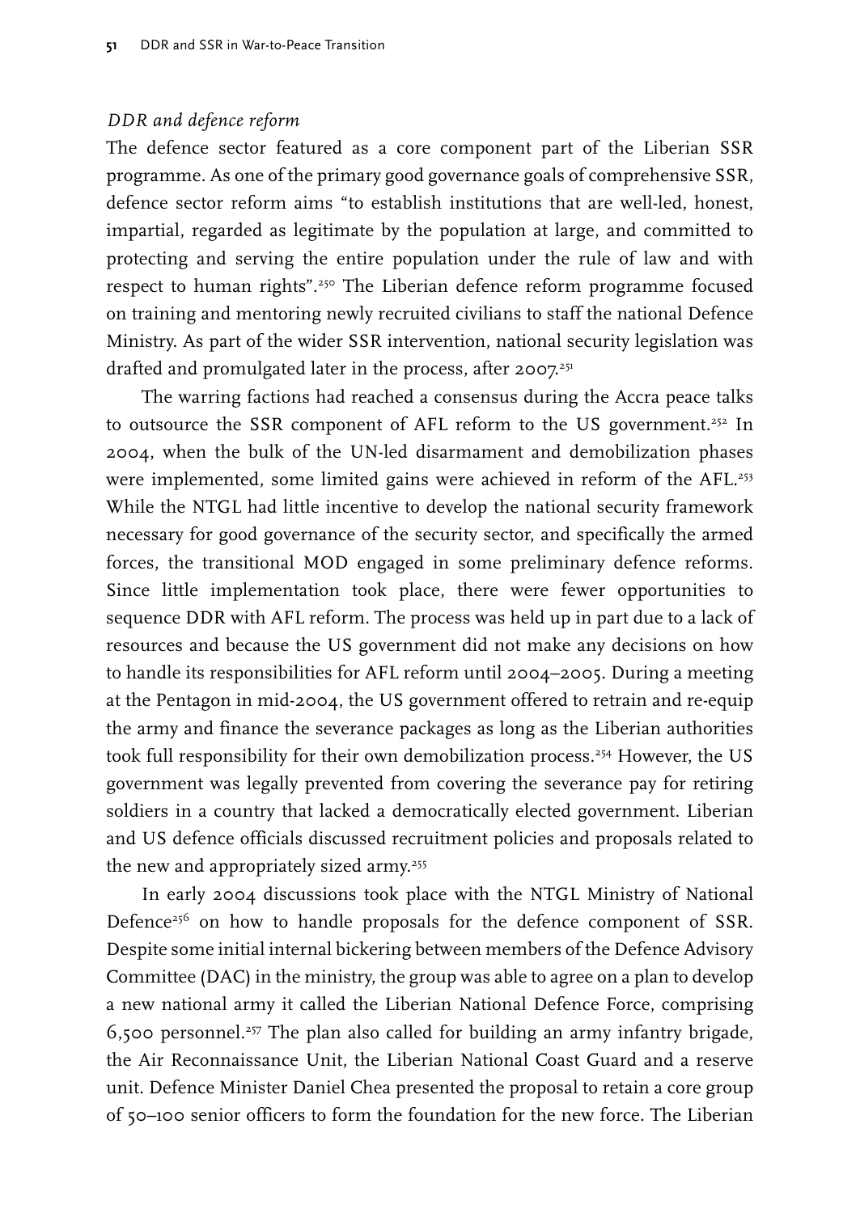*DDR and defence reform*

The defence sector featured as a core component part of the Liberian SSR programme. As one of the primary good governance goals of comprehensive SSR, defence sector reform aims "to establish institutions that are well-led, honest, impartial, regarded as legitimate by the population at large, and committed to protecting and serving the entire population under the rule of law and with respect to human rights".[250] The Liberian defence reform programme focused on training and mentoring newly recruited civilians to staff the national Defence Ministry. As part of the wider SSR intervention, national security legislation was drafted and promulgated later in the process, after 2007.[251]

The warring factions had reached a consensus during the Accra peace talks to outsource the SSR component of AFL reform to the US government.[252] In 2004, when the bulk of the UN-led disarmament and demobilization phases were implemented, some limited gains were achieved in reform of the AFL.[253] While the NTGL had little incentive to develop the national security framework necessary for good governance of the security sector, and specifically the armed forces, the transitional MOD engaged in some preliminary defence reforms. Since little implementation took place, there were fewer opportunities to sequence DDR with AFL reform. The process was held up in part due to a lack of resources and because the US government did not make any decisions on how to handle its responsibilities for AFL reform until 2004–2005. During a meeting at the Pentagon in mid-2004, the US government offered to retrain and re-equip the army and finance the severance packages as long as the Liberian authorities took full responsibility for their own demobilization process.[254] However, the US government was legally prevented from covering the severance pay for retiring soldiers in a country that lacked a democratically elected government. Liberian and US defence officials discussed recruitment policies and proposals related to the new and appropriately sized army.[255]

In early 2004 discussions took place with the NTGL Ministry of National Defence[256] on how to handle proposals for the defence component of SSR. Despite some initial internal bickering between members of the Defence Advisory Committee (DAC) in the ministry, the group was able to agree on a plan to develop a new national army it called the Liberian National Defence Force, comprising 6,500 personnel.[257] The plan also called for building an army infantry brigade, the Air Reconnaissance Unit, the Liberian National Coast Guard and a reserve unit. Defence Minister Daniel Chea presented the proposal to retain a core group of 50–100 senior officers to form the foundation for the new force. The Liberian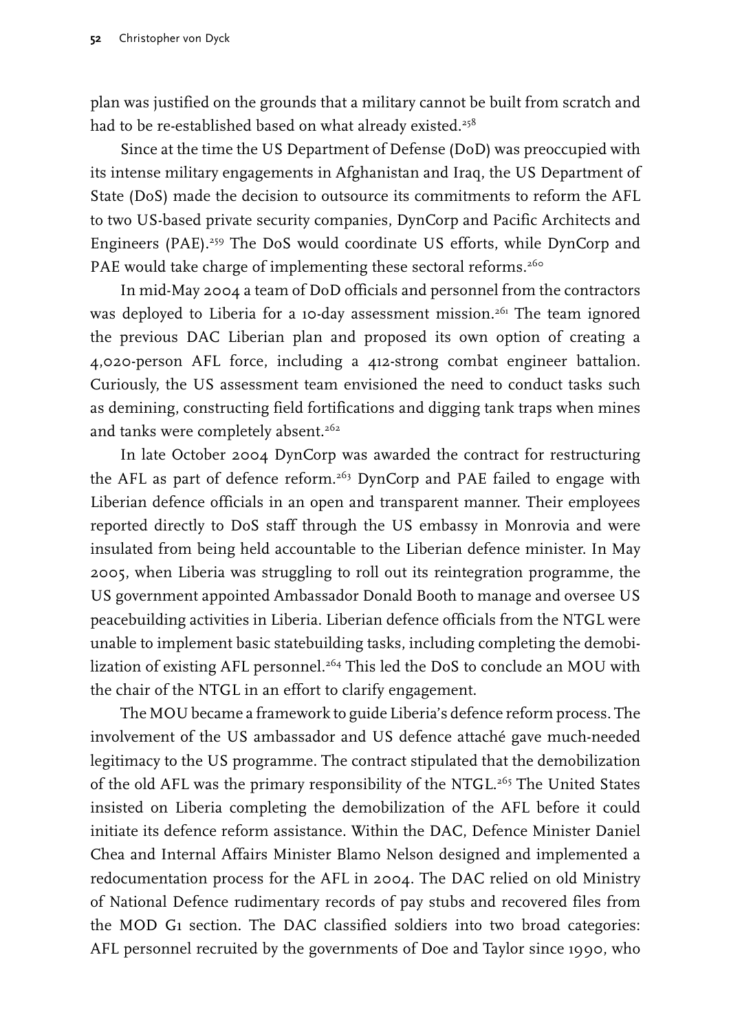plan was justified on the grounds that a military cannot be built from scratch and had to be re-established based on what already existed.[258]

Since at the time the US Department of Defense (DoD) was preoccupied with its intense military engagements in Afghanistan and Iraq, the US Department of State (DoS) made the decision to outsource its commitments to reform the AFL to two US-based private security companies, DynCorp and Pacific Architects and Engineers (PAE).[259] The DoS would coordinate US efforts, while DynCorp and PAE would take charge of implementing these sectoral reforms.[260]

In mid-May 2004 a team of DoD officials and personnel from the contractors was deployed to Liberia for a 10-day assessment mission.[261] The team ignored the previous DAC Liberian plan and proposed its own option of creating a 4,020-person AFL force, including a 412-strong combat engineer battalion. Curiously, the US assessment team envisioned the need to conduct tasks such as demining, constructing field fortifications and digging tank traps when mines and tanks were completely absent.[262]

In late October 2004 DynCorp was awarded the contract for restructuring the AFL as part of defence reform.[263] DynCorp and PAE failed to engage with Liberian defence officials in an open and transparent manner. Their employees reported directly to DoS staff through the US embassy in Monrovia and were insulated from being held accountable to the Liberian defence minister. In May 2005, when Liberia was struggling to roll out its reintegration programme, the US government appointed Ambassador Donald Booth to manage and oversee US peacebuilding activities in Liberia. Liberian defence officials from the NTGL were unable to implement basic statebuilding tasks, including completing the demobilization of existing AFL personnel.[264] This led the DoS to conclude an MOU with the chair of the NTGL in an effort to clarify engagement.

The MOU became a framework to guide Liberia's defence reform process. The involvement of the US ambassador and US defence attaché gave much-needed legitimacy to the US programme. The contract stipulated that the demobilization of the old AFL was the primary responsibility of the NTGL.[265] The United States insisted on Liberia completing the demobilization of the AFL before it could initiate its defence reform assistance. Within the DAC, Defence Minister Daniel Chea and Internal Affairs Minister Blamo Nelson designed and implemented a redocumentation process for the AFL in 2004. The DAC relied on old Ministry of National Defence rudimentary records of pay stubs and recovered files from the MOD G1 section. The DAC classified soldiers into two broad categories: AFL personnel recruited by the governments of Doe and Taylor since 1990, who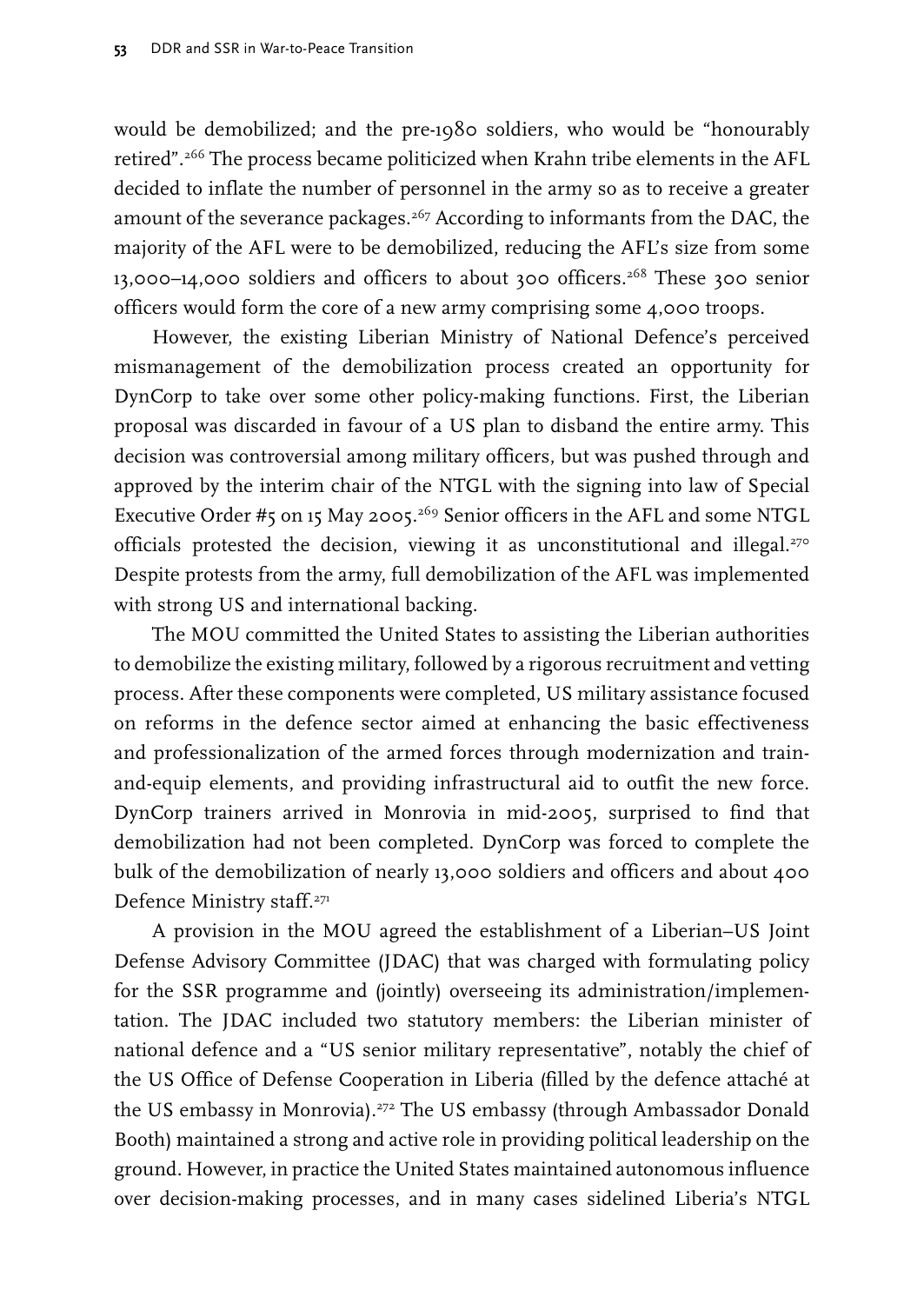would be demobilized; and the pre-1980 soldiers, who would be "honourably retired".[266] The process became politicized when Krahn tribe elements in the AFL decided to inflate the number of personnel in the army so as to receive a greater amount of the severance packages.[267] According to informants from the DAC, the majority of the AFL were to be demobilized, reducing the AFL's size from some 13,000–14,000 soldiers and officers to about 300 officers.[268] These 300 senior officers would form the core of a new army comprising some 4,000 troops.

However, the existing Liberian Ministry of National Defence's perceived mismanagement of the demobilization process created an opportunity for DynCorp to take over some other policy-making functions. First, the Liberian proposal was discarded in favour of a US plan to disband the entire army. This decision was controversial among military officers, but was pushed through and approved by the interim chair of the NTGL with the signing into law of Special Executive Order #5 on 15 May 2005.[269] Senior officers in the AFL and some NTGL officials protested the decision, viewing it as unconstitutional and illegal.[270] Despite protests from the army, full demobilization of the AFL was implemented with strong US and international backing.

The MOU committed the United States to assisting the Liberian authorities to demobilize the existing military, followed by a rigorous recruitment and vetting process. After these components were completed, US military assistance focused on reforms in the defence sector aimed at enhancing the basic effectiveness and professionalization of the armed forces through modernization and train-and-equip elements, and providing infrastructural aid to outfit the new force. DynCorp trainers arrived in Monrovia in mid-2005, surprised to find that demobilization had not been completed. DynCorp was forced to complete the bulk of the demobilization of nearly 13,000 soldiers and officers and about 400 Defence Ministry staff.[271]

A provision in the MOU agreed the establishment of a Liberian–US Joint Defense Advisory Committee (JDAC) that was charged with formulating policy for the SSR programme and (jointly) overseeing its administration/implementation. The JDAC included two statutory members: the Liberian minister of national defence and a "US senior military representative", notably the chief of the US Office of Defense Cooperation in Liberia (filled by the defence attaché at the US embassy in Monrovia).[272] The US embassy (through Ambassador Donald Booth) maintained a strong and active role in providing political leadership on the ground. However, in practice the United States maintained autonomous influence over decision-making processes, and in many cases sidelined Liberia's NTGL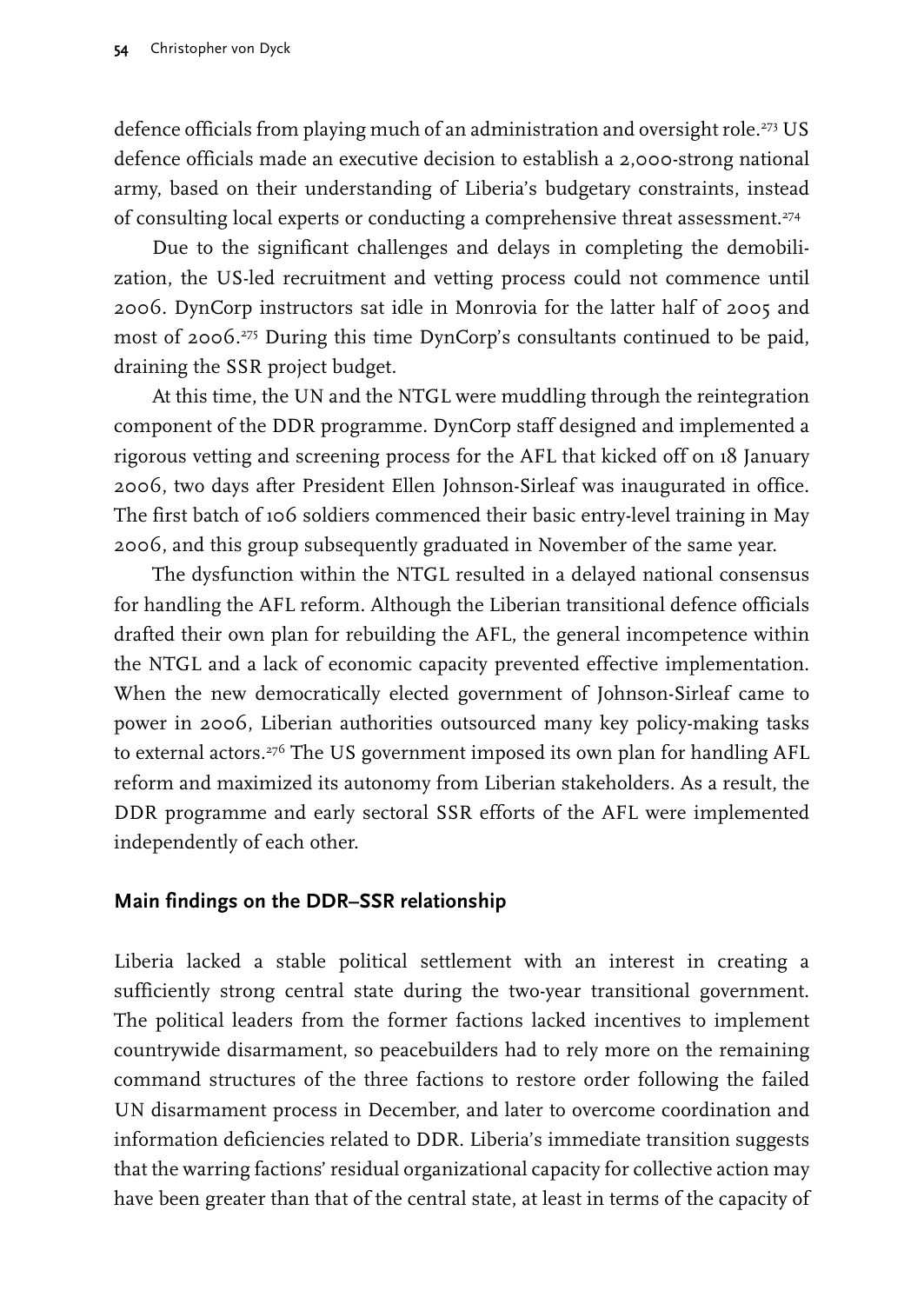defence officials from playing much of an administration and oversight role.[273] US defence officials made an executive decision to establish a 2,000-strong national army, based on their understanding of Liberia's budgetary constraints, instead of consulting local experts or conducting a comprehensive threat assessment.[274]

Due to the significant challenges and delays in completing the demobilization, the US-led recruitment and vetting process could not commence until 2006. DynCorp instructors sat idle in Monrovia for the latter half of 2005 and most of 2006.[275] During this time DynCorp's consultants continued to be paid, draining the SSR project budget.

At this time, the UN and the NTGL were muddling through the reintegration component of the DDR programme. DynCorp staff designed and implemented a rigorous vetting and screening process for the AFL that kicked off on 18 January 2006, two days after President Ellen Johnson-Sirleaf was inaugurated in office. The first batch of 106 soldiers commenced their basic entry-level training in May 2006, and this group subsequently graduated in November of the same year.

The dysfunction within the NTGL resulted in a delayed national consensus for handling the AFL reform. Although the Liberian transitional defence officials drafted their own plan for rebuilding the AFL, the general incompetence within the NTGL and a lack of economic capacity prevented effective implementation. When the new democratically elected government of Johnson-Sirleaf came to power in 2006, Liberian authorities outsourced many key policy-making tasks to external actors.[276] The US government imposed its own plan for handling AFL reform and maximized its autonomy from Liberian stakeholders. As a result, the DDR programme and early sectoral SSR efforts of the AFL were implemented independently of each other.

## Main findings on the DDR–SSR relationship

Liberia lacked a stable political settlement with an interest in creating a sufficiently strong central state during the two-year transitional government. The political leaders from the former factions lacked incentives to implement countrywide disarmament, so peacebuilders had to rely more on the remaining command structures of the three factions to restore order following the failed UN disarmament process in December, and later to overcome coordination and information deficiencies related to DDR. Liberia's immediate transition suggests that the warring factions' residual organizational capacity for collective action may have been greater than that of the central state, at least in terms of the capacity of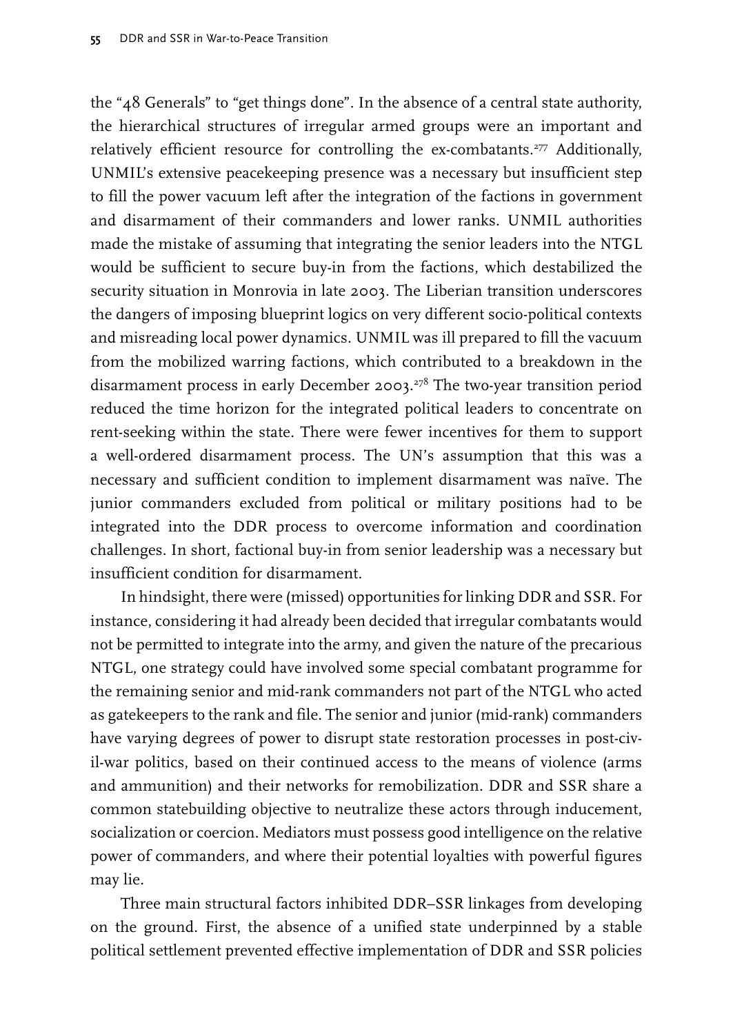the "48 Generals" to "get things done". In the absence of a central state authority, the hierarchical structures of irregular armed groups were an important and relatively efficient resource for controlling the ex-combatants.[277] Additionally, UNMIL's extensive peacekeeping presence was a necessary but insufficient step to fill the power vacuum left after the integration of the factions in government and disarmament of their commanders and lower ranks. UNMIL authorities made the mistake of assuming that integrating the senior leaders into the NTGL would be sufficient to secure buy-in from the factions, which destabilized the security situation in Monrovia in late 2003. The Liberian transition underscores the dangers of imposing blueprint logics on very different socio-political contexts and misreading local power dynamics. UNMIL was ill prepared to fill the vacuum from the mobilized warring factions, which contributed to a breakdown in the disarmament process in early December 2003.[278] The two-year transition period reduced the time horizon for the integrated political leaders to concentrate on rent-seeking within the state. There were fewer incentives for them to support a well-ordered disarmament process. The UN's assumption that this was a necessary and sufficient condition to implement disarmament was naïve. The junior commanders excluded from political or military positions had to be integrated into the DDR process to overcome information and coordination challenges. In short, factional buy-in from senior leadership was a necessary but insufficient condition for disarmament.

In hindsight, there were (missed) opportunities for linking DDR and SSR. For instance, considering it had already been decided that irregular combatants would not be permitted to integrate into the army, and given the nature of the precarious NTGL, one strategy could have involved some special combatant programme for the remaining senior and mid-rank commanders not part of the NTGL who acted as gatekeepers to the rank and file. The senior and junior (mid-rank) commanders have varying degrees of power to disrupt state restoration processes in post-civil-war politics, based on their continued access to the means of violence (arms and ammunition) and their networks for remobilization. DDR and SSR share a common statebuilding objective to neutralize these actors through inducement, socialization or coercion. Mediators must possess good intelligence on the relative power of commanders, and where their potential loyalties with powerful figures may lie.

Three main structural factors inhibited DDR–SSR linkages from developing on the ground. First, the absence of a unified state underpinned by a stable political settlement prevented effective implementation of DDR and SSR policies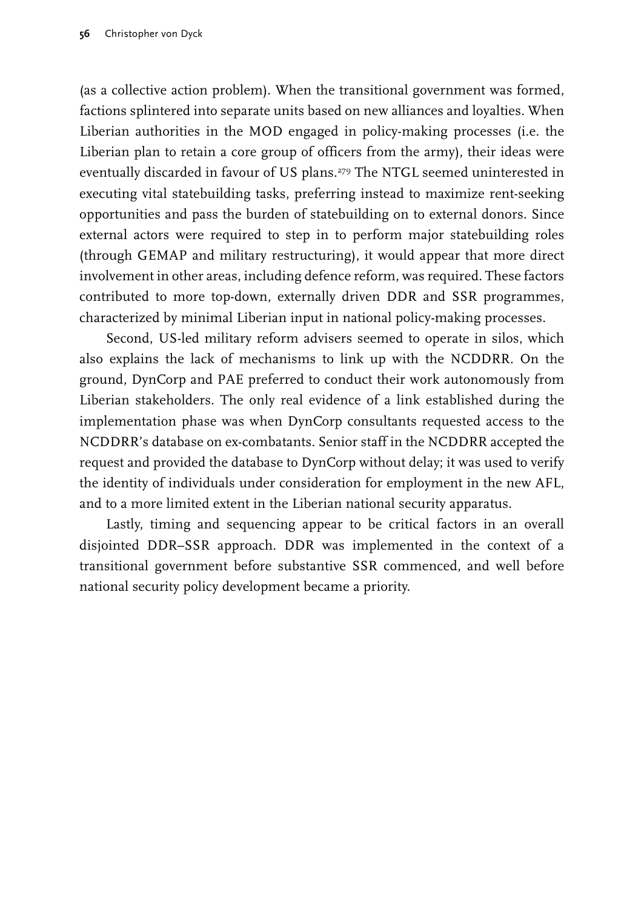(as a collective action problem). When the transitional government was formed, factions splintered into separate units based on new alliances and loyalties. When Liberian authorities in the MOD engaged in policy-making processes (i.e. the Liberian plan to retain a core group of officers from the army), their ideas were eventually discarded in favour of US plans.[279] The NTGL seemed uninterested in executing vital statebuilding tasks, preferring instead to maximize rent-seeking opportunities and pass the burden of statebuilding on to external donors. Since external actors were required to step in to perform major statebuilding roles (through GEMAP and military restructuring), it would appear that more direct involvement in other areas, including defence reform, was required. These factors contributed to more top-down, externally driven DDR and SSR programmes, characterized by minimal Liberian input in national policy-making processes.

Second, US-led military reform advisers seemed to operate in silos, which also explains the lack of mechanisms to link up with the NCDDRR. On the ground, DynCorp and PAE preferred to conduct their work autonomously from Liberian stakeholders. The only real evidence of a link established during the implementation phase was when DynCorp consultants requested access to the NCDDRR's database on ex-combatants. Senior staff in the NCDDRR accepted the request and provided the database to DynCorp without delay; it was used to verify the identity of individuals under consideration for employment in the new AFL, and to a more limited extent in the Liberian national security apparatus.

Lastly, timing and sequencing appear to be critical factors in an overall disjointed DDR–SSR approach. DDR was implemented in the context of a transitional government before substantive SSR commenced, and well before national security policy development became a priority.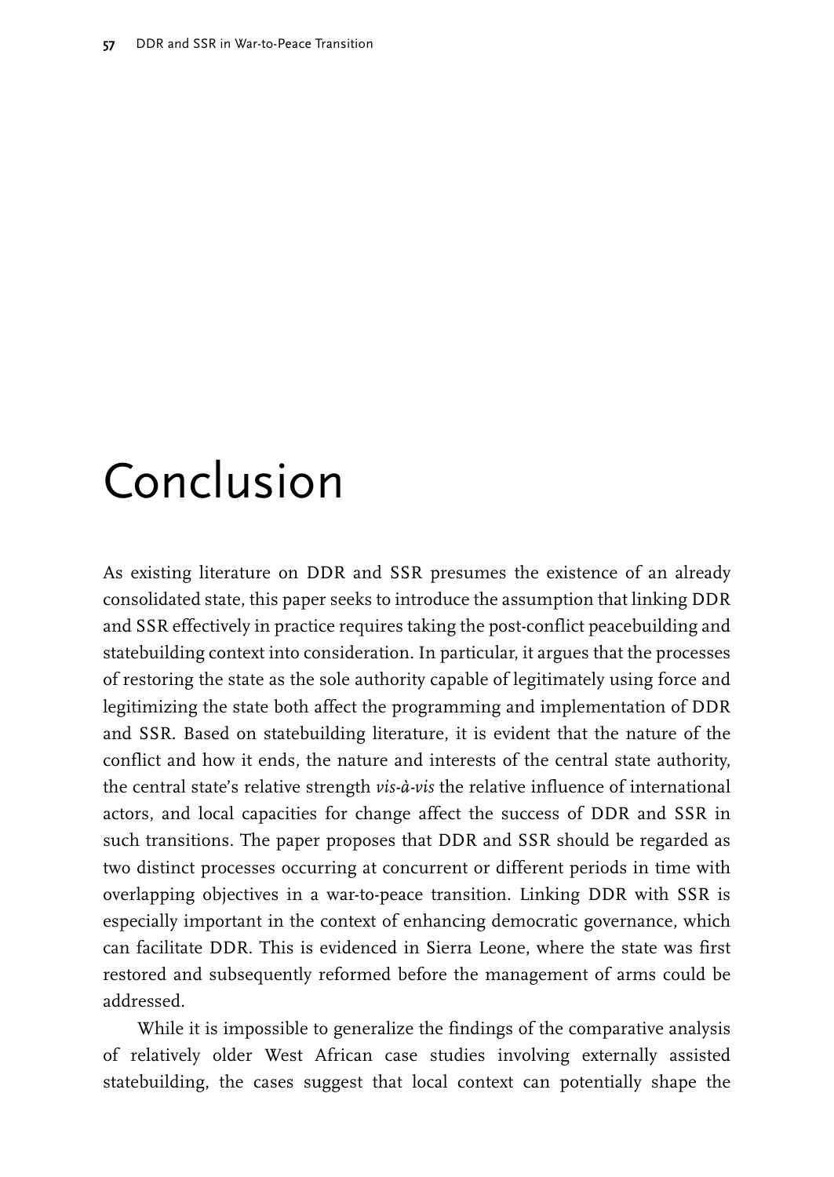# Conclusion

As existing literature on DDR and SSR presumes the existence of an already consolidated state, this paper seeks to introduce the assumption that linking DDR and SSR effectively in practice requires taking the post-conflict peacebuilding and statebuilding context into consideration. In particular, it argues that the processes of restoring the state as the sole authority capable of legitimately using force and legitimizing the state both affect the programming and implementation of DDR and SSR. Based on statebuilding literature, it is evident that the nature of the conflict and how it ends, the nature and interests of the central state authority, the central state's relative strength *vis-à-vis* the relative influence of international actors, and local capacities for change affect the success of DDR and SSR in such transitions. The paper proposes that DDR and SSR should be regarded as two distinct processes occurring at concurrent or different periods in time with overlapping objectives in a war-to-peace transition. Linking DDR with SSR is especially important in the context of enhancing democratic governance, which can facilitate DDR. This is evidenced in Sierra Leone, where the state was first restored and subsequently reformed before the management of arms could be addressed.

While it is impossible to generalize the findings of the comparative analysis of relatively older West African case studies involving externally assisted statebuilding, the cases suggest that local context can potentially shape the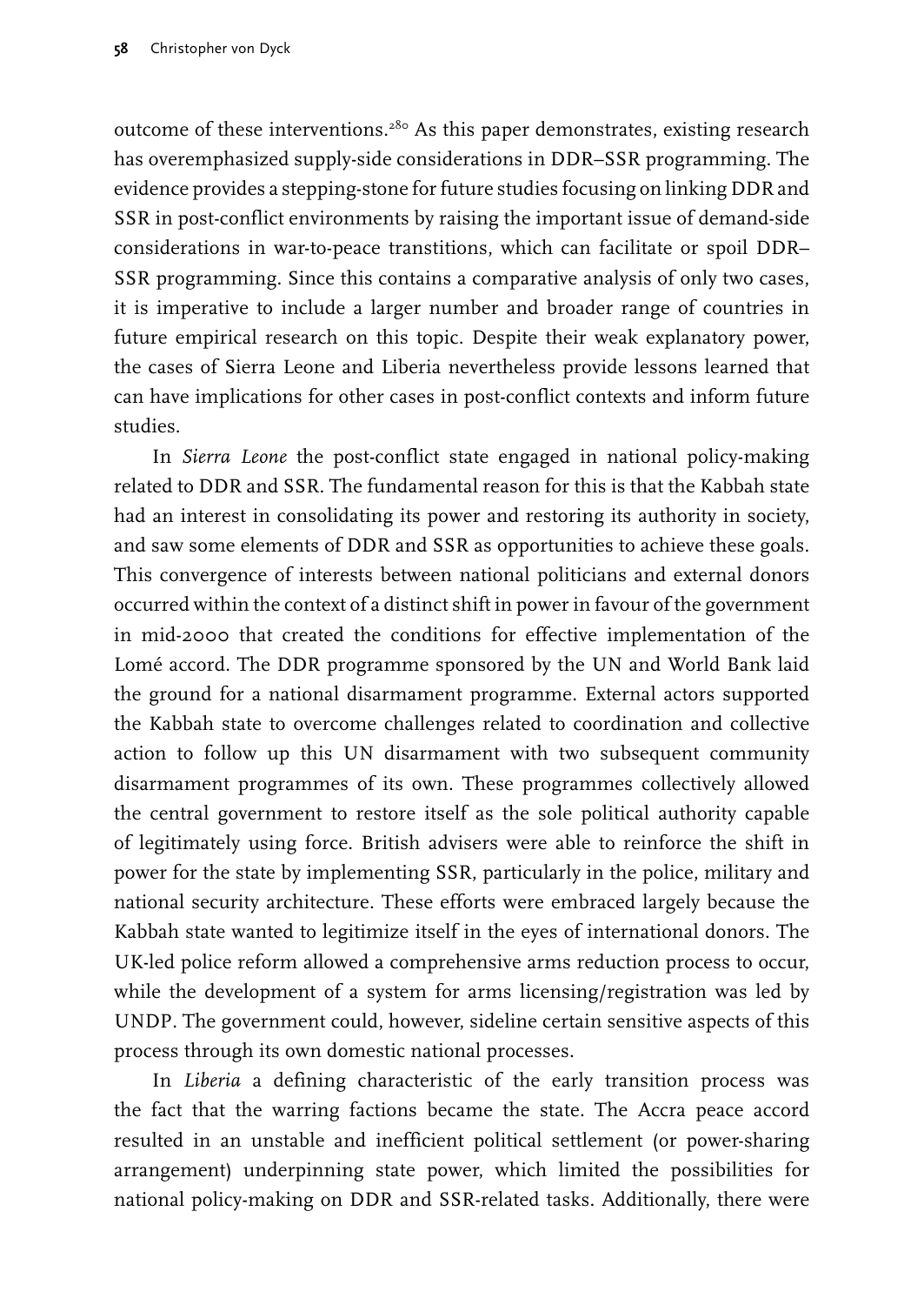outcome of these interventions.[280] As this paper demonstrates, existing research has overemphasized supply-side considerations in DDR–SSR programming. The evidence provides a stepping-stone for future studies focusing on linking DDR and SSR in post-conflict environments by raising the important issue of demand-side considerations in war-to-peace transtitions, which can facilitate or spoil DDR–SSR programming. Since this contains a comparative analysis of only two cases, it is imperative to include a larger number and broader range of countries in future empirical research on this topic. Despite their weak explanatory power, the cases of Sierra Leone and Liberia nevertheless provide lessons learned that can have implications for other cases in post-conflict contexts and inform future studies.

In *Sierra Leone* the post-conflict state engaged in national policy-making related to DDR and SSR. The fundamental reason for this is that the Kabbah state had an interest in consolidating its power and restoring its authority in society, and saw some elements of DDR and SSR as opportunities to achieve these goals. This convergence of interests between national politicians and external donors occurred within the context of a distinct shift in power in favour of the government in mid-2000 that created the conditions for effective implementation of the Lomé accord. The DDR programme sponsored by the UN and World Bank laid the ground for a national disarmament programme. External actors supported the Kabbah state to overcome challenges related to coordination and collective action to follow up this UN disarmament with two subsequent community disarmament programmes of its own. These programmes collectively allowed the central government to restore itself as the sole political authority capable of legitimately using force. British advisers were able to reinforce the shift in power for the state by implementing SSR, particularly in the police, military and national security architecture. These efforts were embraced largely because the Kabbah state wanted to legitimize itself in the eyes of international donors. The UK-led police reform allowed a comprehensive arms reduction process to occur, while the development of a system for arms licensing/registration was led by UNDP. The government could, however, sideline certain sensitive aspects of this process through its own domestic national processes.

In *Liberia* a defining characteristic of the early transition process was the fact that the warring factions became the state. The Accra peace accord resulted in an unstable and inefficient political settlement (or power-sharing arrangement) underpinning state power, which limited the possibilities for national policy-making on DDR and SSR-related tasks. Additionally, there were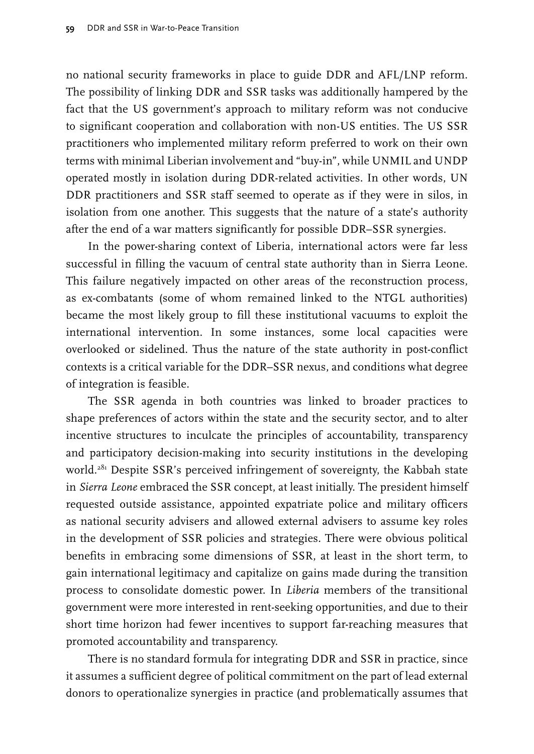no national security frameworks in place to guide DDR and AFL/LNP reform. The possibility of linking DDR and SSR tasks was additionally hampered by the fact that the US government's approach to military reform was not conducive to significant cooperation and collaboration with non-US entities. The US SSR practitioners who implemented military reform preferred to work on their own terms with minimal Liberian involvement and "buy-in", while UNMIL and UNDP operated mostly in isolation during DDR-related activities. In other words, UN DDR practitioners and SSR staff seemed to operate as if they were in silos, in isolation from one another. This suggests that the nature of a state's authority after the end of a war matters significantly for possible DDR–SSR synergies.

In the power-sharing context of Liberia, international actors were far less successful in filling the vacuum of central state authority than in Sierra Leone. This failure negatively impacted on other areas of the reconstruction process, as ex-combatants (some of whom remained linked to the NTGL authorities) became the most likely group to fill these institutional vacuums to exploit the international intervention. In some instances, some local capacities were overlooked or sidelined. Thus the nature of the state authority in post-conflict contexts is a critical variable for the DDR–SSR nexus, and conditions what degree of integration is feasible.

The SSR agenda in both countries was linked to broader practices to shape preferences of actors within the state and the security sector, and to alter incentive structures to inculcate the principles of accountability, transparency and participatory decision-making into security institutions in the developing world.[281] Despite SSR's perceived infringement of sovereignty, the Kabbah state in *Sierra Leone* embraced the SSR concept, at least initially. The president himself requested outside assistance, appointed expatriate police and military officers as national security advisers and allowed external advisers to assume key roles in the development of SSR policies and strategies. There were obvious political benefits in embracing some dimensions of SSR, at least in the short term, to gain international legitimacy and capitalize on gains made during the transition process to consolidate domestic power. In *Liberia* members of the transitional government were more interested in rent-seeking opportunities, and due to their short time horizon had fewer incentives to support far-reaching measures that promoted accountability and transparency.

There is no standard formula for integrating DDR and SSR in practice, since it assumes a sufficient degree of political commitment on the part of lead external donors to operationalize synergies in practice (and problematically assumes that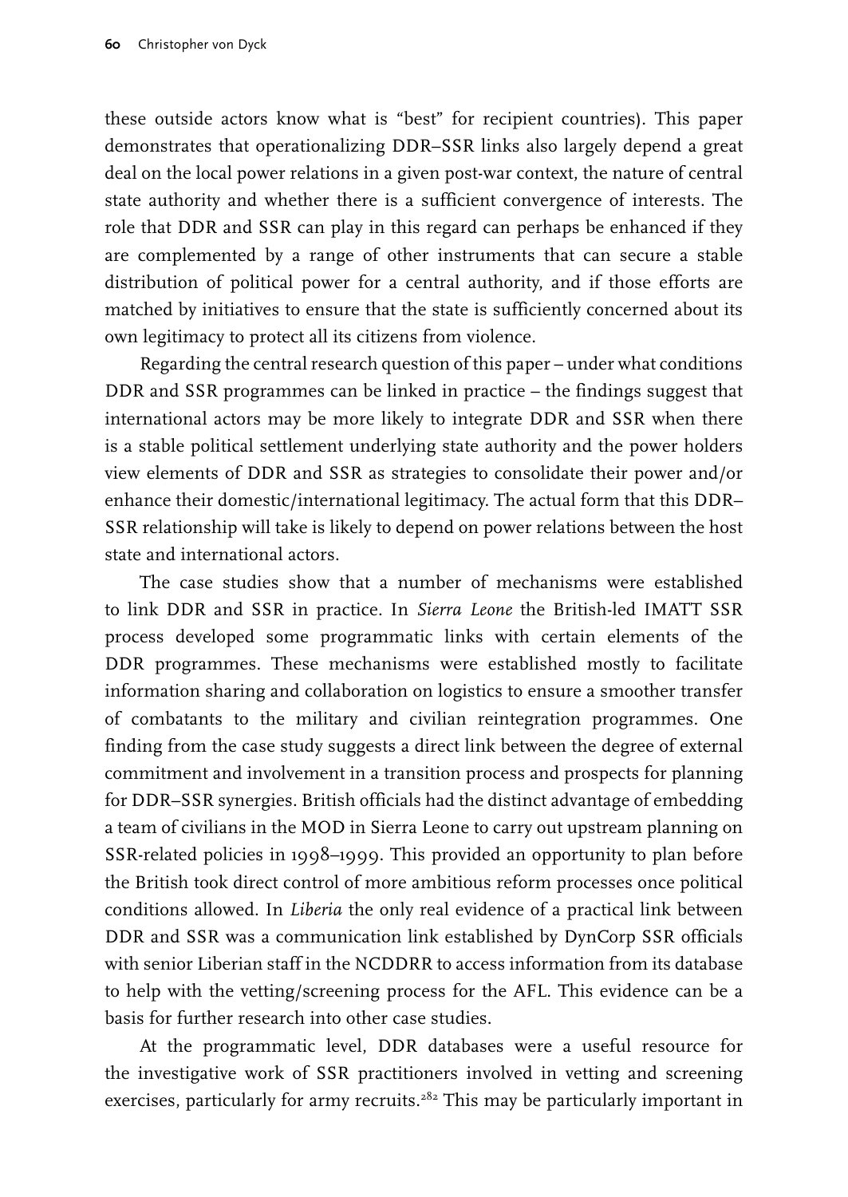these outside actors know what is "best" for recipient countries). This paper demonstrates that operationalizing DDR–SSR links also largely depend a great deal on the local power relations in a given post-war context, the nature of central state authority and whether there is a sufficient convergence of interests. The role that DDR and SSR can play in this regard can perhaps be enhanced if they are complemented by a range of other instruments that can secure a stable distribution of political power for a central authority, and if those efforts are matched by initiatives to ensure that the state is sufficiently concerned about its own legitimacy to protect all its citizens from violence.

Regarding the central research question of this paper – under what conditions DDR and SSR programmes can be linked in practice – the findings suggest that international actors may be more likely to integrate DDR and SSR when there is a stable political settlement underlying state authority and the power holders view elements of DDR and SSR as strategies to consolidate their power and/or enhance their domestic/international legitimacy. The actual form that this DDR–SSR relationship will take is likely to depend on power relations between the host state and international actors.

The case studies show that a number of mechanisms were established to link DDR and SSR in practice. In *Sierra Leone* the British-led IMATT SSR process developed some programmatic links with certain elements of the DDR programmes. These mechanisms were established mostly to facilitate information sharing and collaboration on logistics to ensure a smoother transfer of combatants to the military and civilian reintegration programmes. One finding from the case study suggests a direct link between the degree of external commitment and involvement in a transition process and prospects for planning for DDR–SSR synergies. British officials had the distinct advantage of embedding a team of civilians in the MOD in Sierra Leone to carry out upstream planning on SSR-related policies in 1998–1999. This provided an opportunity to plan before the British took direct control of more ambitious reform processes once political conditions allowed. In *Liberia* the only real evidence of a practical link between DDR and SSR was a communication link established by DynCorp SSR officials with senior Liberian staff in the NCDDRR to access information from its database to help with the vetting/screening process for the AFL. This evidence can be a basis for further research into other case studies.

At the programmatic level, DDR databases were a useful resource for the investigative work of SSR practitioners involved in vetting and screening exercises, particularly for army recruits.[282] This may be particularly important in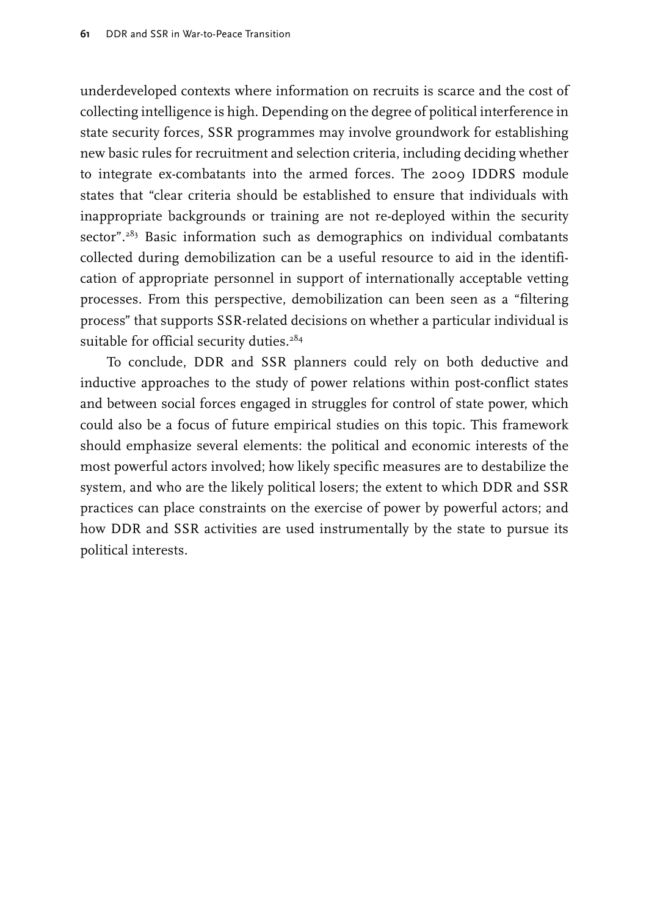underdeveloped contexts where information on recruits is scarce and the cost of collecting intelligence is high. Depending on the degree of political interference in state security forces, SSR programmes may involve groundwork for establishing new basic rules for recruitment and selection criteria, including deciding whether to integrate ex-combatants into the armed forces. The 2009 IDDRS module states that "clear criteria should be established to ensure that individuals with inappropriate backgrounds or training are not re-deployed within the security sector".[283] Basic information such as demographics on individual combatants collected during demobilization can be a useful resource to aid in the identification of appropriate personnel in support of internationally acceptable vetting processes. From this perspective, demobilization can been seen as a "filtering process" that supports SSR-related decisions on whether a particular individual is suitable for official security duties.[284]

To conclude, DDR and SSR planners could rely on both deductive and inductive approaches to the study of power relations within post-conflict states and between social forces engaged in struggles for control of state power, which could also be a focus of future empirical studies on this topic. This framework should emphasize several elements: the political and economic interests of the most powerful actors involved; how likely specific measures are to destabilize the system, and who are the likely political losers; the extent to which DDR and SSR practices can place constraints on the exercise of power by powerful actors; and how DDR and SSR activities are used instrumentally by the state to pursue its political interests.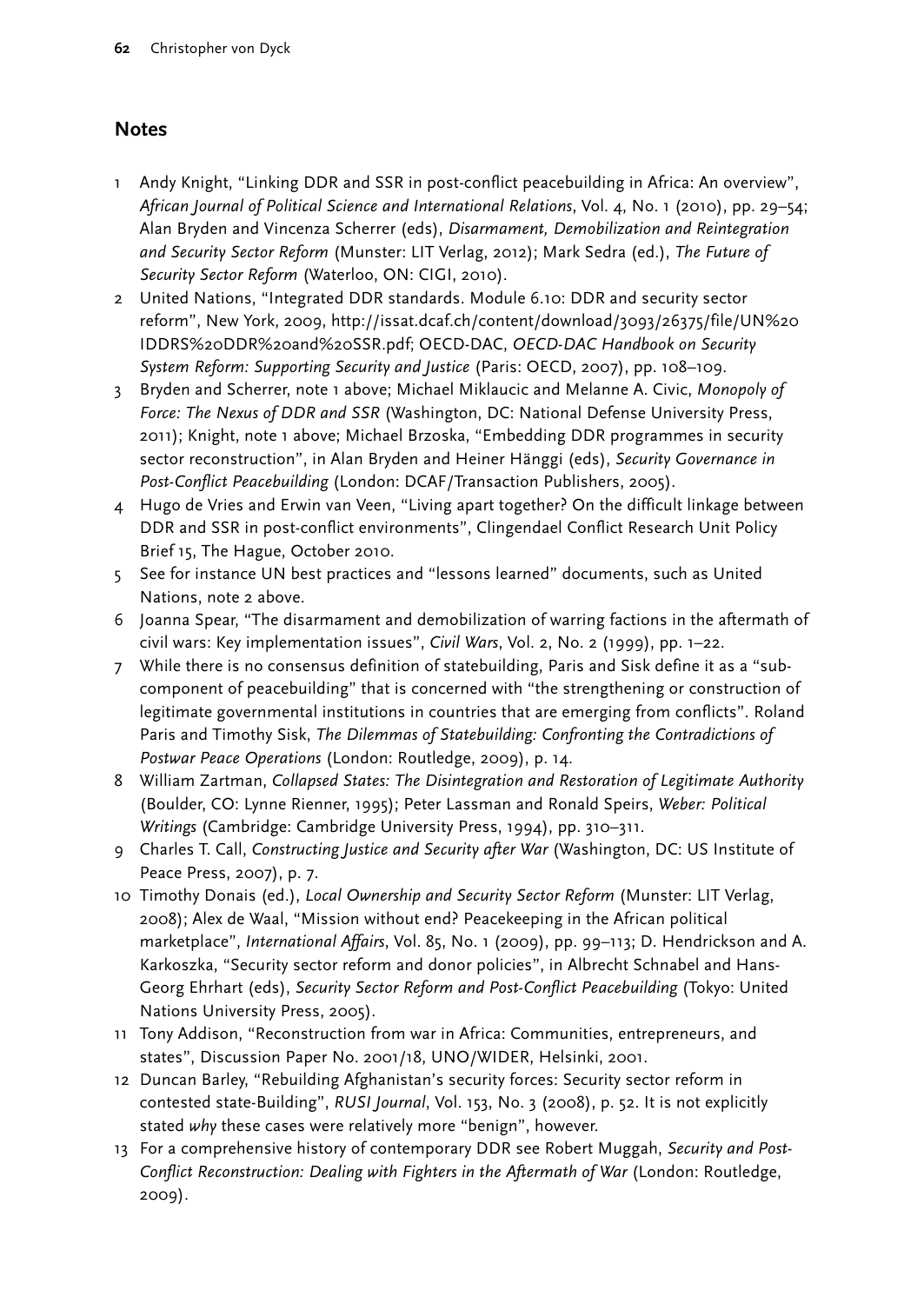## Notes

1. Andy Knight, "Linking DDR and SSR in post-conflict peacebuilding in Africa: An overview", *African Journal of Political Science and International Relations*, Vol. 4, No. 1 (2010), pp. 29–54; Alan Bryden and Vincenza Scherrer (eds), *Disarmament, Demobilization and Reintegration and Security Sector Reform* (Munster: LIT Verlag, 2012); Mark Sedra (ed.), *The Future of Security Sector Reform* (Waterloo, ON: CIGI, 2010).
2. United Nations, "Integrated DDR standards. Module 6.10: DDR and security sector reform", New York, 2009, http://issat.dcaf.ch/content/download/3093/26375/file/UN%20IDDRS%20DDR%20and%20SSR.pdf; OECD-DAC, *OECD-DAC Handbook on Security System Reform: Supporting Security and Justice* (Paris: OECD, 2007), pp. 108–109.
3. Bryden and Scherrer, note 1 above; Michael Miklaucic and Melanne A. Civic, *Monopoly of Force: The Nexus of DDR and SSR* (Washington, DC: National Defense University Press, 2011); Knight, note 1 above; Michael Brzoska, "Embedding DDR programmes in security sector reconstruction", in Alan Bryden and Heiner Hänggi (eds), *Security Governance in Post-Conflict Peacebuilding* (London: DCAF/Transaction Publishers, 2005).
4. Hugo de Vries and Erwin van Veen, "Living apart together? On the difficult linkage between DDR and SSR in post-conflict environments", Clingendael Conflict Research Unit Policy Brief 15, The Hague, October 2010.
5. See for instance UN best practices and "lessons learned" documents, such as United Nations, note 2 above.
6. Joanna Spear, "The disarmament and demobilization of warring factions in the aftermath of civil wars: Key implementation issues", *Civil Wars*, Vol. 2, No. 2 (1999), pp. 1–22.
7. While there is no consensus definition of statebuilding, Paris and Sisk define it as a "sub-component of peacebuilding" that is concerned with "the strengthening or construction of legitimate governmental institutions in countries that are emerging from conflicts". Roland Paris and Timothy Sisk, *The Dilemmas of Statebuilding: Confronting the Contradictions of Postwar Peace Operations* (London: Routledge, 2009), p. 14.
8. William Zartman, *Collapsed States: The Disintegration and Restoration of Legitimate Authority* (Boulder, CO: Lynne Rienner, 1995); Peter Lassman and Ronald Speirs, *Weber: Political Writings* (Cambridge: Cambridge University Press, 1994), pp. 310–311.
9. Charles T. Call, *Constructing Justice and Security after War* (Washington, DC: US Institute of Peace Press, 2007), p. 7.
10. Timothy Donais (ed.), *Local Ownership and Security Sector Reform* (Munster: LIT Verlag, 2008); Alex de Waal, "Mission without end? Peacekeeping in the African political marketplace", *International Affairs*, Vol. 85, No. 1 (2009), pp. 99–113; D. Hendrickson and A. Karkoszka, "Security sector reform and donor policies", in Albrecht Schnabel and Hans-Georg Ehrhart (eds), *Security Sector Reform and Post-Conflict Peacebuilding* (Tokyo: United Nations University Press, 2005).
11. Tony Addison, "Reconstruction from war in Africa: Communities, entrepreneurs, and states", Discussion Paper No. 2001/18, UNO/WIDER, Helsinki, 2001.
12. Duncan Barley, "Rebuilding Afghanistan's security forces: Security sector reform in contested state-Building", *RUSI Journal*, Vol. 153, No. 3 (2008), p. 52. It is not explicitly stated *why* these cases were relatively more "benign", however.
13. For a comprehensive history of contemporary DDR see Robert Muggah, *Security and Post-Conflict Reconstruction: Dealing with Fighters in the Aftermath of War* (London: Routledge, 2009).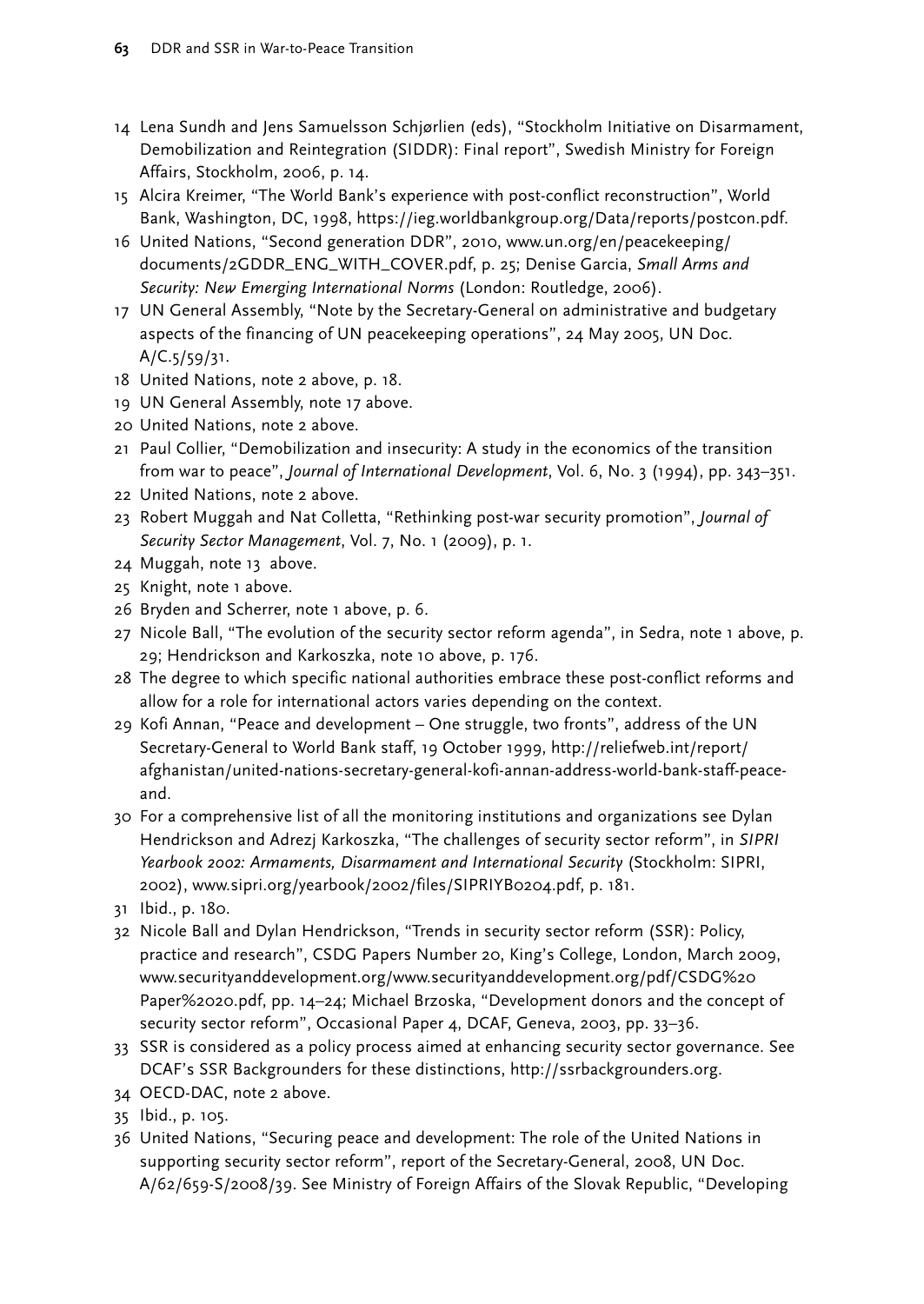14 Lena Sundh and Jens Samuelsson Schjørlien (eds), "Stockholm Initiative on Disarmament, Demobilization and Reintegration (SIDDR): Final report", Swedish Ministry for Foreign Affairs, Stockholm, 2006, p. 14.

15 Alcira Kreimer, "The World Bank's experience with post-conflict reconstruction", World Bank, Washington, DC, 1998, https://ieg.worldbankgroup.org/Data/reports/postcon.pdf.

16 United Nations, "Second generation DDR", 2010, www.un.org/en/peacekeeping/documents/2GDDR_ENG_WITH_COVER.pdf, p. 25; Denise Garcia, *Small Arms and Security: New Emerging International Norms* (London: Routledge, 2006).

17 UN General Assembly, "Note by the Secretary-General on administrative and budgetary aspects of the financing of UN peacekeeping operations", 24 May 2005, UN Doc. A/C.5/59/31.

18 United Nations, note 2 above, p. 18.

19 UN General Assembly, note 17 above.

20 United Nations, note 2 above.

21 Paul Collier, "Demobilization and insecurity: A study in the economics of the transition from war to peace", *Journal of International Development*, Vol. 6, No. 3 (1994), pp. 343–351.

22 United Nations, note 2 above.

23 Robert Muggah and Nat Colletta, "Rethinking post-war security promotion", *Journal of Security Sector Management*, Vol. 7, No. 1 (2009), p. 1.

24 Muggah, note 13 above.

25 Knight, note 1 above.

26 Bryden and Scherrer, note 1 above, p. 6.

27 Nicole Ball, "The evolution of the security sector reform agenda", in Sedra, note 1 above, p. 29; Hendrickson and Karkoszka, note 10 above, p. 176.

28 The degree to which specific national authorities embrace these post-conflict reforms and allow for a role for international actors varies depending on the context.

29 Kofi Annan, "Peace and development – One struggle, two fronts", address of the UN Secretary-General to World Bank staff, 19 October 1999, http://reliefweb.int/report/afghanistan/united-nations-secretary-general-kofi-annan-address-world-bank-staff-peace-and.

30 For a comprehensive list of all the monitoring institutions and organizations see Dylan Hendrickson and Adrezj Karkoszka, "The challenges of security sector reform", in *SIPRI Yearbook 2002: Armaments, Disarmament and International Security* (Stockholm: SIPRI, 2002), www.sipri.org/yearbook/2002/files/SIPRIYB0204.pdf, p. 181.

31 Ibid., p. 180.

32 Nicole Ball and Dylan Hendrickson, "Trends in security sector reform (SSR): Policy, practice and research", CSDG Papers Number 20, King's College, London, March 2009, www.securityanddevelopment.org/www.securityanddevelopment.org/pdf/CSDG%20Paper%2020.pdf, pp. 14–24; Michael Brzoska, "Development donors and the concept of security sector reform", Occasional Paper 4, DCAF, Geneva, 2003, pp. 33–36.

33 SSR is considered as a policy process aimed at enhancing security sector governance. See DCAF's SSR Backgrounders for these distinctions, http://ssrbackgrounders.org.

34 OECD-DAC, note 2 above.

35 Ibid., p. 105.

36 United Nations, "Securing peace and development: The role of the United Nations in supporting security sector reform", report of the Secretary-General, 2008, UN Doc. A/62/659-S/2008/39. See Ministry of Foreign Affairs of the Slovak Republic, "Developing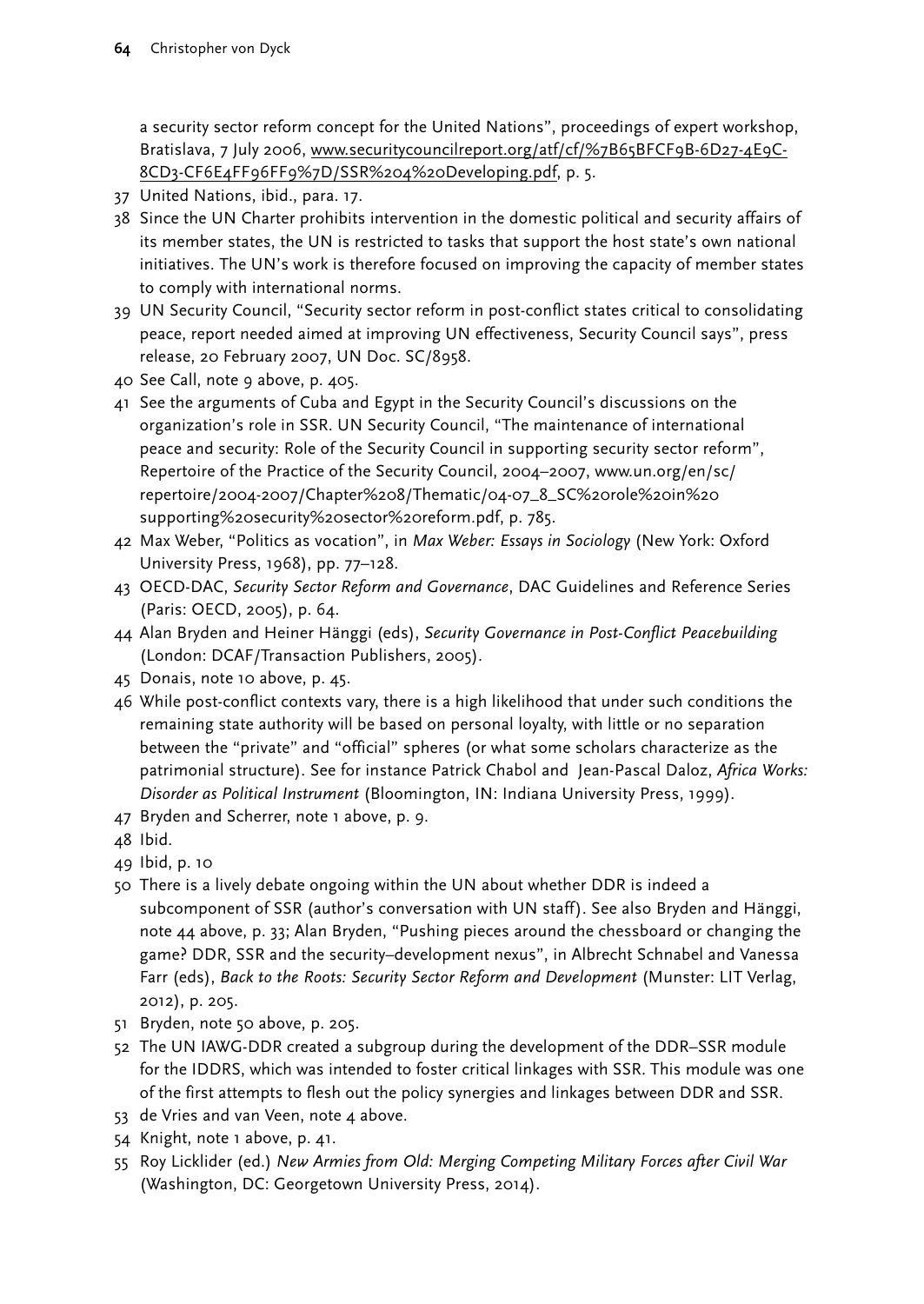a security sector reform concept for the United Nations", proceedings of expert workshop, Bratislava, 7 July 2006, www.securitycouncilreport.org/atf/cf/%7B65BFCF9B-6D27-4E9C-8CD3-CF6E4FF96FF9%7D/SSR%204%20Developing.pdf, p. 5.

37 United Nations, ibid., para. 17.

38 Since the UN Charter prohibits intervention in the domestic political and security affairs of its member states, the UN is restricted to tasks that support the host state's own national initiatives. The UN's work is therefore focused on improving the capacity of member states to comply with international norms.

39 UN Security Council, "Security sector reform in post-conflict states critical to consolidating peace, report needed aimed at improving UN effectiveness, Security Council says", press release, 20 February 2007, UN Doc. SC/8958.

40 See Call, note 9 above, p. 405.

41 See the arguments of Cuba and Egypt in the Security Council's discussions on the organization's role in SSR. UN Security Council, "The maintenance of international peace and security: Role of the Security Council in supporting security sector reform", Repertoire of the Practice of the Security Council, 2004–2007, www.un.org/en/sc/repertoire/2004-2007/Chapter%208/Thematic/04-07_8_SC%20role%20in%20supporting%20security%20sector%20reform.pdf, p. 785.

42 Max Weber, "Politics as vocation", in *Max Weber: Essays in Sociology* (New York: Oxford University Press, 1968), pp. 77–128.

43 OECD-DAC, *Security Sector Reform and Governance*, DAC Guidelines and Reference Series (Paris: OECD, 2005), p. 64.

44 Alan Bryden and Heiner Hänggi (eds), *Security Governance in Post-Conflict Peacebuilding* (London: DCAF/Transaction Publishers, 2005).

45 Donais, note 10 above, p. 45.

46 While post-conflict contexts vary, there is a high likelihood that under such conditions the remaining state authority will be based on personal loyalty, with little or no separation between the "private" and "official" spheres (or what some scholars characterize as the patrimonial structure). See for instance Patrick Chabol and Jean-Pascal Daloz, *Africa Works: Disorder as Political Instrument* (Bloomington, IN: Indiana University Press, 1999).

47 Bryden and Scherrer, note 1 above, p. 9.

48 Ibid.

49 Ibid, p. 10

50 There is a lively debate ongoing within the UN about whether DDR is indeed a subcomponent of SSR (author's conversation with UN staff). See also Bryden and Hänggi, note 44 above, p. 33; Alan Bryden, "Pushing pieces around the chessboard or changing the game? DDR, SSR and the security–development nexus", in Albrecht Schnabel and Vanessa Farr (eds), *Back to the Roots: Security Sector Reform and Development* (Munster: LIT Verlag, 2012), p. 205.

51 Bryden, note 50 above, p. 205.

52 The UN IAWG-DDR created a subgroup during the development of the DDR–SSR module for the IDDRS, which was intended to foster critical linkages with SSR. This module was one of the first attempts to flesh out the policy synergies and linkages between DDR and SSR.

53 de Vries and van Veen, note 4 above.

54 Knight, note 1 above, p. 41.

55 Roy Licklider (ed.) *New Armies from Old: Merging Competing Military Forces after Civil War* (Washington, DC: Georgetown University Press, 2014).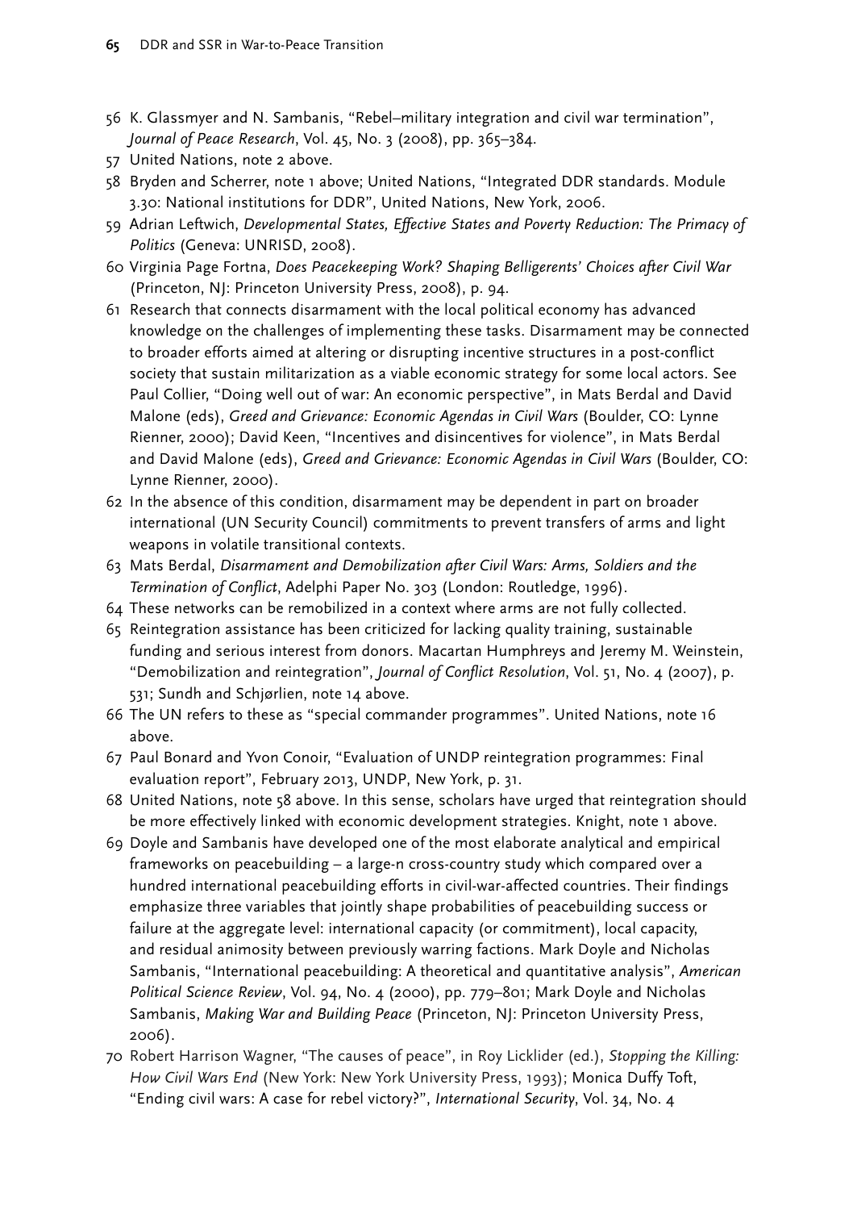56 K. Glassmyer and N. Sambanis, "Rebel–military integration and civil war termination", *Journal of Peace Research*, Vol. 45, No. 3 (2008), pp. 365–384.

57 United Nations, note 2 above.

58 Bryden and Scherrer, note 1 above; United Nations, "Integrated DDR standards. Module 3.30: National institutions for DDR", United Nations, New York, 2006.

59 Adrian Leftwich, *Developmental States, Effective States and Poverty Reduction: The Primacy of Politics* (Geneva: UNRISD, 2008).

60 Virginia Page Fortna, *Does Peacekeeping Work? Shaping Belligerents' Choices after Civil War* (Princeton, NJ: Princeton University Press, 2008), p. 94.

61 Research that connects disarmament with the local political economy has advanced knowledge on the challenges of implementing these tasks. Disarmament may be connected to broader efforts aimed at altering or disrupting incentive structures in a post-conflict society that sustain militarization as a viable economic strategy for some local actors. See Paul Collier, "Doing well out of war: An economic perspective", in Mats Berdal and David Malone (eds), *Greed and Grievance: Economic Agendas in Civil Wars* (Boulder, CO: Lynne Rienner, 2000); David Keen, "Incentives and disincentives for violence", in Mats Berdal and David Malone (eds), *Greed and Grievance: Economic Agendas in Civil Wars* (Boulder, CO: Lynne Rienner, 2000).

62 In the absence of this condition, disarmament may be dependent in part on broader international (UN Security Council) commitments to prevent transfers of arms and light weapons in volatile transitional contexts.

63 Mats Berdal, *Disarmament and Demobilization after Civil Wars: Arms, Soldiers and the Termination of Conflict*, Adelphi Paper No. 303 (London: Routledge, 1996).

64 These networks can be remobilized in a context where arms are not fully collected.

65 Reintegration assistance has been criticized for lacking quality training, sustainable funding and serious interest from donors. Macartan Humphreys and Jeremy M. Weinstein, "Demobilization and reintegration", *Journal of Conflict Resolution*, Vol. 51, No. 4 (2007), p. 531; Sundh and Schjørlien, note 14 above.

66 The UN refers to these as "special commander programmes". United Nations, note 16 above.

67 Paul Bonard and Yvon Conoir, "Evaluation of UNDP reintegration programmes: Final evaluation report", February 2013, UNDP, New York, p. 31.

68 United Nations, note 58 above. In this sense, scholars have urged that reintegration should be more effectively linked with economic development strategies. Knight, note 1 above.

69 Doyle and Sambanis have developed one of the most elaborate analytical and empirical frameworks on peacebuilding – a large-n cross-country study which compared over a hundred international peacebuilding efforts in civil-war-affected countries. Their findings emphasize three variables that jointly shape probabilities of peacebuilding success or failure at the aggregate level: international capacity (or commitment), local capacity, and residual animosity between previously warring factions. Mark Doyle and Nicholas Sambanis, "International peacebuilding: A theoretical and quantitative analysis", *American Political Science Review*, Vol. 94, No. 4 (2000), pp. 779–801; Mark Doyle and Nicholas Sambanis, *Making War and Building Peace* (Princeton, NJ: Princeton University Press, 2006).

70 Robert Harrison Wagner, "The causes of peace", in Roy Licklider (ed.), *Stopping the Killing: How Civil Wars End* (New York: New York University Press, 1993); Monica Duffy Toft, "Ending civil wars: A case for rebel victory?", *International Security*, Vol. 34, No. 4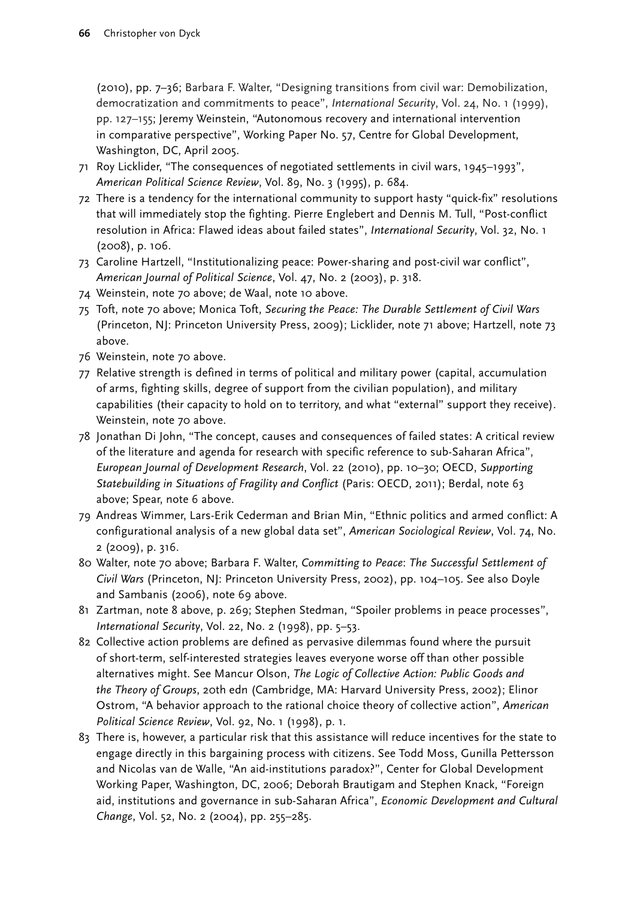(2010), pp. 7–36; Barbara F. Walter, "Designing transitions from civil war: Demobilization, democratization and commitments to peace", *International Security*, Vol. 24, No. 1 (1999), pp. 127–155; Jeremy Weinstein, "Autonomous recovery and international intervention in comparative perspective", Working Paper No. 57, Centre for Global Development, Washington, DC, April 2005.

71 Roy Licklider, "The consequences of negotiated settlements in civil wars, 1945–1993", *American Political Science Review*, Vol. 89, No. 3 (1995), p. 684.

72 There is a tendency for the international community to support hasty "quick-fix" resolutions that will immediately stop the fighting. Pierre Englebert and Dennis M. Tull, "Post-conflict resolution in Africa: Flawed ideas about failed states", *International Security*, Vol. 32, No. 1 (2008), p. 106.

73 Caroline Hartzell, "Institutionalizing peace: Power-sharing and post-civil war conflict", *American Journal of Political Science*, Vol. 47, No. 2 (2003), p. 318.

74 Weinstein, note 70 above; de Waal, note 10 above.

75 Toft, note 70 above; Monica Toft, *Securing the Peace: The Durable Settlement of Civil Wars* (Princeton, NJ: Princeton University Press, 2009); Licklider, note 71 above; Hartzell, note 73 above.

76 Weinstein, note 70 above.

77 Relative strength is defined in terms of political and military power (capital, accumulation of arms, fighting skills, degree of support from the civilian population), and military capabilities (their capacity to hold on to territory, and what "external" support they receive). Weinstein, note 70 above.

78 Jonathan Di John, "The concept, causes and consequences of failed states: A critical review of the literature and agenda for research with specific reference to sub-Saharan Africa", *European Journal of Development Research*, Vol. 22 (2010), pp. 10–30; OECD, *Supporting Statebuilding in Situations of Fragility and Conflict* (Paris: OECD, 2011); Berdal, note 63 above; Spear, note 6 above.

79 Andreas Wimmer, Lars-Erik Cederman and Brian Min, "Ethnic politics and armed conflict: A configurational analysis of a new global data set", *American Sociological Review*, Vol. 74, No. 2 (2009), p. 316.

80 Walter, note 70 above; Barbara F. Walter, *Committing to Peace: The Successful Settlement of Civil Wars* (Princeton, NJ: Princeton University Press, 2002), pp. 104–105. See also Doyle and Sambanis (2006), note 69 above.

81 Zartman, note 8 above, p. 269; Stephen Stedman, "Spoiler problems in peace processes", *International Security*, Vol. 22, No. 2 (1998), pp. 5–53.

82 Collective action problems are defined as pervasive dilemmas found where the pursuit of short-term, self-interested strategies leaves everyone worse off than other possible alternatives might. See Mancur Olson, *The Logic of Collective Action: Public Goods and the Theory of Groups*, 20th edn (Cambridge, MA: Harvard University Press, 2002); Elinor Ostrom, "A behavior approach to the rational choice theory of collective action", *American Political Science Review*, Vol. 92, No. 1 (1998), p. 1.

83 There is, however, a particular risk that this assistance will reduce incentives for the state to engage directly in this bargaining process with citizens. See Todd Moss, Gunilla Pettersson and Nicolas van de Walle, "An aid-institutions paradox?", Center for Global Development Working Paper, Washington, DC, 2006; Deborah Brautigam and Stephen Knack, "Foreign aid, institutions and governance in sub-Saharan Africa", *Economic Development and Cultural Change*, Vol. 52, No. 2 (2004), pp. 255–285.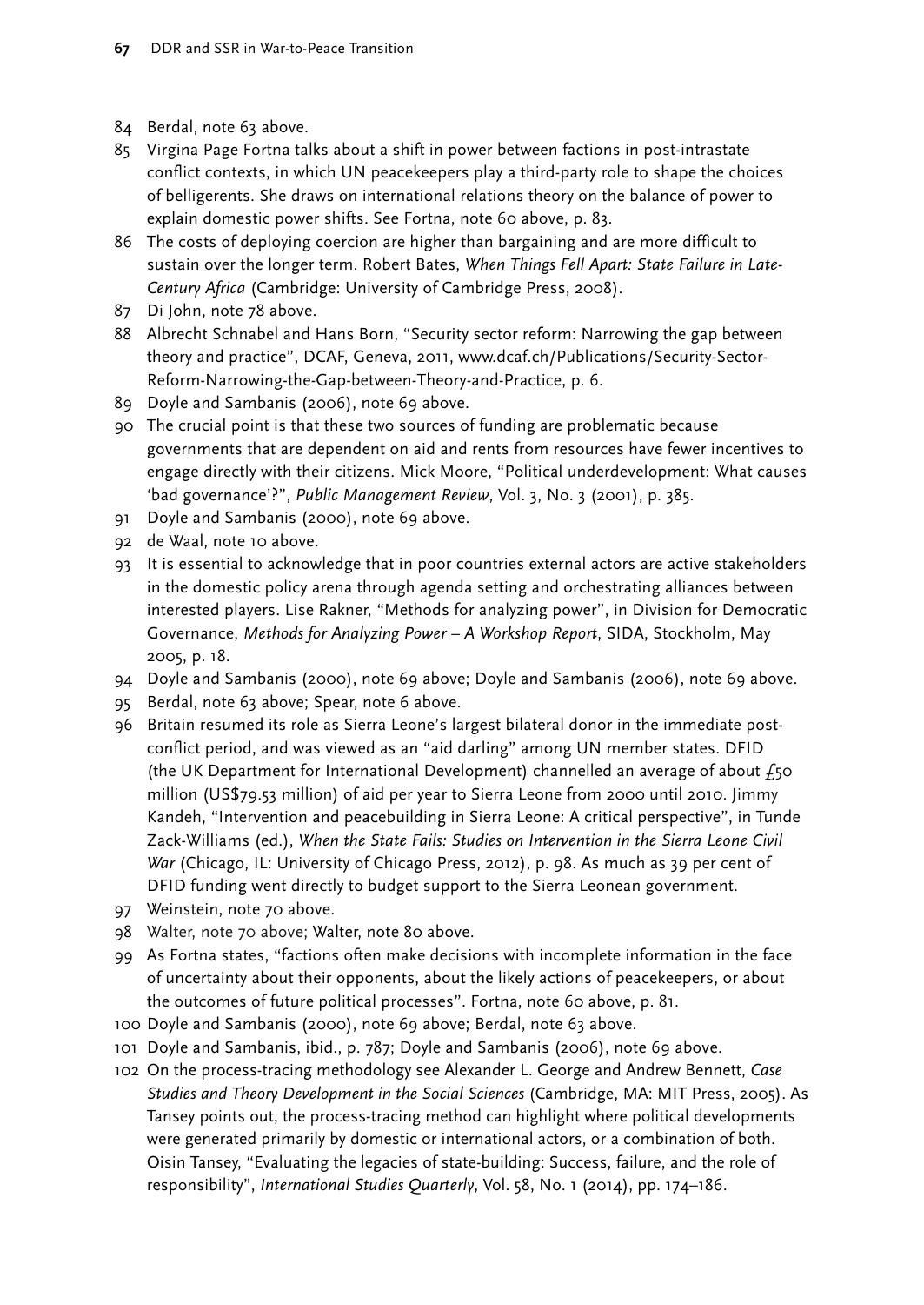84 Berdal, note 63 above.

85 Virgina Page Fortna talks about a shift in power between factions in post-intrastate conflict contexts, in which UN peacekeepers play a third-party role to shape the choices of belligerents. She draws on international relations theory on the balance of power to explain domestic power shifts. See Fortna, note 60 above, p. 83.

86 The costs of deploying coercion are higher than bargaining and are more difficult to sustain over the longer term. Robert Bates, *When Things Fell Apart: State Failure in Late-Century Africa* (Cambridge: University of Cambridge Press, 2008).

87 Di John, note 78 above.

88 Albrecht Schnabel and Hans Born, "Security sector reform: Narrowing the gap between theory and practice", DCAF, Geneva, 2011, www.dcaf.ch/Publications/Security-Sector-Reform-Narrowing-the-Gap-between-Theory-and-Practice, p. 6.

89 Doyle and Sambanis (2006), note 69 above.

90 The crucial point is that these two sources of funding are problematic because governments that are dependent on aid and rents from resources have fewer incentives to engage directly with their citizens. Mick Moore, "Political underdevelopment: What causes 'bad governance'?", *Public Management Review*, Vol. 3, No. 3 (2001), p. 385.

91 Doyle and Sambanis (2000), note 69 above.

92 de Waal, note 10 above.

93 It is essential to acknowledge that in poor countries external actors are active stakeholders in the domestic policy arena through agenda setting and orchestrating alliances between interested players. Lise Rakner, "Methods for analyzing power", in Division for Democratic Governance, *Methods for Analyzing Power – A Workshop Report*, SIDA, Stockholm, May 2005, p. 18.

94 Doyle and Sambanis (2000), note 69 above; Doyle and Sambanis (2006), note 69 above.

95 Berdal, note 63 above; Spear, note 6 above.

96 Britain resumed its role as Sierra Leone's largest bilateral donor in the immediate post-conflict period, and was viewed as an "aid darling" among UN member states. DFID (the UK Department for International Development) channelled an average of about £50 million (US$79.53 million) of aid per year to Sierra Leone from 2000 until 2010. Jimmy Kandeh, "Intervention and peacebuilding in Sierra Leone: A critical perspective", in Tunde Zack-Williams (ed.), *When the State Fails: Studies on Intervention in the Sierra Leone Civil War* (Chicago, IL: University of Chicago Press, 2012), p. 98. As much as 39 per cent of DFID funding went directly to budget support to the Sierra Leonean government.

97 Weinstein, note 70 above.

98 Walter, note 70 above; Walter, note 80 above.

99 As Fortna states, "factions often make decisions with incomplete information in the face of uncertainty about their opponents, about the likely actions of peacekeepers, or about the outcomes of future political processes". Fortna, note 60 above, p. 81.

100 Doyle and Sambanis (2000), note 69 above; Berdal, note 63 above.

101 Doyle and Sambanis, ibid., p. 787; Doyle and Sambanis (2006), note 69 above.

102 On the process-tracing methodology see Alexander L. George and Andrew Bennett, *Case Studies and Theory Development in the Social Sciences* (Cambridge, MA: MIT Press, 2005). As Tansey points out, the process-tracing method can highlight where political developments were generated primarily by domestic or international actors, or a combination of both. Oisin Tansey, "Evaluating the legacies of state-building: Success, failure, and the role of responsibility", *International Studies Quarterly*, Vol. 58, No. 1 (2014), pp. 174–186.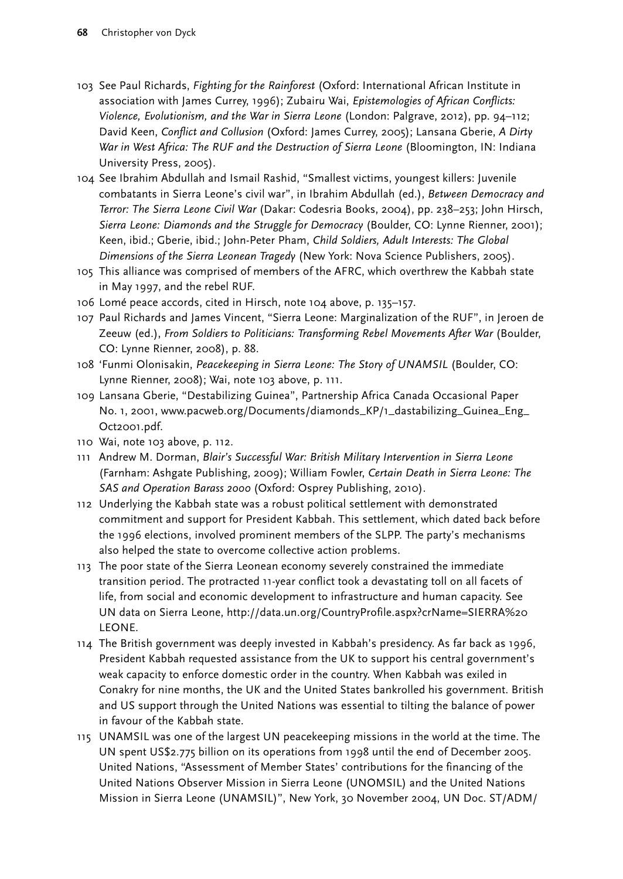103 See Paul Richards, *Fighting for the Rainforest* (Oxford: International African Institute in association with James Currey, 1996); Zubairu Wai, *Epistemologies of African Conflicts: Violence, Evolutionism, and the War in Sierra Leone* (London: Palgrave, 2012), pp. 94–112; David Keen, *Conflict and Collusion* (Oxford: James Currey, 2005); Lansana Gberie, *A Dirty War in West Africa: The RUF and the Destruction of Sierra Leone* (Bloomington, IN: Indiana University Press, 2005).

104 See Ibrahim Abdullah and Ismail Rashid, "Smallest victims, youngest killers: Juvenile combatants in Sierra Leone's civil war", in Ibrahim Abdullah (ed.), *Between Democracy and Terror: The Sierra Leone Civil War* (Dakar: Codesria Books, 2004), pp. 238–253; John Hirsch, *Sierra Leone: Diamonds and the Struggle for Democracy* (Boulder, CO: Lynne Rienner, 2001); Keen, ibid.; Gberie, ibid.; John-Peter Pham, *Child Soldiers, Adult Interests: The Global Dimensions of the Sierra Leonean Tragedy* (New York: Nova Science Publishers, 2005).

105 This alliance was comprised of members of the AFRC, which overthrew the Kabbah state in May 1997, and the rebel RUF.

106 Lomé peace accords, cited in Hirsch, note 104 above, p. 135–157.

107 Paul Richards and James Vincent, "Sierra Leone: Marginalization of the RUF", in Jeroen de Zeeuw (ed.), *From Soldiers to Politicians: Transforming Rebel Movements After War* (Boulder, CO: Lynne Rienner, 2008), p. 88.

108 'Funmi Olonisakin, *Peacekeeping in Sierra Leone: The Story of UNAMSIL* (Boulder, CO: Lynne Rienner, 2008); Wai, note 103 above, p. 111.

109 Lansana Gberie, "Destabilizing Guinea", Partnership Africa Canada Occasional Paper No. 1, 2001, www.pacweb.org/Documents/diamonds_KP/1_dastabilizing_Guinea_Eng_Oct2001.pdf.

110 Wai, note 103 above, p. 112.

111 Andrew M. Dorman, *Blair's Successful War: British Military Intervention in Sierra Leone* (Farnham: Ashgate Publishing, 2009); William Fowler, *Certain Death in Sierra Leone: The SAS and Operation Barass 2000* (Oxford: Osprey Publishing, 2010).

112 Underlying the Kabbah state was a robust political settlement with demonstrated commitment and support for President Kabbah. This settlement, which dated back before the 1996 elections, involved prominent members of the SLPP. The party's mechanisms also helped the state to overcome collective action problems.

113 The poor state of the Sierra Leonean economy severely constrained the immediate transition period. The protracted 11-year conflict took a devastating toll on all facets of life, from social and economic development to infrastructure and human capacity. See UN data on Sierra Leone, http://data.un.org/CountryProfile.aspx?crName=SIERRA%20LEONE.

114 The British government was deeply invested in Kabbah's presidency. As far back as 1996, President Kabbah requested assistance from the UK to support his central government's weak capacity to enforce domestic order in the country. When Kabbah was exiled in Conakry for nine months, the UK and the United States bankrolled his government. British and US support through the United Nations was essential to tilting the balance of power in favour of the Kabbah state.

115 UNAMSIL was one of the largest UN peacekeeping missions in the world at the time. The UN spent US$2.775 billion on its operations from 1998 until the end of December 2005. United Nations, "Assessment of Member States' contributions for the financing of the United Nations Observer Mission in Sierra Leone (UNOMSIL) and the United Nations Mission in Sierra Leone (UNAMSIL)", New York, 30 November 2004, UN Doc. ST/ADM/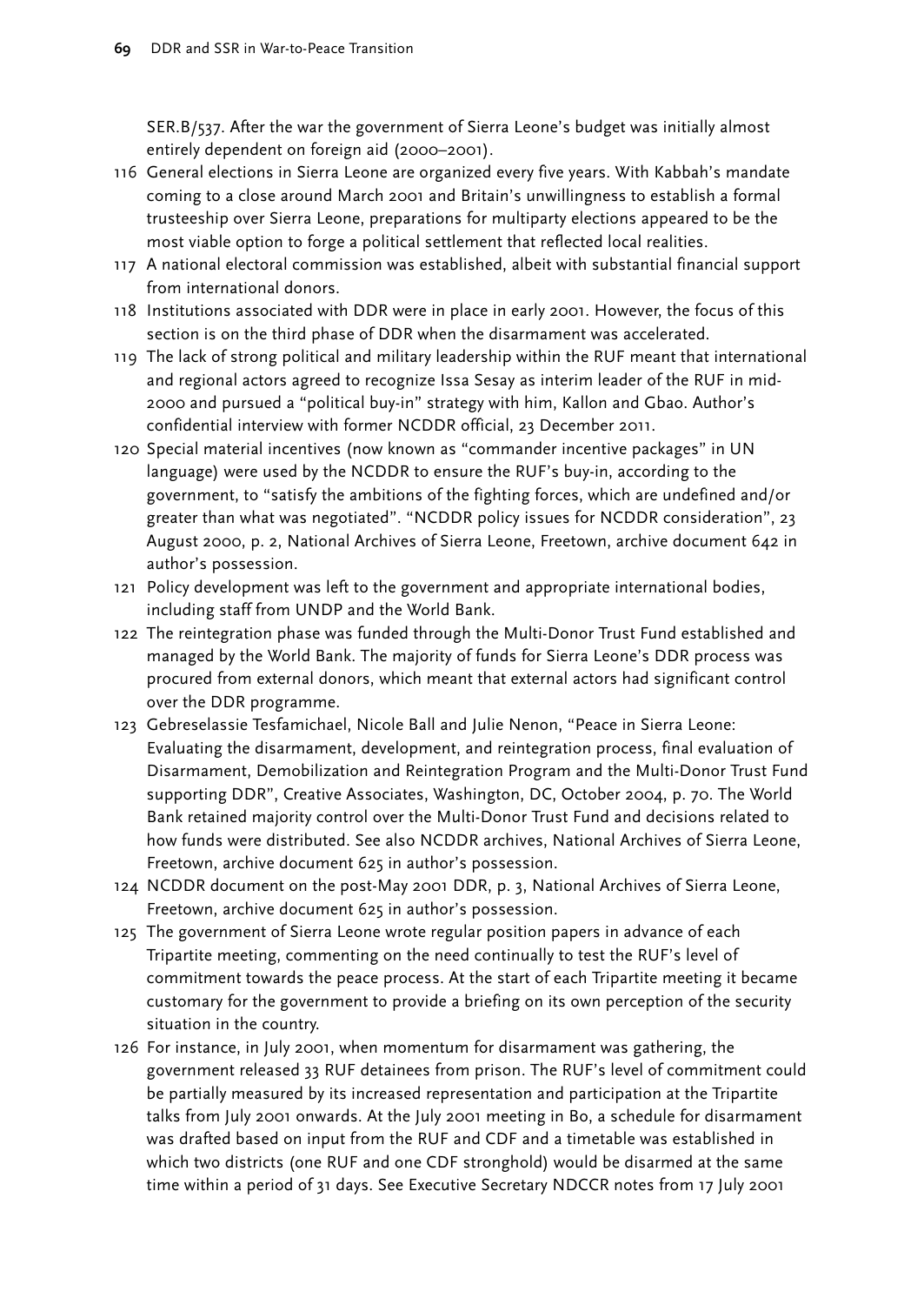SER.B/537. After the war the government of Sierra Leone's budget was initially almost entirely dependent on foreign aid (2000–2001).

116 General elections in Sierra Leone are organized every five years. With Kabbah's mandate coming to a close around March 2001 and Britain's unwillingness to establish a formal trusteeship over Sierra Leone, preparations for multiparty elections appeared to be the most viable option to forge a political settlement that reflected local realities.

117 A national electoral commission was established, albeit with substantial financial support from international donors.

118 Institutions associated with DDR were in place in early 2001. However, the focus of this section is on the third phase of DDR when the disarmament was accelerated.

119 The lack of strong political and military leadership within the RUF meant that international and regional actors agreed to recognize Issa Sesay as interim leader of the RUF in mid-2000 and pursued a "political buy-in" strategy with him, Kallon and Gbao. Author's confidential interview with former NCDDR official, 23 December 2011.

120 Special material incentives (now known as "commander incentive packages" in UN language) were used by the NCDDR to ensure the RUF's buy-in, according to the government, to "satisfy the ambitions of the fighting forces, which are undefined and/or greater than what was negotiated". "NCDDR policy issues for NCDDR consideration", 23 August 2000, p. 2, National Archives of Sierra Leone, Freetown, archive document 642 in author's possession.

121 Policy development was left to the government and appropriate international bodies, including staff from UNDP and the World Bank.

122 The reintegration phase was funded through the Multi-Donor Trust Fund established and managed by the World Bank. The majority of funds for Sierra Leone's DDR process was procured from external donors, which meant that external actors had significant control over the DDR programme.

123 Gebreselassie Tesfamichael, Nicole Ball and Julie Nenon, "Peace in Sierra Leone: Evaluating the disarmament, development, and reintegration process, final evaluation of Disarmament, Demobilization and Reintegration Program and the Multi-Donor Trust Fund supporting DDR", Creative Associates, Washington, DC, October 2004, p. 70. The World Bank retained majority control over the Multi-Donor Trust Fund and decisions related to how funds were distributed. See also NCDDR archives, National Archives of Sierra Leone, Freetown, archive document 625 in author's possession.

124 NCDDR document on the post-May 2001 DDR, p. 3, National Archives of Sierra Leone, Freetown, archive document 625 in author's possession.

125 The government of Sierra Leone wrote regular position papers in advance of each Tripartite meeting, commenting on the need continually to test the RUF's level of commitment towards the peace process. At the start of each Tripartite meeting it became customary for the government to provide a briefing on its own perception of the security situation in the country.

126 For instance, in July 2001, when momentum for disarmament was gathering, the government released 33 RUF detainees from prison. The RUF's level of commitment could be partially measured by its increased representation and participation at the Tripartite talks from July 2001 onwards. At the July 2001 meeting in Bo, a schedule for disarmament was drafted based on input from the RUF and CDF and a timetable was established in which two districts (one RUF and one CDF stronghold) would be disarmed at the same time within a period of 31 days. See Executive Secretary NDCCR notes from 17 July 2001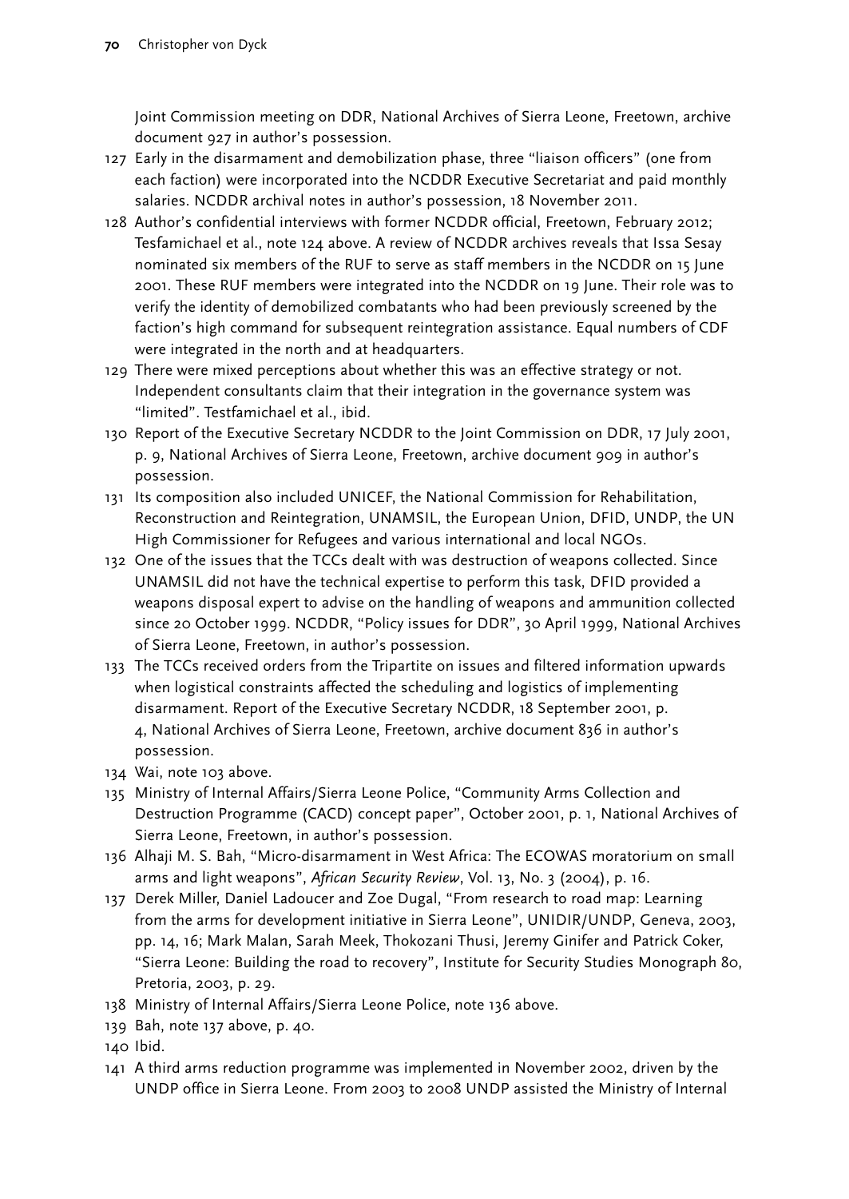Joint Commission meeting on DDR, National Archives of Sierra Leone, Freetown, archive document 927 in author's possession.

127 Early in the disarmament and demobilization phase, three "liaison officers" (one from each faction) were incorporated into the NCDDR Executive Secretariat and paid monthly salaries. NCDDR archival notes in author's possession, 18 November 2011.

128 Author's confidential interviews with former NCDDR official, Freetown, February 2012; Tesfamichael et al., note 124 above. A review of NCDDR archives reveals that Issa Sesay nominated six members of the RUF to serve as staff members in the NCDDR on 15 June 2001. These RUF members were integrated into the NCDDR on 19 June. Their role was to verify the identity of demobilized combatants who had been previously screened by the faction's high command for subsequent reintegration assistance. Equal numbers of CDF were integrated in the north and at headquarters.

129 There were mixed perceptions about whether this was an effective strategy or not. Independent consultants claim that their integration in the governance system was "limited". Testfamichael et al., ibid.

130 Report of the Executive Secretary NCDDR to the Joint Commission on DDR, 17 July 2001, p. 9, National Archives of Sierra Leone, Freetown, archive document 909 in author's possession.

131 Its composition also included UNICEF, the National Commission for Rehabilitation, Reconstruction and Reintegration, UNAMSIL, the European Union, DFID, UNDP, the UN High Commissioner for Refugees and various international and local NGOs.

132 One of the issues that the TCCs dealt with was destruction of weapons collected. Since UNAMSIL did not have the technical expertise to perform this task, DFID provided a weapons disposal expert to advise on the handling of weapons and ammunition collected since 20 October 1999. NCDDR, "Policy issues for DDR", 30 April 1999, National Archives of Sierra Leone, Freetown, in author's possession.

133 The TCCs received orders from the Tripartite on issues and filtered information upwards when logistical constraints affected the scheduling and logistics of implementing disarmament. Report of the Executive Secretary NCDDR, 18 September 2001, p. 4, National Archives of Sierra Leone, Freetown, archive document 836 in author's possession.

134 Wai, note 103 above.

135 Ministry of Internal Affairs/Sierra Leone Police, "Community Arms Collection and Destruction Programme (CACD) concept paper", October 2001, p. 1, National Archives of Sierra Leone, Freetown, in author's possession.

136 Alhaji M. S. Bah, "Micro-disarmament in West Africa: The ECOWAS moratorium on small arms and light weapons", *African Security Review*, Vol. 13, No. 3 (2004), p. 16.

137 Derek Miller, Daniel Ladoucer and Zoe Dugal, "From research to road map: Learning from the arms for development initiative in Sierra Leone", UNIDIR/UNDP, Geneva, 2003, pp. 14, 16; Mark Malan, Sarah Meek, Thokozani Thusi, Jeremy Ginifer and Patrick Coker, "Sierra Leone: Building the road to recovery", Institute for Security Studies Monograph 80, Pretoria, 2003, p. 29.

138 Ministry of Internal Affairs/Sierra Leone Police, note 136 above.

139 Bah, note 137 above, p. 40.

140 Ibid.

141 A third arms reduction programme was implemented in November 2002, driven by the UNDP office in Sierra Leone. From 2003 to 2008 UNDP assisted the Ministry of Internal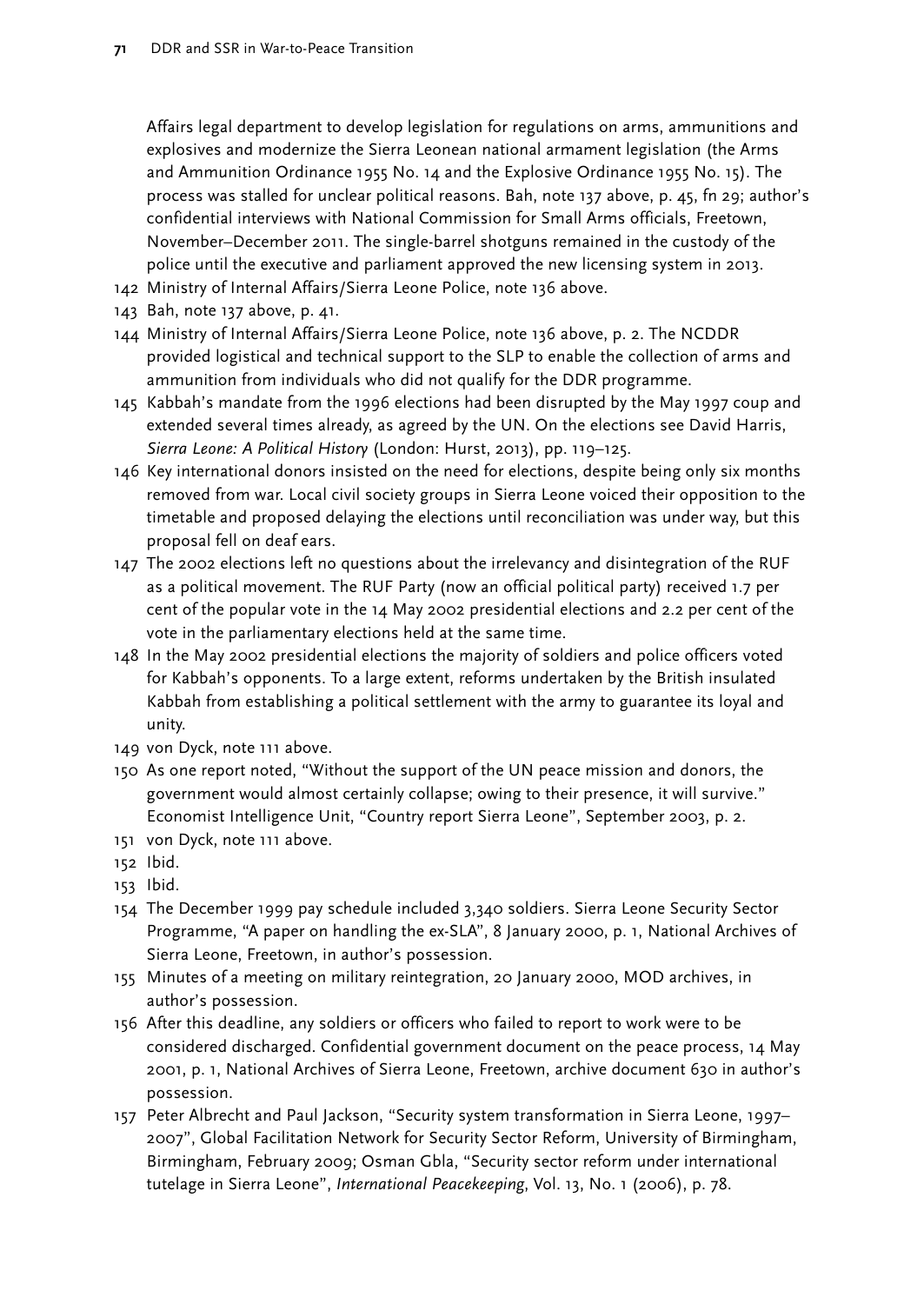Affairs legal department to develop legislation for regulations on arms, ammunitions and explosives and modernize the Sierra Leonean national armament legislation (the Arms and Ammunition Ordinance 1955 No. 14 and the Explosive Ordinance 1955 No. 15). The process was stalled for unclear political reasons. Bah, note 137 above, p. 45, fn 29; author's confidential interviews with National Commission for Small Arms officials, Freetown, November–December 2011. The single-barrel shotguns remained in the custody of the police until the executive and parliament approved the new licensing system in 2013.

142 Ministry of Internal Affairs/Sierra Leone Police, note 136 above.

143 Bah, note 137 above, p. 41.

144 Ministry of Internal Affairs/Sierra Leone Police, note 136 above, p. 2. The NCDDR provided logistical and technical support to the SLP to enable the collection of arms and ammunition from individuals who did not qualify for the DDR programme.

145 Kabbah's mandate from the 1996 elections had been disrupted by the May 1997 coup and extended several times already, as agreed by the UN. On the elections see David Harris, *Sierra Leone: A Political History* (London: Hurst, 2013), pp. 119–125.

146 Key international donors insisted on the need for elections, despite being only six months removed from war. Local civil society groups in Sierra Leone voiced their opposition to the timetable and proposed delaying the elections until reconciliation was under way, but this proposal fell on deaf ears.

147 The 2002 elections left no questions about the irrelevancy and disintegration of the RUF as a political movement. The RUF Party (now an official political party) received 1.7 per cent of the popular vote in the 14 May 2002 presidential elections and 2.2 per cent of the vote in the parliamentary elections held at the same time.

148 In the May 2002 presidential elections the majority of soldiers and police officers voted for Kabbah's opponents. To a large extent, reforms undertaken by the British insulated Kabbah from establishing a political settlement with the army to guarantee its loyal and unity.

149 von Dyck, note 111 above.

150 As one report noted, "Without the support of the UN peace mission and donors, the government would almost certainly collapse; owing to their presence, it will survive." Economist Intelligence Unit, "Country report Sierra Leone", September 2003, p. 2.

151 von Dyck, note 111 above.

152 Ibid.

153 Ibid.

154 The December 1999 pay schedule included 3,340 soldiers. Sierra Leone Security Sector Programme, "A paper on handling the ex-SLA", 8 January 2000, p. 1, National Archives of Sierra Leone, Freetown, in author's possession.

155 Minutes of a meeting on military reintegration, 20 January 2000, MOD archives, in author's possession.

156 After this deadline, any soldiers or officers who failed to report to work were to be considered discharged. Confidential government document on the peace process, 14 May 2001, p. 1, National Archives of Sierra Leone, Freetown, archive document 630 in author's possession.

157 Peter Albrecht and Paul Jackson, "Security system transformation in Sierra Leone, 1997–2007", Global Facilitation Network for Security Sector Reform, University of Birmingham, Birmingham, February 2009; Osman Gbla, "Security sector reform under international tutelage in Sierra Leone", *International Peacekeeping*, Vol. 13, No. 1 (2006), p. 78.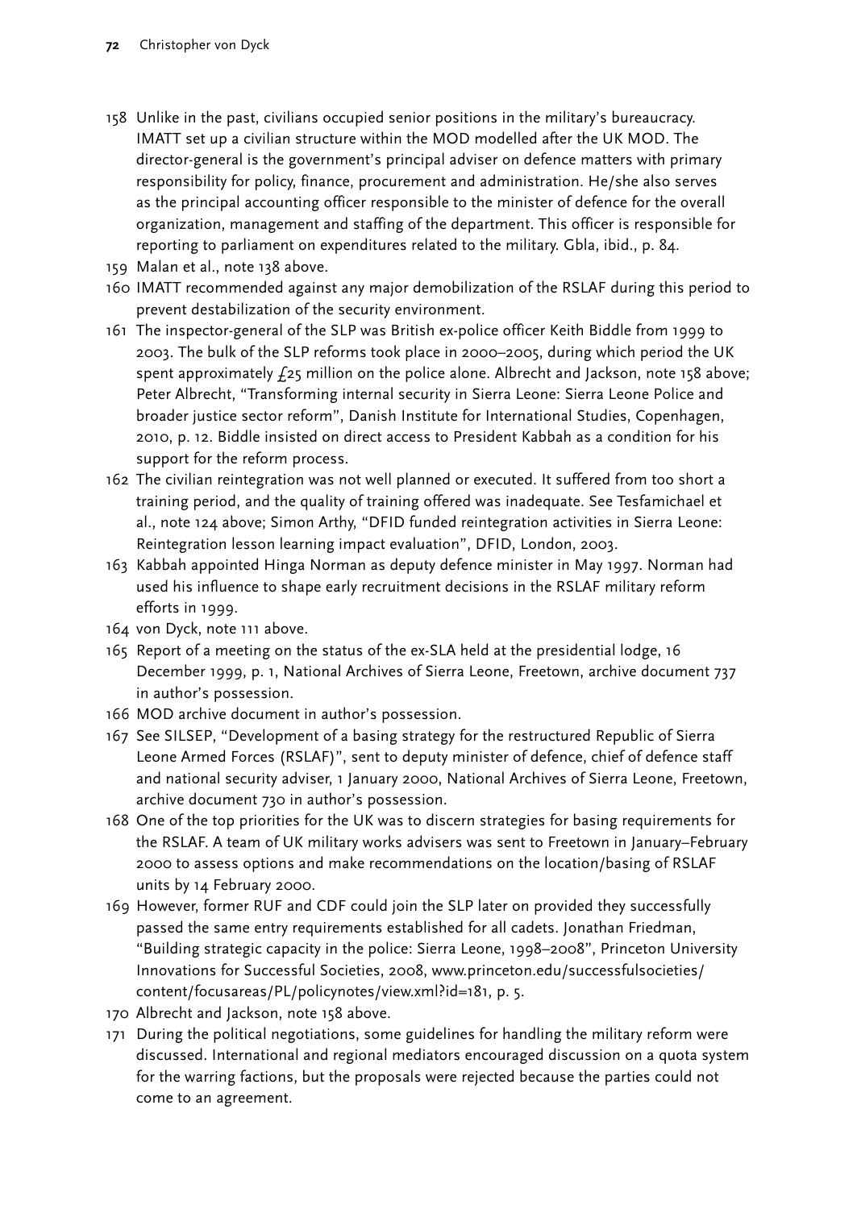158 Unlike in the past, civilians occupied senior positions in the military's bureaucracy. IMATT set up a civilian structure within the MOD modelled after the UK MOD. The director-general is the government's principal adviser on defence matters with primary responsibility for policy, finance, procurement and administration. He/she also serves as the principal accounting officer responsible to the minister of defence for the overall organization, management and staffing of the department. This officer is responsible for reporting to parliament on expenditures related to the military. Gbla, ibid., p. 84.

159 Malan et al., note 138 above.

160 IMATT recommended against any major demobilization of the RSLAF during this period to prevent destabilization of the security environment.

161 The inspector-general of the SLP was British ex-police officer Keith Biddle from 1999 to 2003. The bulk of the SLP reforms took place in 2000–2005, during which period the UK spent approximately £25 million on the police alone. Albrecht and Jackson, note 158 above; Peter Albrecht, "Transforming internal security in Sierra Leone: Sierra Leone Police and broader justice sector reform", Danish Institute for International Studies, Copenhagen, 2010, p. 12. Biddle insisted on direct access to President Kabbah as a condition for his support for the reform process.

162 The civilian reintegration was not well planned or executed. It suffered from too short a training period, and the quality of training offered was inadequate. See Tesfamichael et al., note 124 above; Simon Arthy, "DFID funded reintegration activities in Sierra Leone: Reintegration lesson learning impact evaluation", DFID, London, 2003.

163 Kabbah appointed Hinga Norman as deputy defence minister in May 1997. Norman had used his influence to shape early recruitment decisions in the RSLAF military reform efforts in 1999.

164 von Dyck, note 111 above.

165 Report of a meeting on the status of the ex-SLA held at the presidential lodge, 16 December 1999, p. 1, National Archives of Sierra Leone, Freetown, archive document 737 in author's possession.

166 MOD archive document in author's possession.

167 See SILSEP, "Development of a basing strategy for the restructured Republic of Sierra Leone Armed Forces (RSLAF)", sent to deputy minister of defence, chief of defence staff and national security adviser, 1 January 2000, National Archives of Sierra Leone, Freetown, archive document 730 in author's possession.

168 One of the top priorities for the UK was to discern strategies for basing requirements for the RSLAF. A team of UK military works advisers was sent to Freetown in January–February 2000 to assess options and make recommendations on the location/basing of RSLAF units by 14 February 2000.

169 However, former RUF and CDF could join the SLP later on provided they successfully passed the same entry requirements established for all cadets. Jonathan Friedman, "Building strategic capacity in the police: Sierra Leone, 1998–2008", Princeton University Innovations for Successful Societies, 2008, www.princeton.edu/successfulsocieties/content/focusareas/PL/policynotes/view.xml?id=181, p. 5.

170 Albrecht and Jackson, note 158 above.

171 During the political negotiations, some guidelines for handling the military reform were discussed. International and regional mediators encouraged discussion on a quota system for the warring factions, but the proposals were rejected because the parties could not come to an agreement.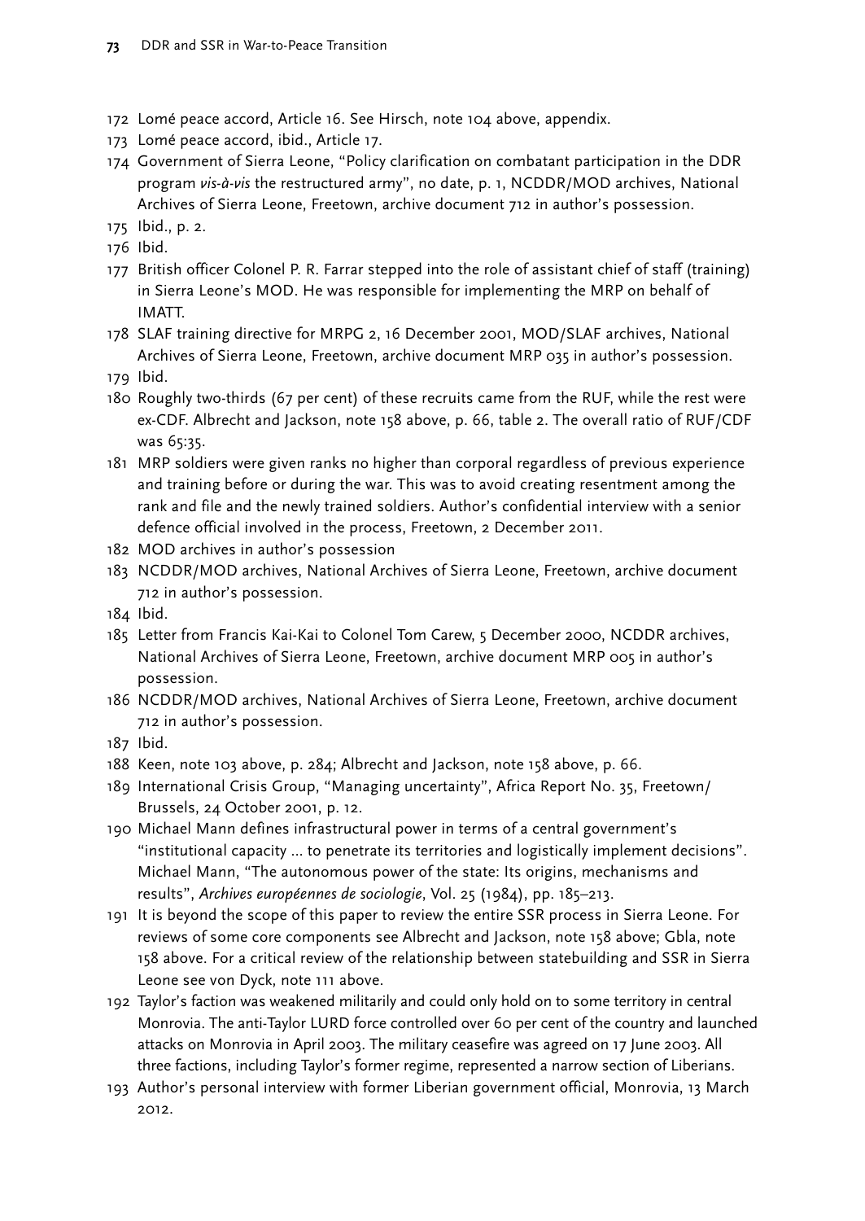172 Lomé peace accord, Article 16. See Hirsch, note 104 above, appendix.

173 Lomé peace accord, ibid., Article 17.

174 Government of Sierra Leone, "Policy clarification on combatant participation in the DDR program *vis-à-vis* the restructured army", no date, p. 1, NCDDR/MOD archives, National Archives of Sierra Leone, Freetown, archive document 712 in author's possession.

175 Ibid., p. 2.

176 Ibid.

177 British officer Colonel P. R. Farrar stepped into the role of assistant chief of staff (training) in Sierra Leone's MOD. He was responsible for implementing the MRP on behalf of IMATT.

178 SLAF training directive for MRPG 2, 16 December 2001, MOD/SLAF archives, National Archives of Sierra Leone, Freetown, archive document MRP 035 in author's possession.

179 Ibid.

180 Roughly two-thirds (67 per cent) of these recruits came from the RUF, while the rest were ex-CDF. Albrecht and Jackson, note 158 above, p. 66, table 2. The overall ratio of RUF/CDF was 65:35.

181 MRP soldiers were given ranks no higher than corporal regardless of previous experience and training before or during the war. This was to avoid creating resentment among the rank and file and the newly trained soldiers. Author's confidential interview with a senior defence official involved in the process, Freetown, 2 December 2011.

182 MOD archives in author's possession

183 NCDDR/MOD archives, National Archives of Sierra Leone, Freetown, archive document 712 in author's possession.

184 Ibid.

185 Letter from Francis Kai-Kai to Colonel Tom Carew, 5 December 2000, NCDDR archives, National Archives of Sierra Leone, Freetown, archive document MRP 005 in author's possession.

186 NCDDR/MOD archives, National Archives of Sierra Leone, Freetown, archive document 712 in author's possession.

187 Ibid.

188 Keen, note 103 above, p. 284; Albrecht and Jackson, note 158 above, p. 66.

189 International Crisis Group, "Managing uncertainty", Africa Report No. 35, Freetown/Brussels, 24 October 2001, p. 12.

190 Michael Mann defines infrastructural power in terms of a central government's "institutional capacity ... to penetrate its territories and logistically implement decisions". Michael Mann, "The autonomous power of the state: Its origins, mechanisms and results", *Archives européennes de sociologie*, Vol. 25 (1984), pp. 185–213.

191 It is beyond the scope of this paper to review the entire SSR process in Sierra Leone. For reviews of some core components see Albrecht and Jackson, note 158 above; Gbla, note 158 above. For a critical review of the relationship between statebuilding and SSR in Sierra Leone see von Dyck, note 111 above.

192 Taylor's faction was weakened militarily and could only hold on to some territory in central Monrovia. The anti-Taylor LURD force controlled over 60 per cent of the country and launched attacks on Monrovia in April 2003. The military ceasefire was agreed on 17 June 2003. All three factions, including Taylor's former regime, represented a narrow section of Liberians.

193 Author's personal interview with former Liberian government official, Monrovia, 13 March 2012.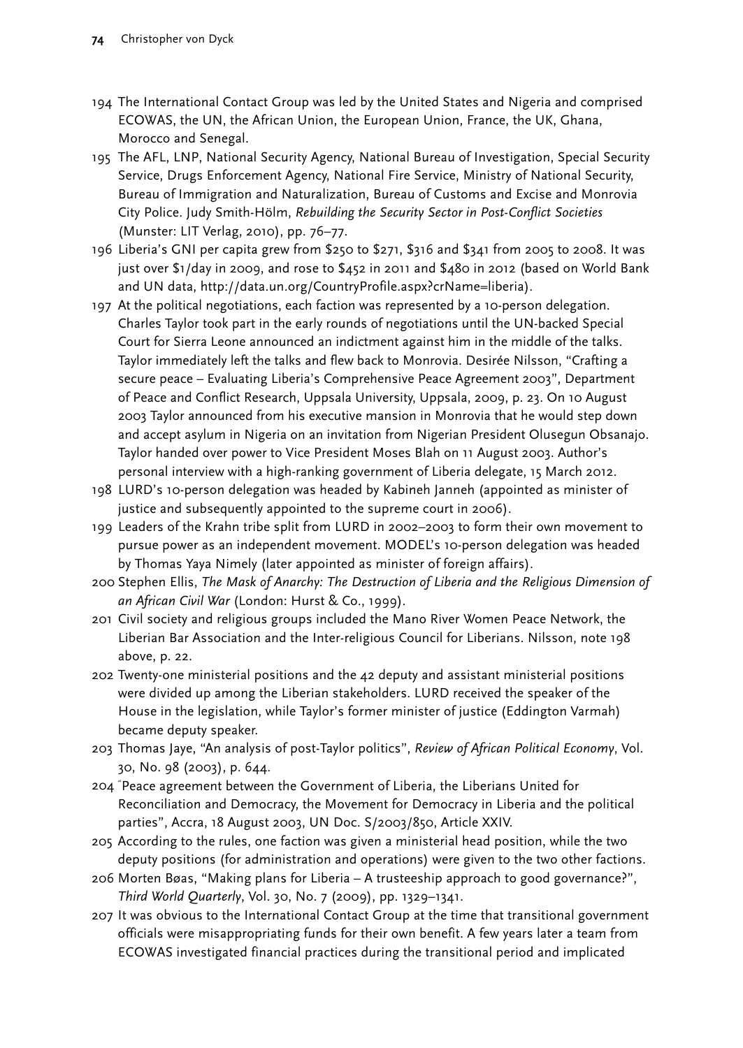194 The International Contact Group was led by the United States and Nigeria and comprised ECOWAS, the UN, the African Union, the European Union, France, the UK, Ghana, Morocco and Senegal.

195 The AFL, LNP, National Security Agency, National Bureau of Investigation, Special Security Service, Drugs Enforcement Agency, National Fire Service, Ministry of National Security, Bureau of Immigration and Naturalization, Bureau of Customs and Excise and Monrovia City Police. Judy Smith-Hölm, *Rebuilding the Security Sector in Post-Conflict Societies* (Munster: LIT Verlag, 2010), pp. 76–77.

196 Liberia's GNI per capita grew from $250 to $271, $316 and $341 from 2005 to 2008. It was just over $1/day in 2009, and rose to $452 in 2011 and $480 in 2012 (based on World Bank and UN data, http://data.un.org/CountryProfile.aspx?crName=liberia).

197 At the political negotiations, each faction was represented by a 10-person delegation. Charles Taylor took part in the early rounds of negotiations until the UN-backed Special Court for Sierra Leone announced an indictment against him in the middle of the talks. Taylor immediately left the talks and flew back to Monrovia. Desirée Nilsson, "Crafting a secure peace – Evaluating Liberia's Comprehensive Peace Agreement 2003", Department of Peace and Conflict Research, Uppsala University, Uppsala, 2009, p. 23. On 10 August 2003 Taylor announced from his executive mansion in Monrovia that he would step down and accept asylum in Nigeria on an invitation from Nigerian President Olusegun Obsanajo. Taylor handed over power to Vice President Moses Blah on 11 August 2003. Author's personal interview with a high-ranking government of Liberia delegate, 15 March 2012.

198 LURD's 10-person delegation was headed by Kabineh Janneh (appointed as minister of justice and subsequently appointed to the supreme court in 2006).

199 Leaders of the Krahn tribe split from LURD in 2002–2003 to form their own movement to pursue power as an independent movement. MODEL's 10-person delegation was headed by Thomas Yaya Nimely (later appointed as minister of foreign affairs).

200 Stephen Ellis, *The Mask of Anarchy: The Destruction of Liberia and the Religious Dimension of an African Civil War* (London: Hurst & Co., 1999).

201 Civil society and religious groups included the Mano River Women Peace Network, the Liberian Bar Association and the Inter-religious Council for Liberians. Nilsson, note 198 above, p. 22.

202 Twenty-one ministerial positions and the 42 deputy and assistant ministerial positions were divided up among the Liberian stakeholders. LURD received the speaker of the House in the legislation, while Taylor's former minister of justice (Eddington Varmah) became deputy speaker.

203 Thomas Jaye, "An analysis of post-Taylor politics", *Review of African Political Economy*, Vol. 30, No. 98 (2003), p. 644.

204 "Peace agreement between the Government of Liberia, the Liberians United for Reconciliation and Democracy, the Movement for Democracy in Liberia and the political parties", Accra, 18 August 2003, UN Doc. S/2003/850, Article XXIV.

205 According to the rules, one faction was given a ministerial head position, while the two deputy positions (for administration and operations) were given to the two other factions.

206 Morten Bøas, "Making plans for Liberia – A trusteeship approach to good governance?", *Third World Quarterly*, Vol. 30, No. 7 (2009), pp. 1329–1341.

207 It was obvious to the International Contact Group at the time that transitional government officials were misappropriating funds for their own benefit. A few years later a team from ECOWAS investigated financial practices during the transitional period and implicated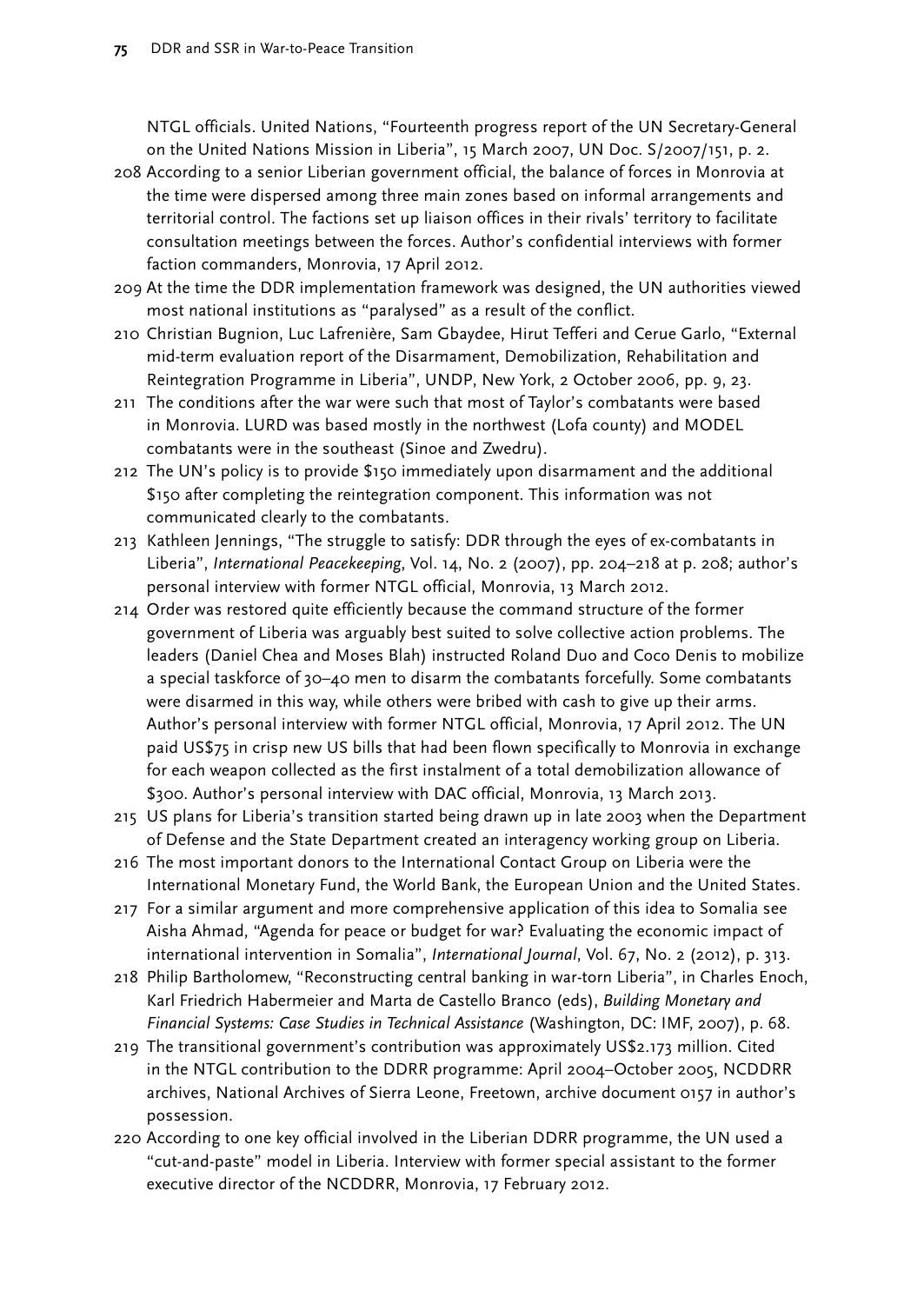NTGL officials. United Nations, "Fourteenth progress report of the UN Secretary-General on the United Nations Mission in Liberia", 15 March 2007, UN Doc. S/2007/151, p. 2.

208 According to a senior Liberian government official, the balance of forces in Monrovia at the time were dispersed among three main zones based on informal arrangements and territorial control. The factions set up liaison offices in their rivals' territory to facilitate consultation meetings between the forces. Author's confidential interviews with former faction commanders, Monrovia, 17 April 2012.

209 At the time the DDR implementation framework was designed, the UN authorities viewed most national institutions as "paralysed" as a result of the conflict.

210 Christian Bugnion, Luc Lafrenière, Sam Gbaydee, Hirut Tefferi and Cerue Garlo, "External mid-term evaluation report of the Disarmament, Demobilization, Rehabilitation and Reintegration Programme in Liberia", UNDP, New York, 2 October 2006, pp. 9, 23.

211 The conditions after the war were such that most of Taylor's combatants were based in Monrovia. LURD was based mostly in the northwest (Lofa county) and MODEL combatants were in the southeast (Sinoe and Zwedru).

212 The UN's policy is to provide $150 immediately upon disarmament and the additional $150 after completing the reintegration component. This information was not communicated clearly to the combatants.

213 Kathleen Jennings, "The struggle to satisfy: DDR through the eyes of ex-combatants in Liberia", *International Peacekeeping*, Vol. 14, No. 2 (2007), pp. 204–218 at p. 208; author's personal interview with former NTGL official, Monrovia, 13 March 2012.

214 Order was restored quite efficiently because the command structure of the former government of Liberia was arguably best suited to solve collective action problems. The leaders (Daniel Chea and Moses Blah) instructed Roland Duo and Coco Denis to mobilize a special taskforce of 30–40 men to disarm the combatants forcefully. Some combatants were disarmed in this way, while others were bribed with cash to give up their arms. Author's personal interview with former NTGL official, Monrovia, 17 April 2012. The UN paid US$75 in crisp new US bills that had been flown specifically to Monrovia in exchange for each weapon collected as the first instalment of a total demobilization allowance of $300. Author's personal interview with DAC official, Monrovia, 13 March 2013.

215 US plans for Liberia's transition started being drawn up in late 2003 when the Department of Defense and the State Department created an interagency working group on Liberia.

216 The most important donors to the International Contact Group on Liberia were the International Monetary Fund, the World Bank, the European Union and the United States.

217 For a similar argument and more comprehensive application of this idea to Somalia see Aisha Ahmad, "Agenda for peace or budget for war? Evaluating the economic impact of international intervention in Somalia", *International Journal*, Vol. 67, No. 2 (2012), p. 313.

218 Philip Bartholomew, "Reconstructing central banking in war-torn Liberia", in Charles Enoch, Karl Friedrich Habermeier and Marta de Castello Branco (eds), *Building Monetary and Financial Systems: Case Studies in Technical Assistance* (Washington, DC: IMF, 2007), p. 68.

219 The transitional government's contribution was approximately US$2.173 million. Cited in the NTGL contribution to the DDRR programme: April 2004–October 2005, NCDDRR archives, National Archives of Sierra Leone, Freetown, archive document 0157 in author's possession.

220 According to one key official involved in the Liberian DDRR programme, the UN used a "cut-and-paste" model in Liberia. Interview with former special assistant to the former executive director of the NCDDRR, Monrovia, 17 February 2012.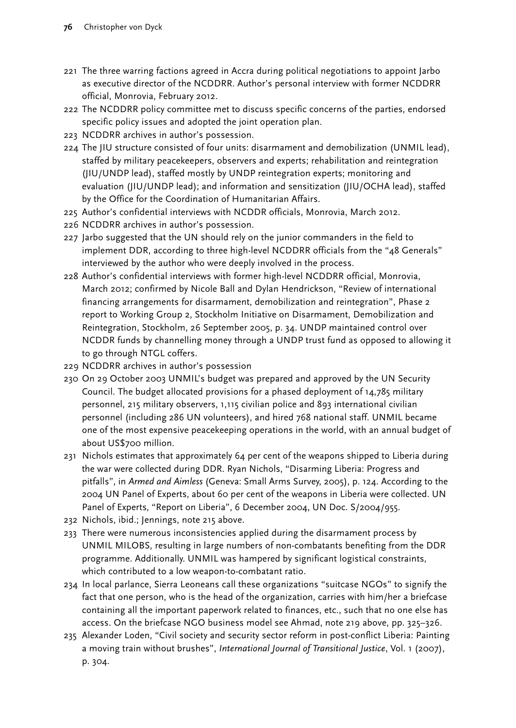221 The three warring factions agreed in Accra during political negotiations to appoint Jarbo as executive director of the NCDDRR. Author's personal interview with former NCDDRR official, Monrovia, February 2012.

222 The NCDDRR policy committee met to discuss specific concerns of the parties, endorsed specific policy issues and adopted the joint operation plan.

223 NCDDRR archives in author's possession.

224 The JIU structure consisted of four units: disarmament and demobilization (UNMIL lead), staffed by military peacekeepers, observers and experts; rehabilitation and reintegration (JIU/UNDP lead), staffed mostly by UNDP reintegration experts; monitoring and evaluation (JIU/UNDP lead); and information and sensitization (JIU/OCHA lead), staffed by the Office for the Coordination of Humanitarian Affairs.

225 Author's confidential interviews with NCDDR officials, Monrovia, March 2012.

226 NCDDRR archives in author's possession.

227 Jarbo suggested that the UN should rely on the junior commanders in the field to implement DDR, according to three high-level NCDDRR officials from the "48 Generals" interviewed by the author who were deeply involved in the process.

228 Author's confidential interviews with former high-level NCDDRR official, Monrovia, March 2012; confirmed by Nicole Ball and Dylan Hendrickson, "Review of international financing arrangements for disarmament, demobilization and reintegration", Phase 2 report to Working Group 2, Stockholm Initiative on Disarmament, Demobilization and Reintegration, Stockholm, 26 September 2005, p. 34. UNDP maintained control over NCDDR funds by channelling money through a UNDP trust fund as opposed to allowing it to go through NTGL coffers.

229 NCDDRR archives in author's possession

230 On 29 October 2003 UNMIL's budget was prepared and approved by the UN Security Council. The budget allocated provisions for a phased deployment of 14,785 military personnel, 215 military observers, 1,115 civilian police and 893 international civilian personnel (including 286 UN volunteers), and hired 768 national staff. UNMIL became one of the most expensive peacekeeping operations in the world, with an annual budget of about US$700 million.

231 Nichols estimates that approximately 64 per cent of the weapons shipped to Liberia during the war were collected during DDR. Ryan Nichols, "Disarming Liberia: Progress and pitfalls", in *Armed and Aimless* (Geneva: Small Arms Survey, 2005), p. 124. According to the 2004 UN Panel of Experts, about 60 per cent of the weapons in Liberia were collected. UN Panel of Experts, "Report on Liberia", 6 December 2004, UN Doc. S/2004/955.

232 Nichols, ibid.; Jennings, note 215 above.

233 There were numerous inconsistencies applied during the disarmament process by UNMIL MILOBS, resulting in large numbers of non-combatants benefiting from the DDR programme. Additionally. UNMIL was hampered by significant logistical constraints, which contributed to a low weapon-to-combatant ratio.

234 In local parlance, Sierra Leoneans call these organizations "suitcase NGOs" to signify the fact that one person, who is the head of the organization, carries with him/her a briefcase containing all the important paperwork related to finances, etc., such that no one else has access. On the briefcase NGO business model see Ahmad, note 219 above, pp. 325–326.

235 Alexander Loden, "Civil society and security sector reform in post-conflict Liberia: Painting a moving train without brushes", *International Journal of Transitional Justice*, Vol. 1 (2007), p. 304.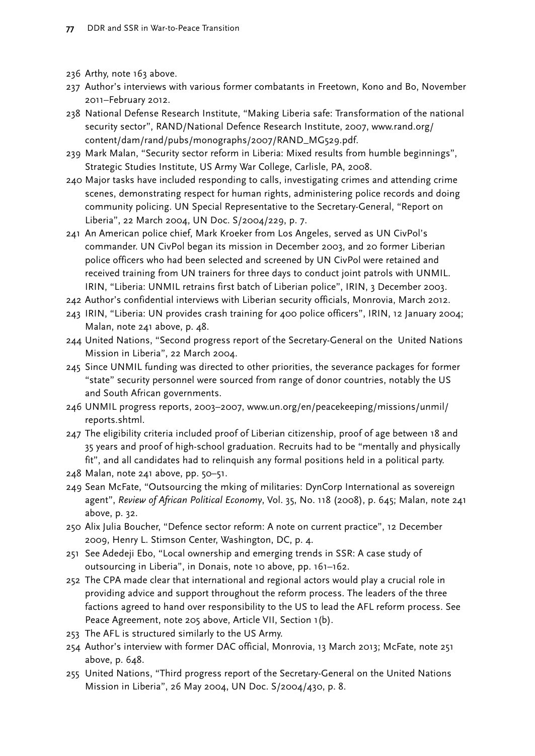236 Arthy, note 163 above.

237 Author's interviews with various former combatants in Freetown, Kono and Bo, November 2011–February 2012.

238 National Defense Research Institute, "Making Liberia safe: Transformation of the national security sector", RAND/National Defence Research Institute, 2007, www.rand.org/content/dam/rand/pubs/monographs/2007/RAND_MG529.pdf.

239 Mark Malan, "Security sector reform in Liberia: Mixed results from humble beginnings", Strategic Studies Institute, US Army War College, Carlisle, PA, 2008.

240 Major tasks have included responding to calls, investigating crimes and attending crime scenes, demonstrating respect for human rights, administering police records and doing community policing. UN Special Representative to the Secretary-General, "Report on Liberia", 22 March 2004, UN Doc. S/2004/229, p. 7.

241 An American police chief, Mark Kroeker from Los Angeles, served as UN CivPol's commander. UN CivPol began its mission in December 2003, and 20 former Liberian police officers who had been selected and screened by UN CivPol were retained and received training from UN trainers for three days to conduct joint patrols with UNMIL. IRIN, "Liberia: UNMIL retrains first batch of Liberian police", IRIN, 3 December 2003.

242 Author's confidential interviews with Liberian security officials, Monrovia, March 2012.

243 IRIN, "Liberia: UN provides crash training for 400 police officers", IRIN, 12 January 2004; Malan, note 241 above, p. 48.

244 United Nations, "Second progress report of the Secretary-General on the United Nations Mission in Liberia", 22 March 2004.

245 Since UNMIL funding was directed to other priorities, the severance packages for former "state" security personnel were sourced from range of donor countries, notably the US and South African governments.

246 UNMIL progress reports, 2003–2007, www.un.org/en/peacekeeping/missions/unmil/reports.shtml.

247 The eligibility criteria included proof of Liberian citizenship, proof of age between 18 and 35 years and proof of high-school graduation. Recruits had to be "mentally and physically fit", and all candidates had to relinquish any formal positions held in a political party.

248 Malan, note 241 above, pp. 50–51.

249 Sean McFate, "Outsourcing the mking of militaries: DynCorp International as sovereign agent", *Review of African Political Economy*, Vol. 35, No. 118 (2008), p. 645; Malan, note 241 above, p. 32.

250 Alix Julia Boucher, "Defence sector reform: A note on current practice", 12 December 2009, Henry L. Stimson Center, Washington, DC, p. 4.

251 See Adedeji Ebo, "Local ownership and emerging trends in SSR: A case study of outsourcing in Liberia", in Donais, note 10 above, pp. 161–162.

252 The CPA made clear that international and regional actors would play a crucial role in providing advice and support throughout the reform process. The leaders of the three factions agreed to hand over responsibility to the US to lead the AFL reform process. See Peace Agreement, note 205 above, Article VII, Section 1(b).

253 The AFL is structured similarly to the US Army.

254 Author's interview with former DAC official, Monrovia, 13 March 2013; McFate, note 251 above, p. 648.

255 United Nations, "Third progress report of the Secretary-General on the United Nations Mission in Liberia", 26 May 2004, UN Doc. S/2004/430, p. 8.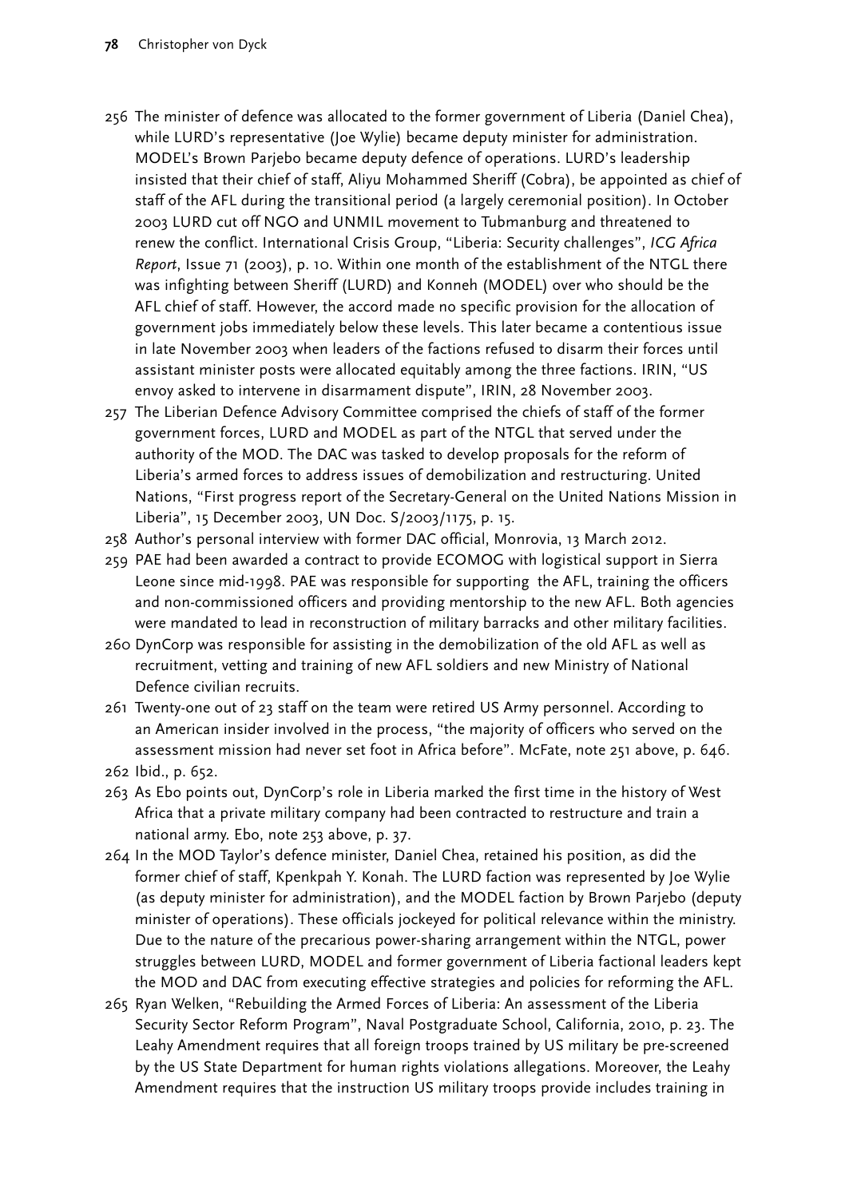256 The minister of defence was allocated to the former government of Liberia (Daniel Chea), while LURD's representative (Joe Wylie) became deputy minister for administration. MODEL's Brown Parjebo became deputy defence of operations. LURD's leadership insisted that their chief of staff, Aliyu Mohammed Sheriff (Cobra), be appointed as chief of staff of the AFL during the transitional period (a largely ceremonial position). In October 2003 LURD cut off NGO and UNMIL movement to Tubmanburg and threatened to renew the conflict. International Crisis Group, "Liberia: Security challenges", *ICG Africa Report*, Issue 71 (2003), p. 10. Within one month of the establishment of the NTGL there was infighting between Sheriff (LURD) and Konneh (MODEL) over who should be the AFL chief of staff. However, the accord made no specific provision for the allocation of government jobs immediately below these levels. This later became a contentious issue in late November 2003 when leaders of the factions refused to disarm their forces until assistant minister posts were allocated equitably among the three factions. IRIN, "US envoy asked to intervene in disarmament dispute", IRIN, 28 November 2003.

257 The Liberian Defence Advisory Committee comprised the chiefs of staff of the former government forces, LURD and MODEL as part of the NTGL that served under the authority of the MOD. The DAC was tasked to develop proposals for the reform of Liberia's armed forces to address issues of demobilization and restructuring. United Nations, "First progress report of the Secretary-General on the United Nations Mission in Liberia", 15 December 2003, UN Doc. S/2003/1175, p. 15.

258 Author's personal interview with former DAC official, Monrovia, 13 March 2012.

259 PAE had been awarded a contract to provide ECOMOG with logistical support in Sierra Leone since mid-1998. PAE was responsible for supporting the AFL, training the officers and non-commissioned officers and providing mentorship to the new AFL. Both agencies were mandated to lead in reconstruction of military barracks and other military facilities.

260 DynCorp was responsible for assisting in the demobilization of the old AFL as well as recruitment, vetting and training of new AFL soldiers and new Ministry of National Defence civilian recruits.

261 Twenty-one out of 23 staff on the team were retired US Army personnel. According to an American insider involved in the process, "the majority of officers who served on the assessment mission had never set foot in Africa before". McFate, note 251 above, p. 646.

262 Ibid., p. 652.

263 As Ebo points out, DynCorp's role in Liberia marked the first time in the history of West Africa that a private military company had been contracted to restructure and train a national army. Ebo, note 253 above, p. 37.

264 In the MOD Taylor's defence minister, Daniel Chea, retained his position, as did the former chief of staff, Kpenkpah Y. Konah. The LURD faction was represented by Joe Wylie (as deputy minister for administration), and the MODEL faction by Brown Parjebo (deputy minister of operations). These officials jockeyed for political relevance within the ministry. Due to the nature of the precarious power-sharing arrangement within the NTGL, power struggles between LURD, MODEL and former government of Liberia factional leaders kept the MOD and DAC from executing effective strategies and policies for reforming the AFL.

265 Ryan Welken, "Rebuilding the Armed Forces of Liberia: An assessment of the Liberia Security Sector Reform Program", Naval Postgraduate School, California, 2010, p. 23. The Leahy Amendment requires that all foreign troops trained by US military be pre-screened by the US State Department for human rights violations allegations. Moreover, the Leahy Amendment requires that the instruction US military troops provide includes training in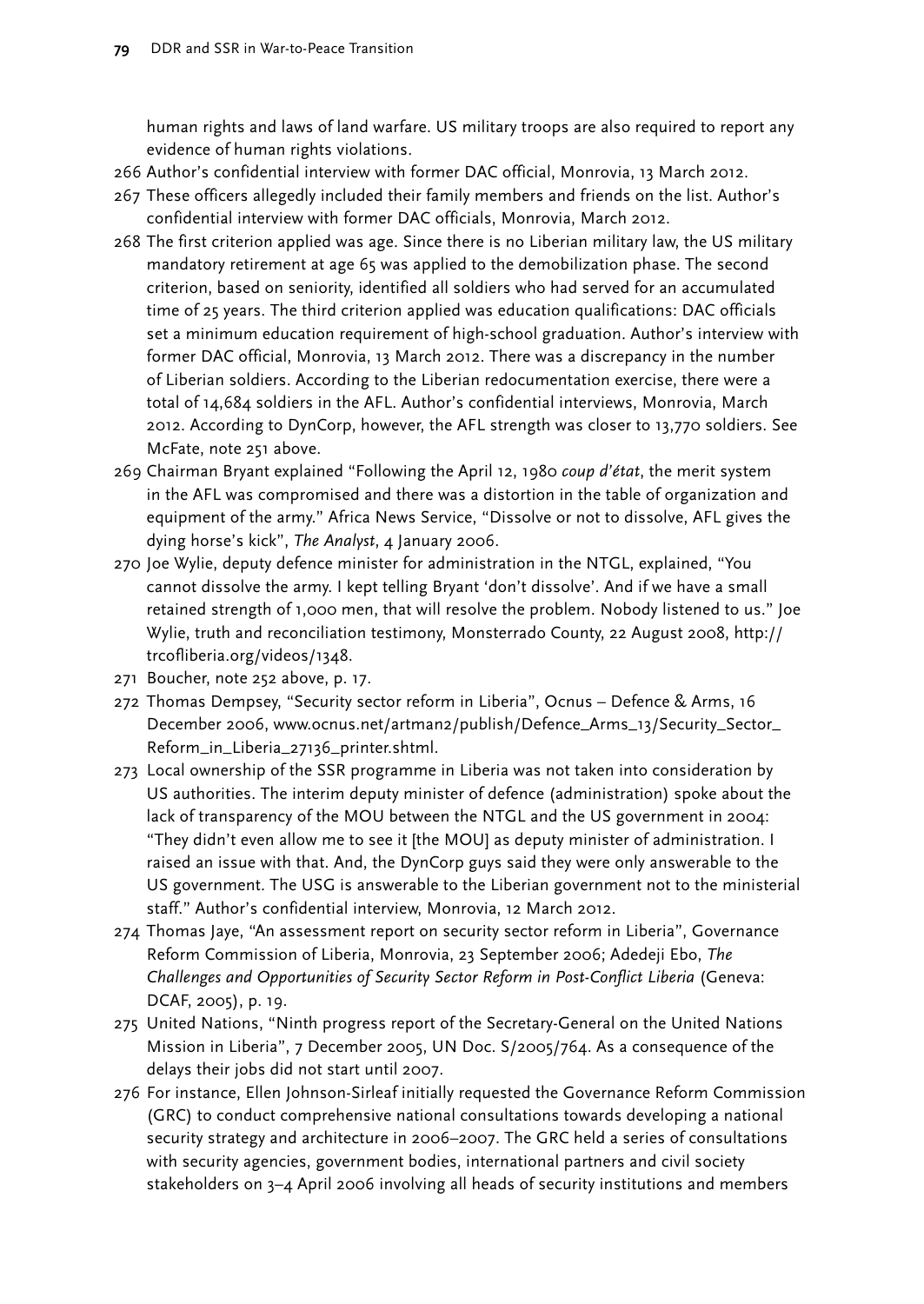human rights and laws of land warfare. US military troops are also required to report any evidence of human rights violations.

266 Author's confidential interview with former DAC official, Monrovia, 13 March 2012.

267 These officers allegedly included their family members and friends on the list. Author's confidential interview with former DAC officials, Monrovia, March 2012.

268 The first criterion applied was age. Since there is no Liberian military law, the US military mandatory retirement at age 65 was applied to the demobilization phase. The second criterion, based on seniority, identified all soldiers who had served for an accumulated time of 25 years. The third criterion applied was education qualifications: DAC officials set a minimum education requirement of high-school graduation. Author's interview with former DAC official, Monrovia, 13 March 2012. There was a discrepancy in the number of Liberian soldiers. According to the Liberian redocumentation exercise, there were a total of 14,684 soldiers in the AFL. Author's confidential interviews, Monrovia, March 2012. According to DynCorp, however, the AFL strength was closer to 13,770 soldiers. See McFate, note 251 above.

269 Chairman Bryant explained "Following the April 12, 1980 *coup d'état*, the merit system in the AFL was compromised and there was a distortion in the table of organization and equipment of the army." Africa News Service, "Dissolve or not to dissolve, AFL gives the dying horse's kick", *The Analyst*, 4 January 2006.

270 Joe Wylie, deputy defence minister for administration in the NTGL, explained, "You cannot dissolve the army. I kept telling Bryant 'don't dissolve'. And if we have a small retained strength of 1,000 men, that will resolve the problem. Nobody listened to us." Joe Wylie, truth and reconciliation testimony, Monsterrado County, 22 August 2008, http://trcofliberia.org/videos/1348.

271 Boucher, note 252 above, p. 17.

272 Thomas Dempsey, "Security sector reform in Liberia", Ocnus – Defence & Arms, 16 December 2006, www.ocnus.net/artman2/publish/Defence_Arms_13/Security_Sector_Reform_in_Liberia_27136_printer.shtml.

273 Local ownership of the SSR programme in Liberia was not taken into consideration by US authorities. The interim deputy minister of defence (administration) spoke about the lack of transparency of the MOU between the NTGL and the US government in 2004: "They didn't even allow me to see it [the MOU] as deputy minister of administration. I raised an issue with that. And, the DynCorp guys said they were only answerable to the US government. The USG is answerable to the Liberian government not to the ministerial staff." Author's confidential interview, Monrovia, 12 March 2012.

274 Thomas Jaye, "An assessment report on security sector reform in Liberia", Governance Reform Commission of Liberia, Monrovia, 23 September 2006; Adedeji Ebo, *The Challenges and Opportunities of Security Sector Reform in Post-Conflict Liberia* (Geneva: DCAF, 2005), p. 19.

275 United Nations, "Ninth progress report of the Secretary-General on the United Nations Mission in Liberia", 7 December 2005, UN Doc. S/2005/764. As a consequence of the delays their jobs did not start until 2007.

276 For instance, Ellen Johnson-Sirleaf initially requested the Governance Reform Commission (GRC) to conduct comprehensive national consultations towards developing a national security strategy and architecture in 2006–2007. The GRC held a series of consultations with security agencies, government bodies, international partners and civil society stakeholders on 3–4 April 2006 involving all heads of security institutions and members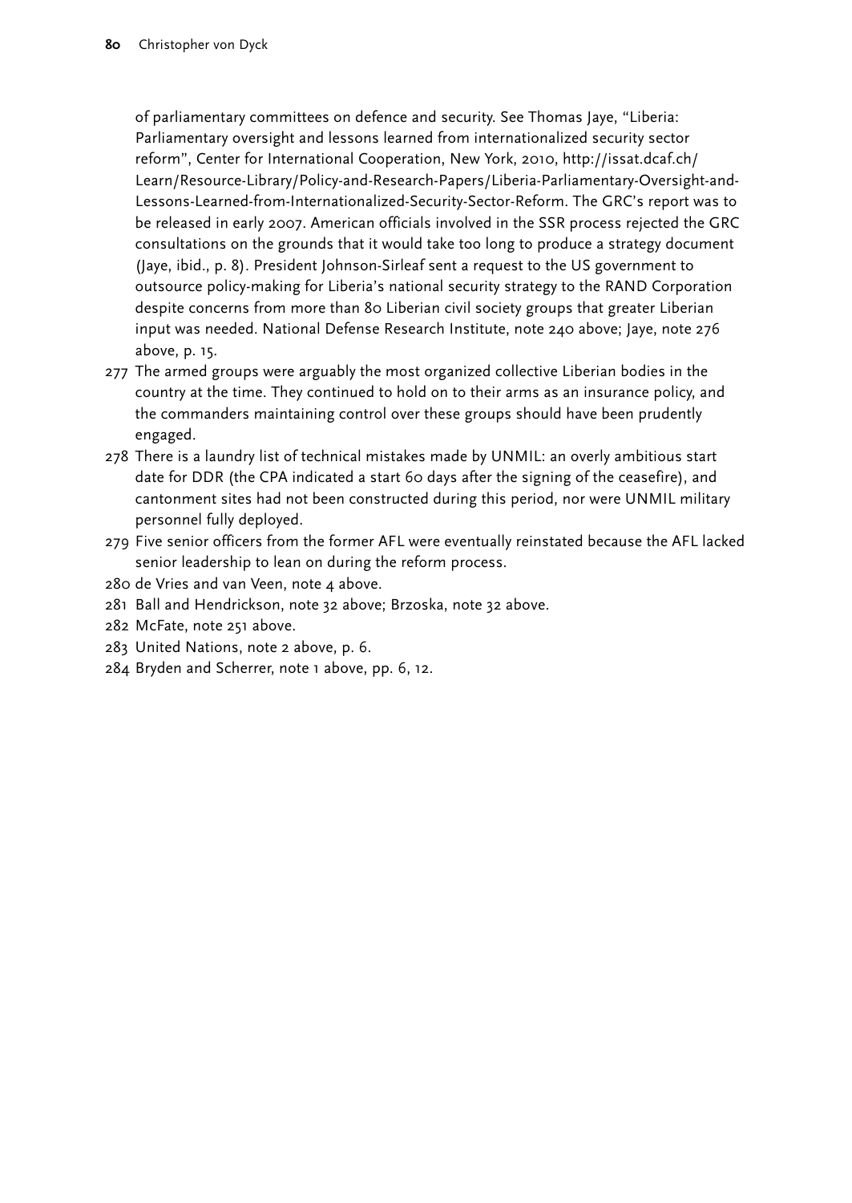of parliamentary committees on defence and security. See Thomas Jaye, "Liberia: Parliamentary oversight and lessons learned from internationalized security sector reform", Center for International Cooperation, New York, 2010, http://issat.dcaf.ch/Learn/Resource-Library/Policy-and-Research-Papers/Liberia-Parliamentary-Oversight-and-Lessons-Learned-from-Internationalized-Security-Sector-Reform. The GRC's report was to be released in early 2007. American officials involved in the SSR process rejected the GRC consultations on the grounds that it would take too long to produce a strategy document (Jaye, ibid., p. 8). President Johnson-Sirleaf sent a request to the US government to outsource policy-making for Liberia's national security strategy to the RAND Corporation despite concerns from more than 80 Liberian civil society groups that greater Liberian input was needed. National Defense Research Institute, note 240 above; Jaye, note 276 above, p. 15.

277 The armed groups were arguably the most organized collective Liberian bodies in the country at the time. They continued to hold on to their arms as an insurance policy, and the commanders maintaining control over these groups should have been prudently engaged.

278 There is a laundry list of technical mistakes made by UNMIL: an overly ambitious start date for DDR (the CPA indicated a start 60 days after the signing of the ceasefire), and cantonment sites had not been constructed during this period, nor were UNMIL military personnel fully deployed.

279 Five senior officers from the former AFL were eventually reinstated because the AFL lacked senior leadership to lean on during the reform process.

280 de Vries and van Veen, note 4 above.

281 Ball and Hendrickson, note 32 above; Brzoska, note 32 above.

282 McFate, note 251 above.

283 United Nations, note 2 above, p. 6.

284 Bryden and Scherrer, note 1 above, pp. 6, 12.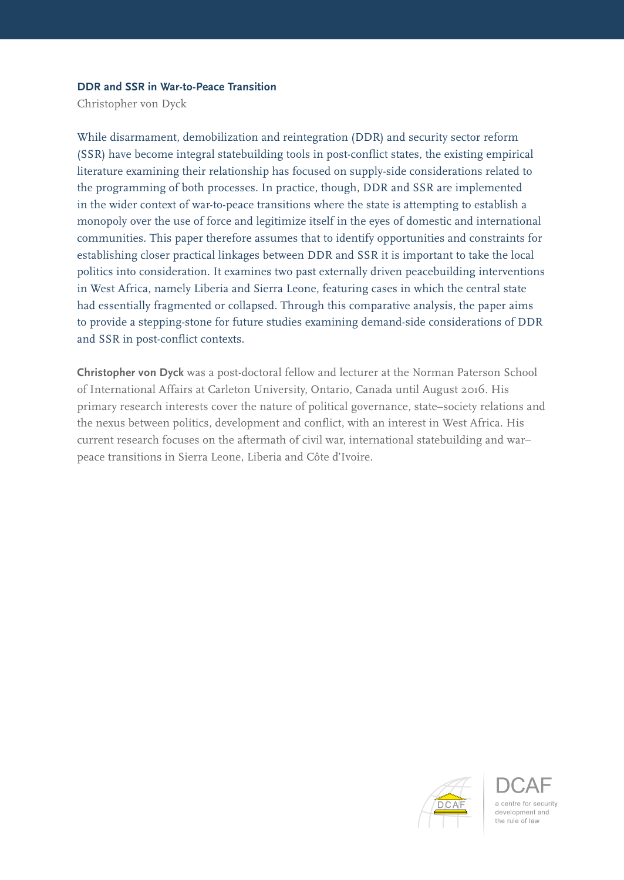**DDR and SSR in War-to-Peace Transition**

Christopher von Dyck

While disarmament, demobilization and reintegration (DDR) and security sector reform (SSR) have become integral statebuilding tools in post-conflict states, the existing empirical literature examining their relationship has focused on supply-side considerations related to the programming of both processes. In practice, though, DDR and SSR are implemented in the wider context of war-to-peace transitions where the state is attempting to establish a monopoly over the use of force and legitimize itself in the eyes of domestic and international communities. This paper therefore assumes that to identify opportunities and constraints for establishing closer practical linkages between DDR and SSR it is important to take the local politics into consideration. It examines two past externally driven peacebuilding interventions in West Africa, namely Liberia and Sierra Leone, featuring cases in which the central state had essentially fragmented or collapsed. Through this comparative analysis, the paper aims to provide a stepping-stone for future studies examining demand-side considerations of DDR and SSR in post-conflict contexts.

**Christopher von Dyck** was a post-doctoral fellow and lecturer at the Norman Paterson School of International Affairs at Carleton University, Ontario, Canada until August 2016. His primary research interests cover the nature of political governance, state–society relations and the nexus between politics, development and conflict, with an interest in West Africa. His current research focuses on the aftermath of civil war, international statebuilding and war–peace transitions in Sierra Leone, Liberia and Côte d'Ivoire.

DCAF

a centre for security development and the rule of law